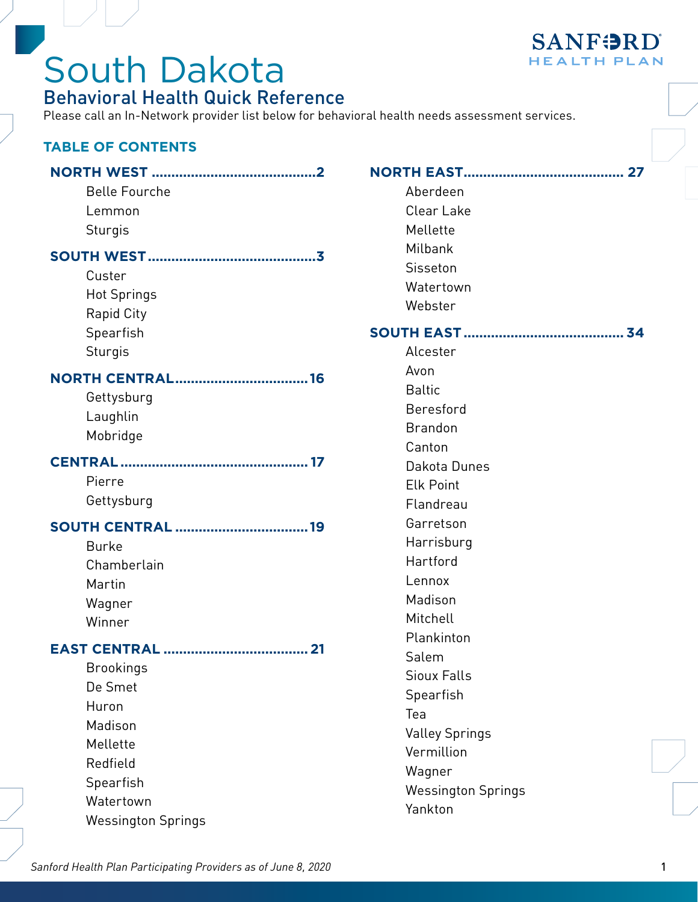# South Dakota

## Behavioral Health Quick Reference

Please call an In-Network provider list below for behavioral health needs assessment services.

### TABLE OF CONTENTS

**NORTH WEST** .......................................... 2

- Belle Fourche
- Lemmon
- Sturgis

**SOUTH WEST** .......................................... 3

- Custer
- Hot Springs
- Rapid City
- Spearfish
- Sturgis

**NORTH CENTRAL** .................................. 16

- Gettysburg
- Laughlin
- Mobridge

**CENTRAL** ................................................ 17

- Pierre
- Gettysburg

**SOUTH CENTRAL** .................................. 19

- Burke
- Chamberlain
- Martin
- Wagner
- Winner

**EAST CENTRAL** ..................................... 21

- Brookings
- De Smet
- Huron
- Madison
- Mellette
- Redfield
- Spearfish
- Watertown
- Wessington Springs

**NORTH EAST** ......................................... 27

- Aberdeen
- Clear Lake
- Mellette
- Milbank
- Sisseton
- Watertown
- Webster

**SOUTH EAST** ......................................... 34

- Alcester
- Avon
- Baltic
- Beresford
- Brandon
- Canton
- Dakota Dunes
- Elk Point
- Flandreau
- Garretson
- Harrisburg
- Hartford
- Lennox
- Madison
- Mitchell
- Plankinton
- Salem
- Sioux Falls
- Spearfish
- Tea
- Valley Springs
- Vermillion
- Wagner
- Wessington Springs
- Yankton

*Sanford Health Plan Participating Providers as of June 8, 2020*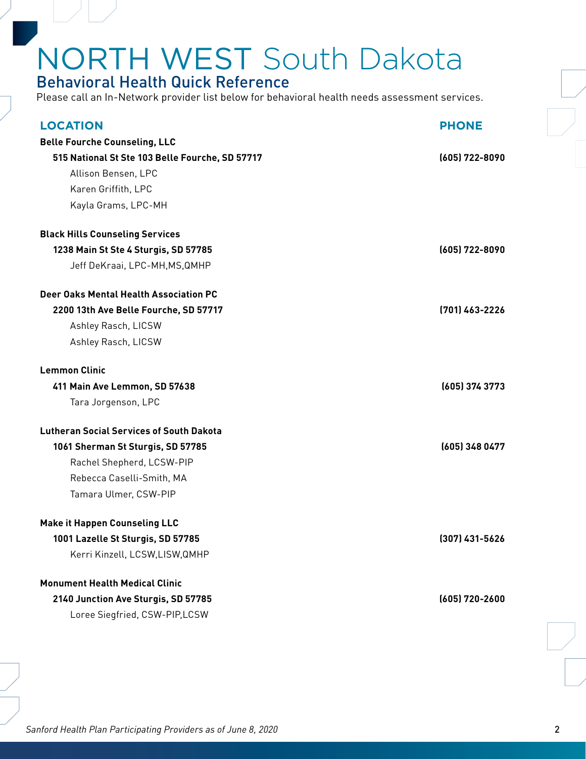# NORTH WEST South Dakota

## Behavioral Health Quick Reference

Please call an In-Network provider list below for behavioral health needs assessment services.

| LOCATION | PHONE |
| --- | --- |
| **Belle Fourche Counseling, LLC** | |
| **515 National St Ste 103 Belle Fourche, SD 57717** | **(605) 722-8090** |
| Allison Bensen, LPC | |
| Karen Griffith, LPC | |
| Kayla Grams, LPC-MH | |
| **Black Hills Counseling Services** | |
| **1238 Main St Ste 4 Sturgis, SD 57785** | **(605) 722-8090** |
| Jeff DeKraai, LPC-MH,MS,QMHP | |
| **Deer Oaks Mental Health Association PC** | |
| **2200 13th Ave Belle Fourche, SD 57717** | **(701) 463-2226** |
| Ashley Rasch, LICSW | |
| Ashley Rasch, LICSW | |
| **Lemmon Clinic** | |
| **411 Main Ave Lemmon, SD 57638** | **(605) 374 3773** |
| Tara Jorgenson, LPC | |
| **Lutheran Social Services of South Dakota** | |
| **1061 Sherman St Sturgis, SD 57785** | **(605) 348 0477** |
| Rachel Shepherd, LCSW-PIP | |
| Rebecca Caselli-Smith, MA | |
| Tamara Ulmer, CSW-PIP | |
| **Make it Happen Counseling LLC** | |
| **1001 Lazelle St Sturgis, SD 57785** | **(307) 431-5626** |
| Kerri Kinzell, LCSW,LISW,QMHP | |
| **Monument Health Medical Clinic** | |
| **2140 Junction Ave Sturgis, SD 57785** | **(605) 720-2600** |
| Loree Siegfried, CSW-PIP,LCSW | |

*Sanford Health Plan Participating Providers as of June 8, 2020*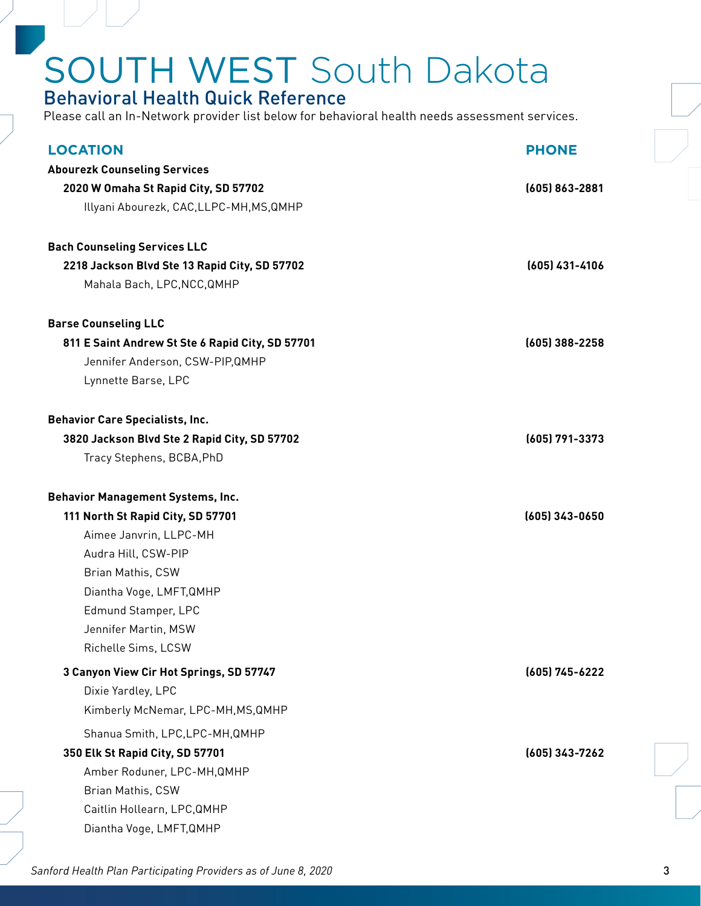# SOUTH WEST South Dakota

## Behavioral Health Quick Reference

Please call an In-Network provider list below for behavioral health needs assessment services.

| LOCATION | PHONE |
|---|---|
| **Abourezk Counseling Services** | |
| **2020 W Omaha St Rapid City, SD 57702** | **(605) 863-2881** |
| Illyani Abourezk, CAC,LLPC-MH,MS,QMHP | |
| **Bach Counseling Services LLC** | |
| **2218 Jackson Blvd Ste 13 Rapid City, SD 57702** | **(605) 431-4106** |
| Mahala Bach, LPC,NCC,QMHP | |
| **Barse Counseling LLC** | |
| **811 E Saint Andrew St Ste 6 Rapid City, SD 57701** | **(605) 388-2258** |
| Jennifer Anderson, CSW-PIP,QMHP | |
| Lynnette Barse, LPC | |
| **Behavior Care Specialists, Inc.** | |
| **3820 Jackson Blvd Ste 2 Rapid City, SD 57702** | **(605) 791-3373** |
| Tracy Stephens, BCBA,PhD | |
| **Behavior Management Systems, Inc.** | |
| **111 North St Rapid City, SD 57701** | **(605) 343-0650** |
| Aimee Janvrin, LLPC-MH | |
| Audra Hill, CSW-PIP | |
| Brian Mathis, CSW | |
| Diantha Voge, LMFT,QMHP | |
| Edmund Stamper, LPC | |
| Jennifer Martin, MSW | |
| Richelle Sims, LCSW | |
| **3 Canyon View Cir Hot Springs, SD 57747** | **(605) 745-6222** |
| Dixie Yardley, LPC | |
| Kimberly McNemar, LPC-MH,MS,QMHP | |
| Shanua Smith, LPC,LPC-MH,QMHP | |
| **350 Elk St Rapid City, SD 57701** | **(605) 343-7262** |
| Amber Roduner, LPC-MH,QMHP | |
| Brian Mathis, CSW | |
| Caitlin Hollearn, LPC,QMHP | |
| Diantha Voge, LMFT,QMHP | |

*Sanford Health Plan Participating Providers as of June 8, 2020*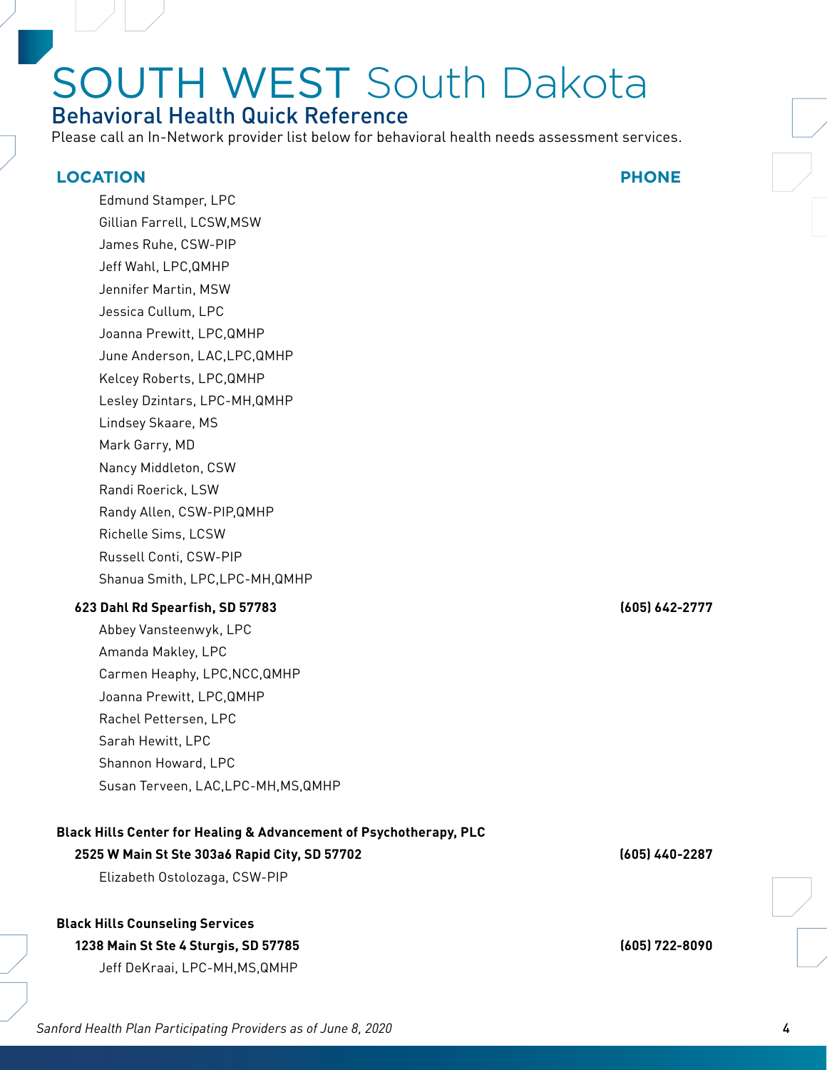# SOUTH WEST South Dakota

## Behavioral Health Quick Reference

Please call an In-Network provider list below for behavioral health needs assessment services.

| LOCATION | PHONE |
|---|---|
| Edmund Stamper, LPC | |
| Gillian Farrell, LCSW,MSW | |
| James Ruhe, CSW-PIP | |
| Jeff Wahl, LPC,QMHP | |
| Jennifer Martin, MSW | |
| Jessica Cullum, LPC | |
| Joanna Prewitt, LPC,QMHP | |
| June Anderson, LAC,LPC,QMHP | |
| Kelcey Roberts, LPC,QMHP | |
| Lesley Dzintars, LPC-MH,QMHP | |
| Lindsey Skaare, MS | |
| Mark Garry, MD | |
| Nancy Middleton, CSW | |
| Randi Roerick, LSW | |
| Randy Allen, CSW-PIP,QMHP | |
| Richelle Sims, LCSW | |
| Russell Conti, CSW-PIP | |
| Shanua Smith, LPC,LPC-MH,QMHP | |
| **623 Dahl Rd Spearfish, SD 57783** | **(605) 642-2777** |
| Abbey Vansteenwyk, LPC | |
| Amanda Makley, LPC | |
| Carmen Heaphy, LPC,NCC,QMHP | |
| Joanna Prewitt, LPC,QMHP | |
| Rachel Pettersen, LPC | |
| Sarah Hewitt, LPC | |
| Shannon Howard, LPC | |
| Susan Terveen, LAC,LPC-MH,MS,QMHP | |
| **Black Hills Center for Healing & Advancement of Psychotherapy, PLC** | |
| **2525 W Main St Ste 303a6 Rapid City, SD 57702** | **(605) 440-2287** |
| Elizabeth Ostolozaga, CSW-PIP | |
| **Black Hills Counseling Services** | |
| **1238 Main St Ste 4 Sturgis, SD 57785** | **(605) 722-8090** |
| Jeff DeKraai, LPC-MH,MS,QMHP | |

*Sanford Health Plan Participating Providers as of June 8, 2020*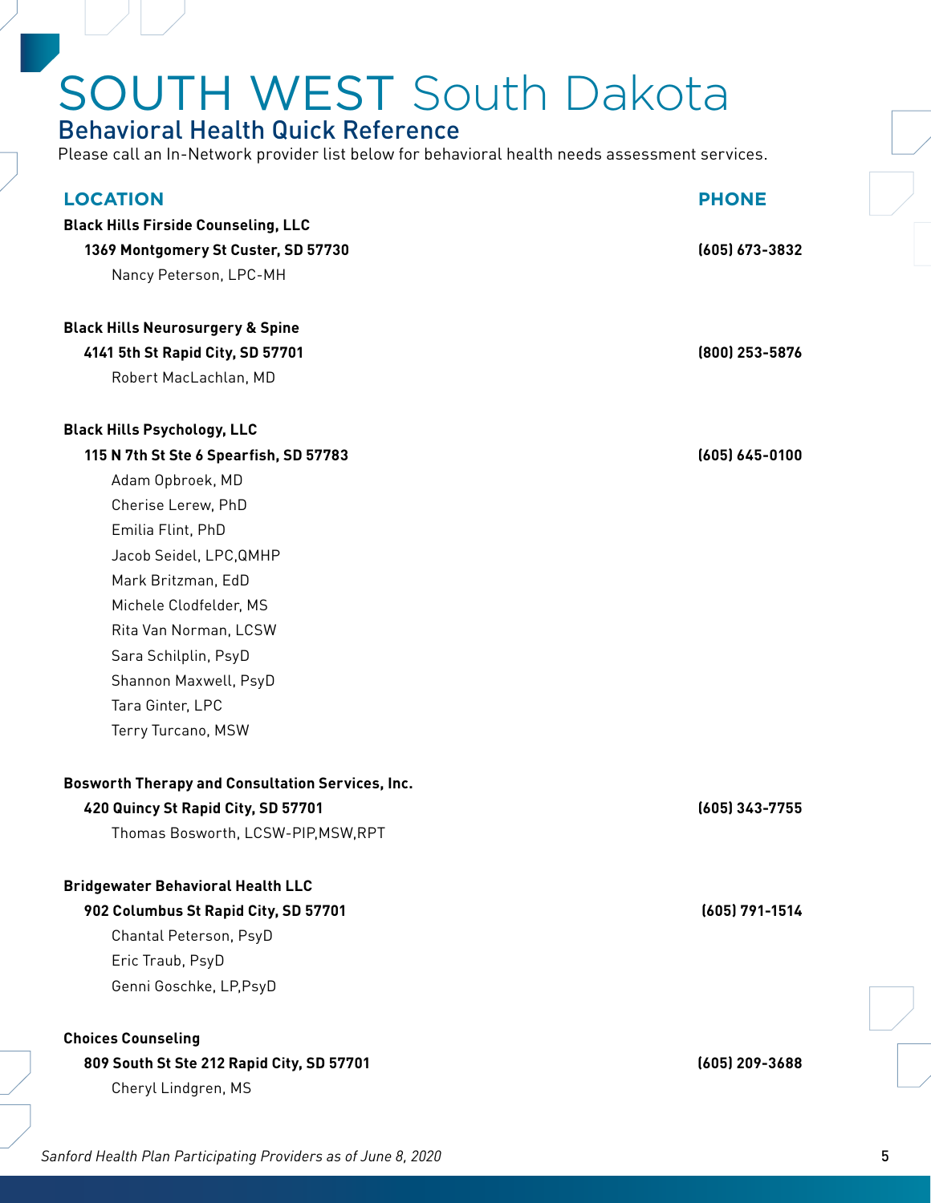# SOUTH WEST South Dakota

## Behavioral Health Quick Reference

Please call an In-Network provider list below for behavioral health needs assessment services.

| LOCATION | PHONE |
|---|---|
| **Black Hills Firside Counseling, LLC** | |
| **1369 Montgomery St Custer, SD 57730** | **(605) 673-3832** |
| Nancy Peterson, LPC-MH | |
| **Black Hills Neurosurgery & Spine** | |
| **4141 5th St Rapid City, SD 57701** | **(800) 253-5876** |
| Robert MacLachlan, MD | |
| **Black Hills Psychology, LLC** | |
| **115 N 7th St Ste 6 Spearfish, SD 57783** | **(605) 645-0100** |
| Adam Opbroek, MD | |
| Cherise Lerew, PhD | |
| Emilia Flint, PhD | |
| Jacob Seidel, LPC,QMHP | |
| Mark Britzman, EdD | |
| Michele Clodfelder, MS | |
| Rita Van Norman, LCSW | |
| Sara Schilplin, PsyD | |
| Shannon Maxwell, PsyD | |
| Tara Ginter, LPC | |
| Terry Turcano, MSW | |
| **Bosworth Therapy and Consultation Services, Inc.** | |
| **420 Quincy St Rapid City, SD 57701** | **(605) 343-7755** |
| Thomas Bosworth, LCSW-PIP,MSW,RPT | |
| **Bridgewater Behavioral Health LLC** | |
| **902 Columbus St Rapid City, SD 57701** | **(605) 791-1514** |
| Chantal Peterson, PsyD | |
| Eric Traub, PsyD | |
| Genni Goschke, LP,PsyD | |
| **Choices Counseling** | |
| **809 South St Ste 212 Rapid City, SD 57701** | **(605) 209-3688** |
| Cheryl Lindgren, MS | |

*Sanford Health Plan Participating Providers as of June 8, 2020*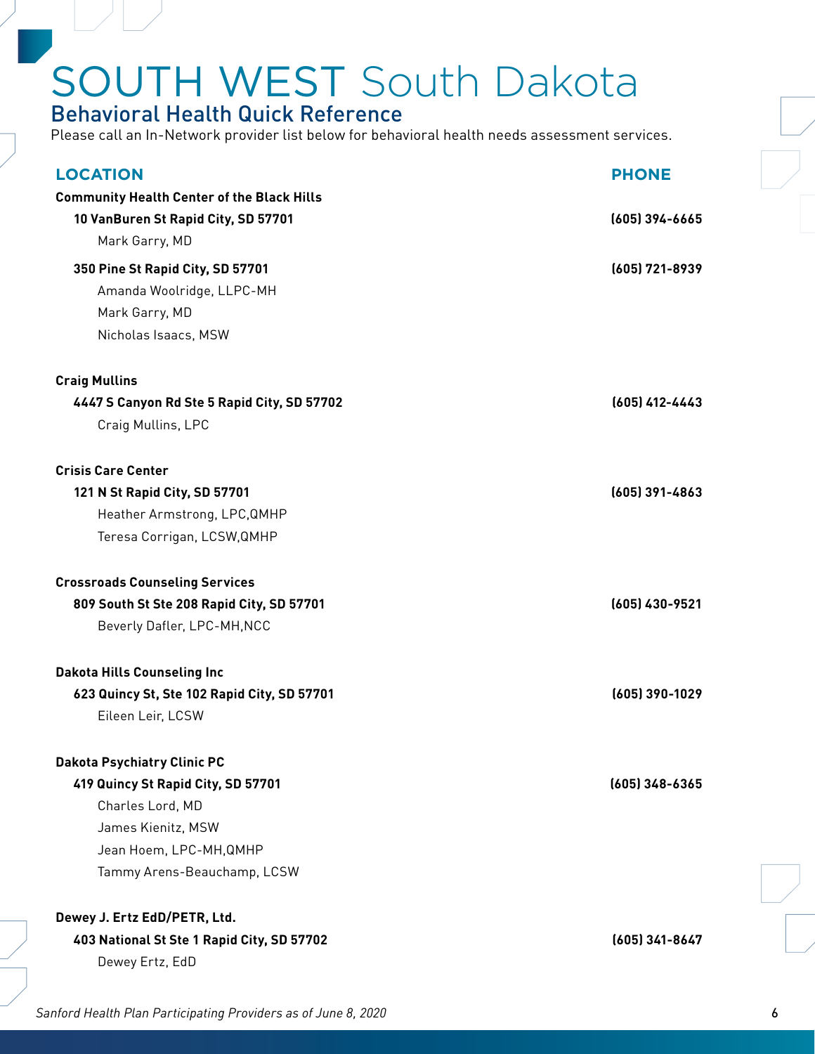# SOUTH WEST South Dakota

## Behavioral Health Quick Reference

Please call an In-Network provider list below for behavioral health needs assessment services.

| LOCATION | PHONE |
|---|---|
| **Community Health Center of the Black Hills** | |
| **10 VanBuren St Rapid City, SD 57701** | **(605) 394-6665** |
| Mark Garry, MD | |
| **350 Pine St Rapid City, SD 57701** | **(605) 721-8939** |
| Amanda Woolridge, LLPC-MH | |
| Mark Garry, MD | |
| Nicholas Isaacs, MSW | |
| **Craig Mullins** | |
| **4447 S Canyon Rd Ste 5 Rapid City, SD 57702** | **(605) 412-4443** |
| Craig Mullins, LPC | |
| **Crisis Care Center** | |
| **121 N St Rapid City, SD 57701** | **(605) 391-4863** |
| Heather Armstrong, LPC,QMHP | |
| Teresa Corrigan, LCSW,QMHP | |
| **Crossroads Counseling Services** | |
| **809 South St Ste 208 Rapid City, SD 57701** | **(605) 430-9521** |
| Beverly Dafler, LPC-MH,NCC | |
| **Dakota Hills Counseling Inc** | |
| **623 Quincy St, Ste 102 Rapid City, SD 57701** | **(605) 390-1029** |
| Eileen Leir, LCSW | |
| **Dakota Psychiatry Clinic PC** | |
| **419 Quincy St Rapid City, SD 57701** | **(605) 348-6365** |
| Charles Lord, MD | |
| James Kienitz, MSW | |
| Jean Hoem, LPC-MH,QMHP | |
| Tammy Arens-Beauchamp, LCSW | |
| **Dewey J. Ertz EdD/PETR, Ltd.** | |
| **403 National St Ste 1 Rapid City, SD 57702** | **(605) 341-8647** |
| Dewey Ertz, EdD | |

*Sanford Health Plan Participating Providers as of June 8, 2020*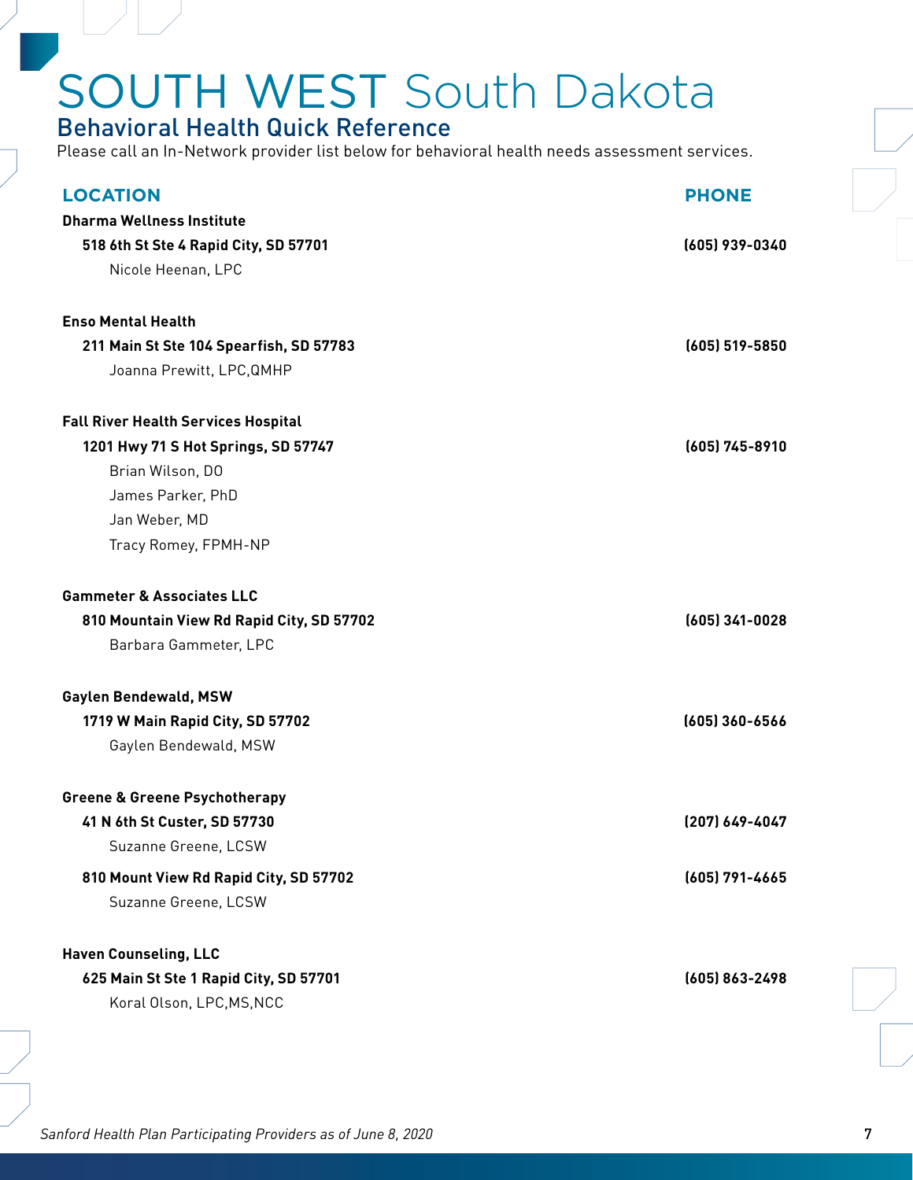# SOUTH WEST South Dakota

## Behavioral Health Quick Reference

Please call an In-Network provider list below for behavioral health needs assessment services.

| LOCATION | PHONE |
|---|---|
| **Dharma Wellness Institute** | |
| **518 6th St Ste 4 Rapid City, SD 57701** | **(605) 939-0340** |
| Nicole Heenan, LPC | |
| **Enso Mental Health** | |
| **211 Main St Ste 104 Spearfish, SD 57783** | **(605) 519-5850** |
| Joanna Prewitt, LPC,QMHP | |
| **Fall River Health Services Hospital** | |
| **1201 Hwy 71 S Hot Springs, SD 57747** | **(605) 745-8910** |
| Brian Wilson, DO | |
| James Parker, PhD | |
| Jan Weber, MD | |
| Tracy Romey, FPMH-NP | |
| **Gammeter & Associates LLC** | |
| **810 Mountain View Rd Rapid City, SD 57702** | **(605) 341-0028** |
| Barbara Gammeter, LPC | |
| **Gaylen Bendewald, MSW** | |
| **1719 W Main Rapid City, SD 57702** | **(605) 360-6566** |
| Gaylen Bendewald, MSW | |
| **Greene & Greene Psychotherapy** | |
| **41 N 6th St Custer, SD 57730** | **(207) 649-4047** |
| Suzanne Greene, LCSW | |
| **810 Mount View Rd Rapid City, SD 57702** | **(605) 791-4665** |
| Suzanne Greene, LCSW | |
| **Haven Counseling, LLC** | |
| **625 Main St Ste 1 Rapid City, SD 57701** | **(605) 863-2498** |
| Koral Olson, LPC,MS,NCC | |

*Sanford Health Plan Participating Providers as of June 8, 2020*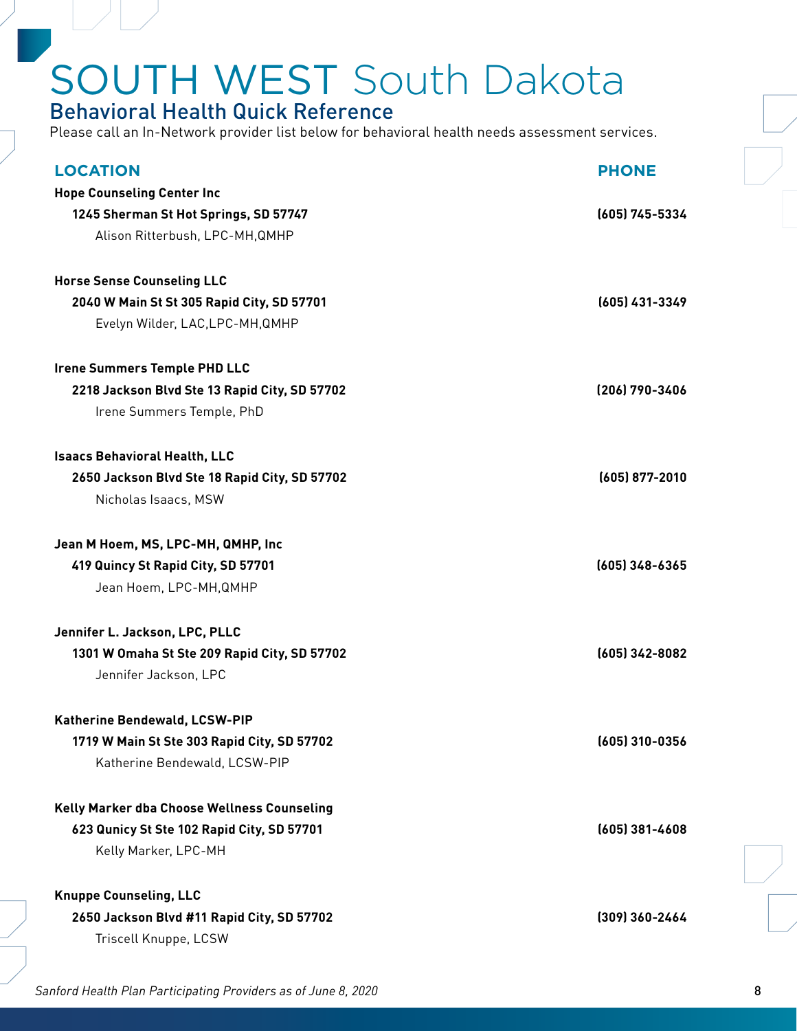# SOUTH WEST South Dakota

## Behavioral Health Quick Reference

Please call an In-Network provider list below for behavioral health needs assessment services.

| LOCATION | PHONE |
|---|---|
| **Hope Counseling Center Inc** | |
| **1245 Sherman St Hot Springs, SD 57747** | **(605) 745-5334** |
| Alison Ritterbush, LPC-MH,QMHP | |
| **Horse Sense Counseling LLC** | |
| **2040 W Main St St 305 Rapid City, SD 57701** | **(605) 431-3349** |
| Evelyn Wilder, LAC,LPC-MH,QMHP | |
| **Irene Summers Temple PHD LLC** | |
| **2218 Jackson Blvd Ste 13 Rapid City, SD 57702** | **(206) 790-3406** |
| Irene Summers Temple, PhD | |
| **Isaacs Behavioral Health, LLC** | |
| **2650 Jackson Blvd Ste 18 Rapid City, SD 57702** | **(605) 877-2010** |
| Nicholas Isaacs, MSW | |
| **Jean M Hoem, MS, LPC-MH, QMHP, Inc** | |
| **419 Quincy St Rapid City, SD 57701** | **(605) 348-6365** |
| Jean Hoem, LPC-MH,QMHP | |
| **Jennifer L. Jackson, LPC, PLLC** | |
| **1301 W Omaha St Ste 209 Rapid City, SD 57702** | **(605) 342-8082** |
| Jennifer Jackson, LPC | |
| **Katherine Bendewald, LCSW-PIP** | |
| **1719 W Main St Ste 303 Rapid City, SD 57702** | **(605) 310-0356** |
| Katherine Bendewald, LCSW-PIP | |
| **Kelly Marker dba Choose Wellness Counseling** | |
| **623 Qunicy St Ste 102 Rapid City, SD 57701** | **(605) 381-4608** |
| Kelly Marker, LPC-MH | |
| **Knuppe Counseling, LLC** | |
| **2650 Jackson Blvd #11 Rapid City, SD 57702** | **(309) 360-2464** |
| Triscell Knuppe, LCSW | |

*Sanford Health Plan Participating Providers as of June 8, 2020*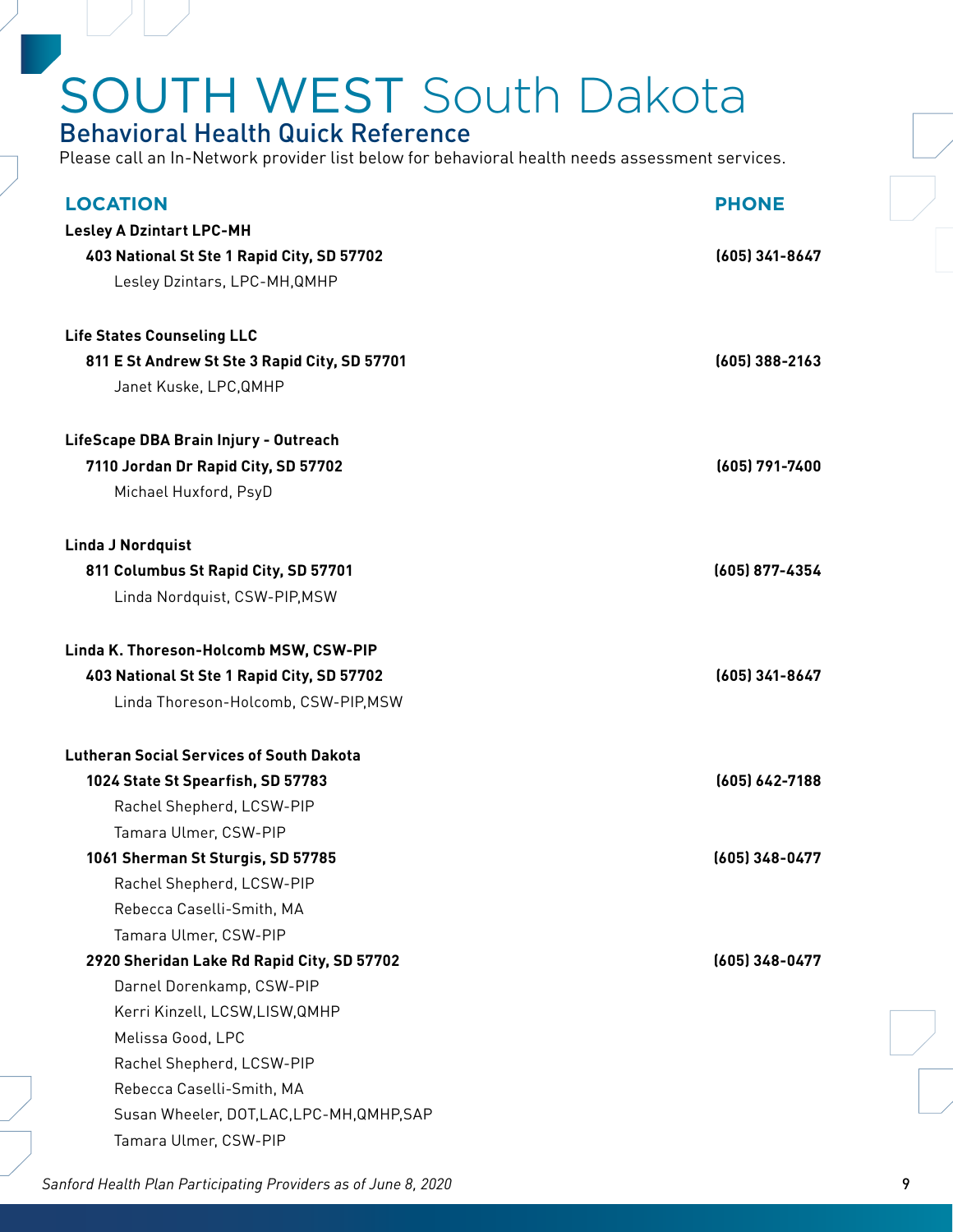# SOUTH WEST South Dakota

## Behavioral Health Quick Reference

Please call an In-Network provider list below for behavioral health needs assessment services.

| LOCATION | PHONE |
|---|---|
| **Lesley A Dzintart LPC-MH** | |
| **403 National St Ste 1 Rapid City, SD 57702** | **(605) 341-8647** |
| Lesley Dzintars, LPC-MH,QMHP | |
| **Life States Counseling LLC** | |
| **811 E St Andrew St Ste 3 Rapid City, SD 57701** | **(605) 388-2163** |
| Janet Kuske, LPC,QMHP | |
| **LifeScape DBA Brain Injury - Outreach** | |
| **7110 Jordan Dr Rapid City, SD 57702** | **(605) 791-7400** |
| Michael Huxford, PsyD | |
| **Linda J Nordquist** | |
| **811 Columbus St Rapid City, SD 57701** | **(605) 877-4354** |
| Linda Nordquist, CSW-PIP,MSW | |
| **Linda K. Thoreson-Holcomb MSW, CSW-PIP** | |
| **403 National St Ste 1 Rapid City, SD 57702** | **(605) 341-8647** |
| Linda Thoreson-Holcomb, CSW-PIP,MSW | |
| **Lutheran Social Services of South Dakota** | |
| **1024 State St Spearfish, SD 57783** | **(605) 642-7188** |
| Rachel Shepherd, LCSW-PIP | |
| Tamara Ulmer, CSW-PIP | |
| **1061 Sherman St Sturgis, SD 57785** | **(605) 348-0477** |
| Rachel Shepherd, LCSW-PIP | |
| Rebecca Caselli-Smith, MA | |
| Tamara Ulmer, CSW-PIP | |
| **2920 Sheridan Lake Rd Rapid City, SD 57702** | **(605) 348-0477** |
| Darnel Dorenkamp, CSW-PIP | |
| Kerri Kinzell, LCSW,LISW,QMHP | |
| Melissa Good, LPC | |
| Rachel Shepherd, LCSW-PIP | |
| Rebecca Caselli-Smith, MA | |
| Susan Wheeler, DOT,LAC,LPC-MH,QMHP,SAP | |
| Tamara Ulmer, CSW-PIP | |

*Sanford Health Plan Participating Providers as of June 8, 2020*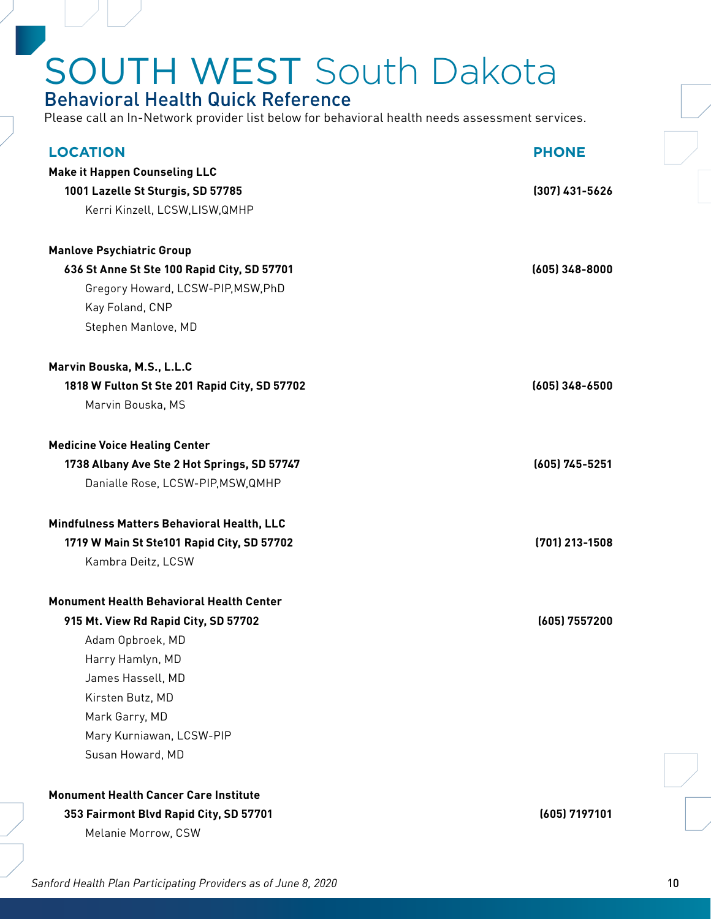# SOUTH WEST South Dakota

## Behavioral Health Quick Reference

Please call an In-Network provider list below for behavioral health needs assessment services.

| LOCATION | PHONE |
|---|---|
| **Make it Happen Counseling LLC** | |
| **1001 Lazelle St Sturgis, SD 57785** | **(307) 431-5626** |
| Kerri Kinzell, LCSW,LISW,QMHP | |
| **Manlove Psychiatric Group** | |
| **636 St Anne St Ste 100 Rapid City, SD 57701** | **(605) 348-8000** |
| Gregory Howard, LCSW-PIP,MSW,PhD | |
| Kay Foland, CNP | |
| Stephen Manlove, MD | |
| **Marvin Bouska, M.S., L.L.C** | |
| **1818 W Fulton St Ste 201 Rapid City, SD 57702** | **(605) 348-6500** |
| Marvin Bouska, MS | |
| **Medicine Voice Healing Center** | |
| **1738 Albany Ave Ste 2 Hot Springs, SD 57747** | **(605) 745-5251** |
| Danialle Rose, LCSW-PIP,MSW,QMHP | |
| **Mindfulness Matters Behavioral Health, LLC** | |
| **1719 W Main St Ste101 Rapid City, SD 57702** | **(701) 213-1508** |
| Kambra Deitz, LCSW | |
| **Monument Health Behavioral Health Center** | |
| **915 Mt. View Rd Rapid City, SD 57702** | **(605) 7557200** |
| Adam Opbroek, MD | |
| Harry Hamlyn, MD | |
| James Hassell, MD | |
| Kirsten Butz, MD | |
| Mark Garry, MD | |
| Mary Kurniawan, LCSW-PIP | |
| Susan Howard, MD | |
| **Monument Health Cancer Care Institute** | |
| **353 Fairmont Blvd Rapid City, SD 57701** | **(605) 7197101** |
| Melanie Morrow, CSW | |

*Sanford Health Plan Participating Providers as of June 8, 2020*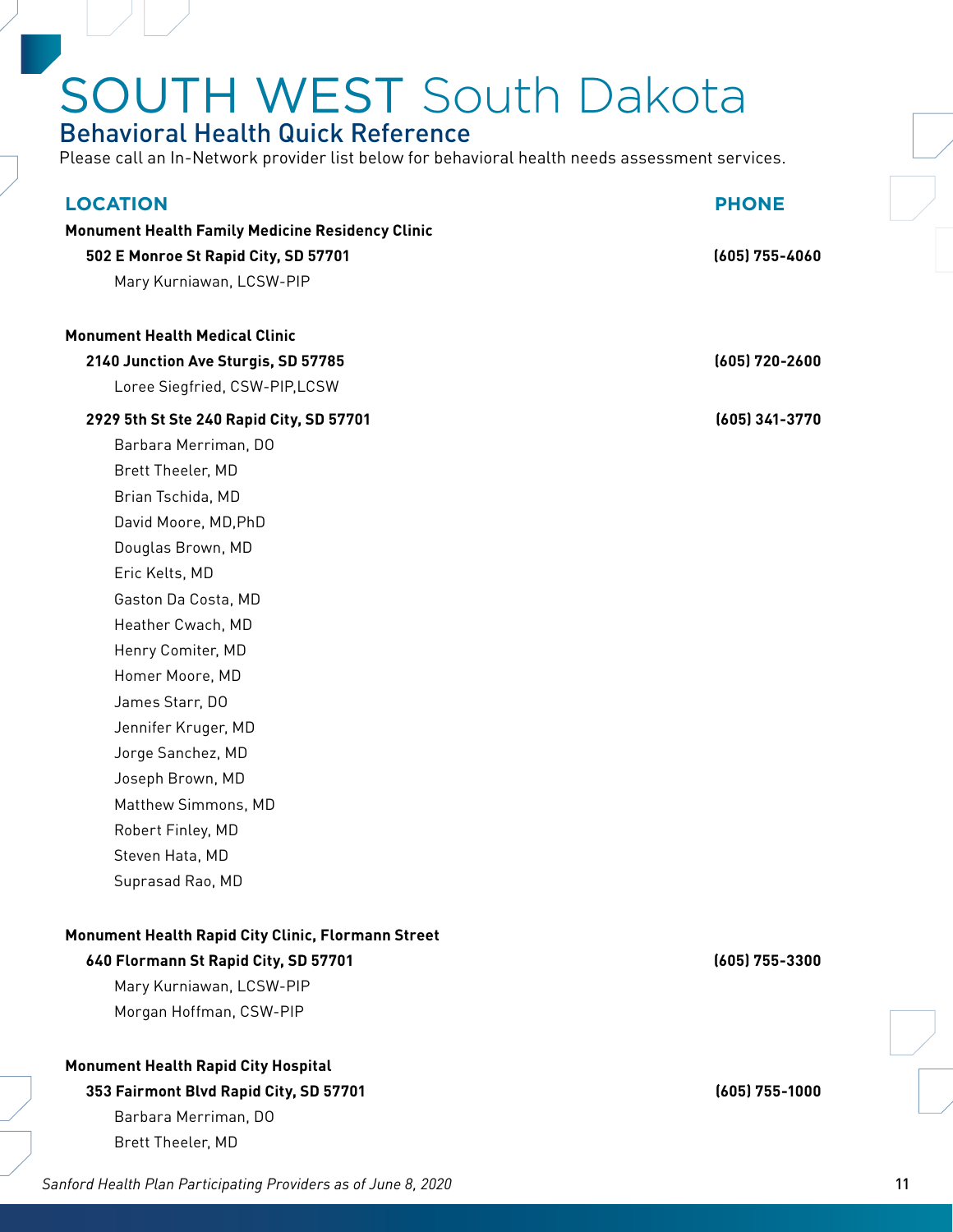# SOUTH WEST South Dakota

## Behavioral Health Quick Reference

Please call an In-Network provider list below for behavioral health needs assessment services.

| LOCATION | PHONE |
| --- | --- |
| **Monument Health Family Medicine Residency Clinic** | |
| **502 E Monroe St Rapid City, SD 57701** | **(605) 755-4060** |
| Mary Kurniawan, LCSW-PIP | |
| **Monument Health Medical Clinic** | |
| **2140 Junction Ave Sturgis, SD 57785** | **(605) 720-2600** |
| Loree Siegfried, CSW-PIP,LCSW | |
| **2929 5th St Ste 240 Rapid City, SD 57701** | **(605) 341-3770** |
| Barbara Merriman, DO | |
| Brett Theeler, MD | |
| Brian Tschida, MD | |
| David Moore, MD,PhD | |
| Douglas Brown, MD | |
| Eric Kelts, MD | |
| Gaston Da Costa, MD | |
| Heather Cwach, MD | |
| Henry Comiter, MD | |
| Homer Moore, MD | |
| James Starr, DO | |
| Jennifer Kruger, MD | |
| Jorge Sanchez, MD | |
| Joseph Brown, MD | |
| Matthew Simmons, MD | |
| Robert Finley, MD | |
| Steven Hata, MD | |
| Suprasad Rao, MD | |
| **Monument Health Rapid City Clinic, Flormann Street** | |
| **640 Flormann St Rapid City, SD 57701** | **(605) 755-3300** |
| Mary Kurniawan, LCSW-PIP | |
| Morgan Hoffman, CSW-PIP | |
| **Monument Health Rapid City Hospital** | |
| **353 Fairmont Blvd Rapid City, SD 57701** | **(605) 755-1000** |
| Barbara Merriman, DO | |
| Brett Theeler, MD | |

*Sanford Health Plan Participating Providers as of June 8, 2020*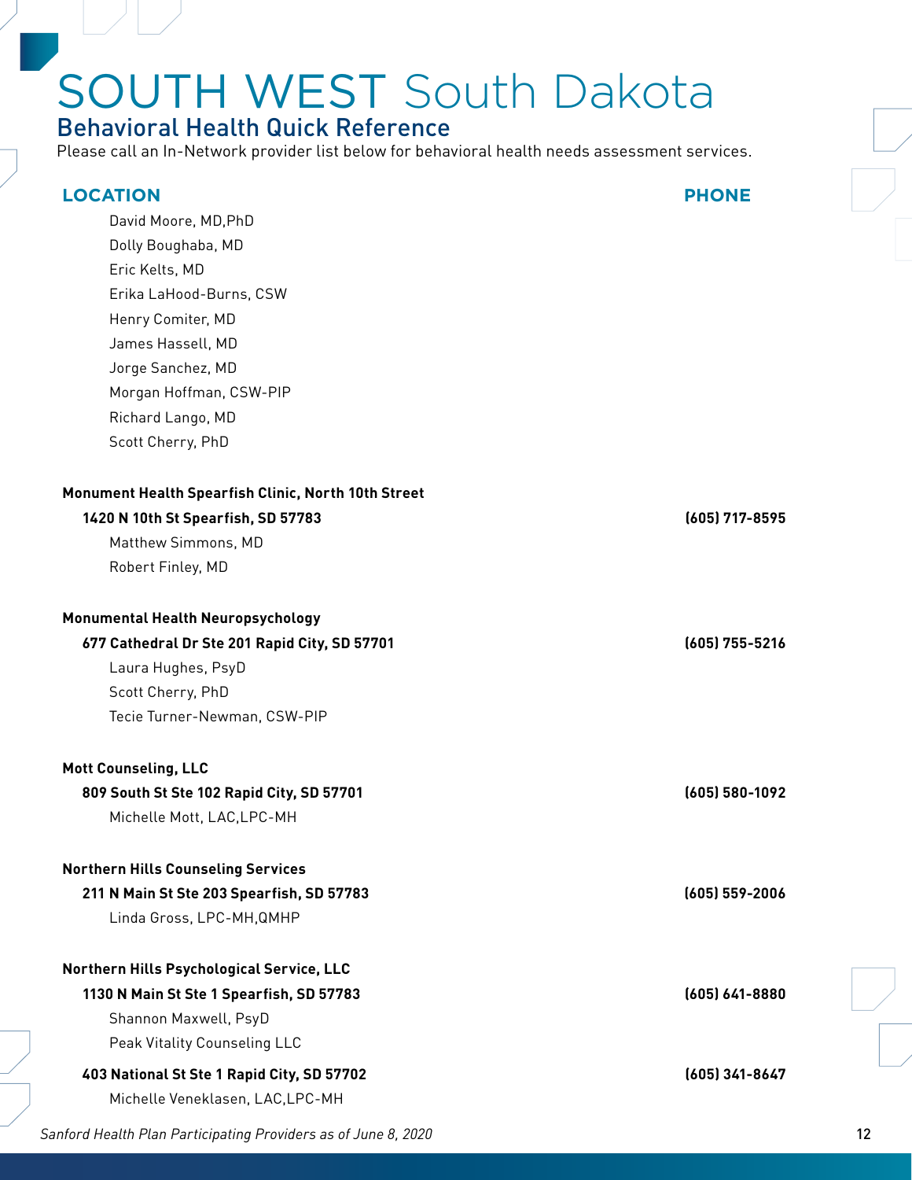# SOUTH WEST South Dakota

## Behavioral Health Quick Reference

Please call an In-Network provider list below for behavioral health needs assessment services.

| LOCATION | PHONE |
|---|---|
| David Moore, MD,PhD | |
| Dolly Boughaba, MD | |
| Eric Kelts, MD | |
| Erika LaHood-Burns, CSW | |
| Henry Comiter, MD | |
| James Hassell, MD | |
| Jorge Sanchez, MD | |
| Morgan Hoffman, CSW-PIP | |
| Richard Lango, MD | |
| Scott Cherry, PhD | |
| **Monument Health Spearfish Clinic, North 10th Street** | |
| **1420 N 10th St Spearfish, SD 57783** | **(605) 717-8595** |
| Matthew Simmons, MD | |
| Robert Finley, MD | |
| **Monumental Health Neuropsychology** | |
| **677 Cathedral Dr Ste 201 Rapid City, SD 57701** | **(605) 755-5216** |
| Laura Hughes, PsyD | |
| Scott Cherry, PhD | |
| Tecie Turner-Newman, CSW-PIP | |
| **Mott Counseling, LLC** | |
| **809 South St Ste 102 Rapid City, SD 57701** | **(605) 580-1092** |
| Michelle Mott, LAC,LPC-MH | |
| **Northern Hills Counseling Services** | |
| **211 N Main St Ste 203 Spearfish, SD 57783** | **(605) 559-2006** |
| Linda Gross, LPC-MH,QMHP | |
| **Northern Hills Psychological Service, LLC** | |
| **1130 N Main St Ste 1 Spearfish, SD 57783** | **(605) 641-8880** |
| Shannon Maxwell, PsyD | |
| Peak Vitality Counseling LLC | |
| **403 National St Ste 1 Rapid City, SD 57702** | **(605) 341-8647** |
| Michelle Veneklasen, LAC,LPC-MH | |

*Sanford Health Plan Participating Providers as of June 8, 2020*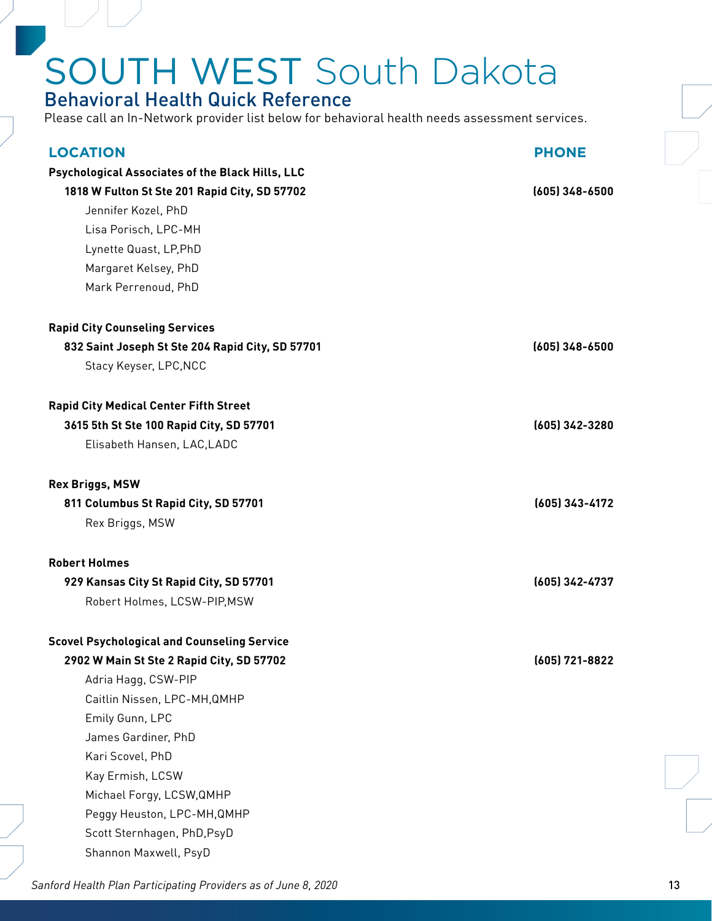# SOUTH WEST South Dakota

## Behavioral Health Quick Reference

Please call an In-Network provider list below for behavioral health needs assessment services.

| LOCATION | PHONE |
|---|---|
| **Psychological Associates of the Black Hills, LLC** | |
| **1818 W Fulton St Ste 201 Rapid City, SD 57702** | **(605) 348-6500** |
| Jennifer Kozel, PhD | |
| Lisa Porisch, LPC-MH | |
| Lynette Quast, LP,PhD | |
| Margaret Kelsey, PhD | |
| Mark Perrenoud, PhD | |
| **Rapid City Counseling Services** | |
| **832 Saint Joseph St Ste 204 Rapid City, SD 57701** | **(605) 348-6500** |
| Stacy Keyser, LPC,NCC | |
| **Rapid City Medical Center Fifth Street** | |
| **3615 5th St Ste 100 Rapid City, SD 57701** | **(605) 342-3280** |
| Elisabeth Hansen, LAC,LADC | |
| **Rex Briggs, MSW** | |
| **811 Columbus St Rapid City, SD 57701** | **(605) 343-4172** |
| Rex Briggs, MSW | |
| **Robert Holmes** | |
| **929 Kansas City St Rapid City, SD 57701** | **(605) 342-4737** |
| Robert Holmes, LCSW-PIP,MSW | |
| **Scovel Psychological and Counseling Service** | |
| **2902 W Main St Ste 2 Rapid City, SD 57702** | **(605) 721-8822** |
| Adria Hagg, CSW-PIP | |
| Caitlin Nissen, LPC-MH,QMHP | |
| Emily Gunn, LPC | |
| James Gardiner, PhD | |
| Kari Scovel, PhD | |
| Kay Ermish, LCSW | |
| Michael Forgy, LCSW,QMHP | |
| Peggy Heuston, LPC-MH,QMHP | |
| Scott Sternhagen, PhD,PsyD | |
| Shannon Maxwell, PsyD | |

*Sanford Health Plan Participating Providers as of June 8, 2020*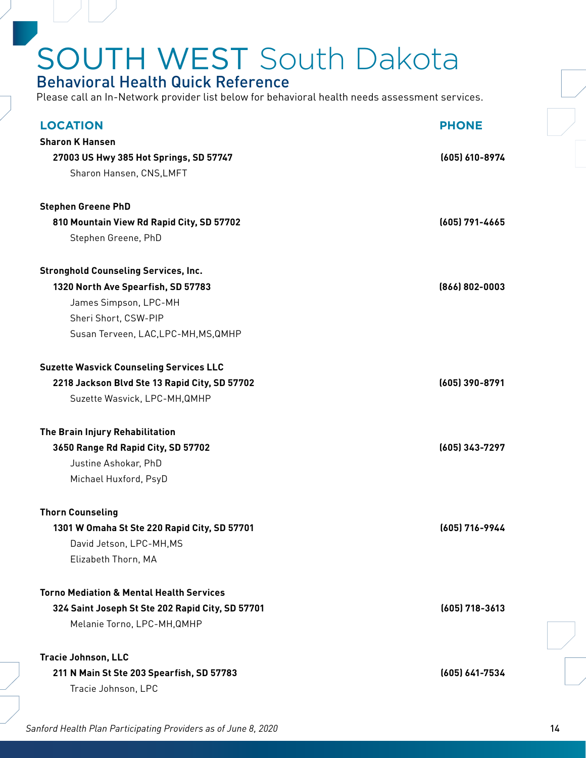# SOUTH WEST South Dakota

## Behavioral Health Quick Reference

Please call an In-Network provider list below for behavioral health needs assessment services.

| LOCATION | PHONE |
| --- | --- |
| **Sharon K Hansen** | |
| **27003 US Hwy 385 Hot Springs, SD 57747** | **(605) 610-8974** |
| Sharon Hansen, CNS,LMFT | |
| **Stephen Greene PhD** | |
| **810 Mountain View Rd Rapid City, SD 57702** | **(605) 791-4665** |
| Stephen Greene, PhD | |
| **Stronghold Counseling Services, Inc.** | |
| **1320 North Ave Spearfish, SD 57783** | **(866) 802-0003** |
| James Simpson, LPC-MH | |
| Sheri Short, CSW-PIP | |
| Susan Terveen, LAC,LPC-MH,MS,QMHP | |
| **Suzette Wasvick Counseling Services LLC** | |
| **2218 Jackson Blvd Ste 13 Rapid City, SD 57702** | **(605) 390-8791** |
| Suzette Wasvick, LPC-MH,QMHP | |
| **The Brain Injury Rehabilitation** | |
| **3650 Range Rd Rapid City, SD 57702** | **(605) 343-7297** |
| Justine Ashokar, PhD | |
| Michael Huxford, PsyD | |
| **Thorn Counseling** | |
| **1301 W Omaha St Ste 220 Rapid City, SD 57701** | **(605) 716-9944** |
| David Jetson, LPC-MH,MS | |
| Elizabeth Thorn, MA | |
| **Torno Mediation & Mental Health Services** | |
| **324 Saint Joseph St Ste 202 Rapid City, SD 57701** | **(605) 718-3613** |
| Melanie Torno, LPC-MH,QMHP | |
| **Tracie Johnson, LLC** | |
| **211 N Main St Ste 203 Spearfish, SD 57783** | **(605) 641-7534** |
| Tracie Johnson, LPC | |

*Sanford Health Plan Participating Providers as of June 8, 2020*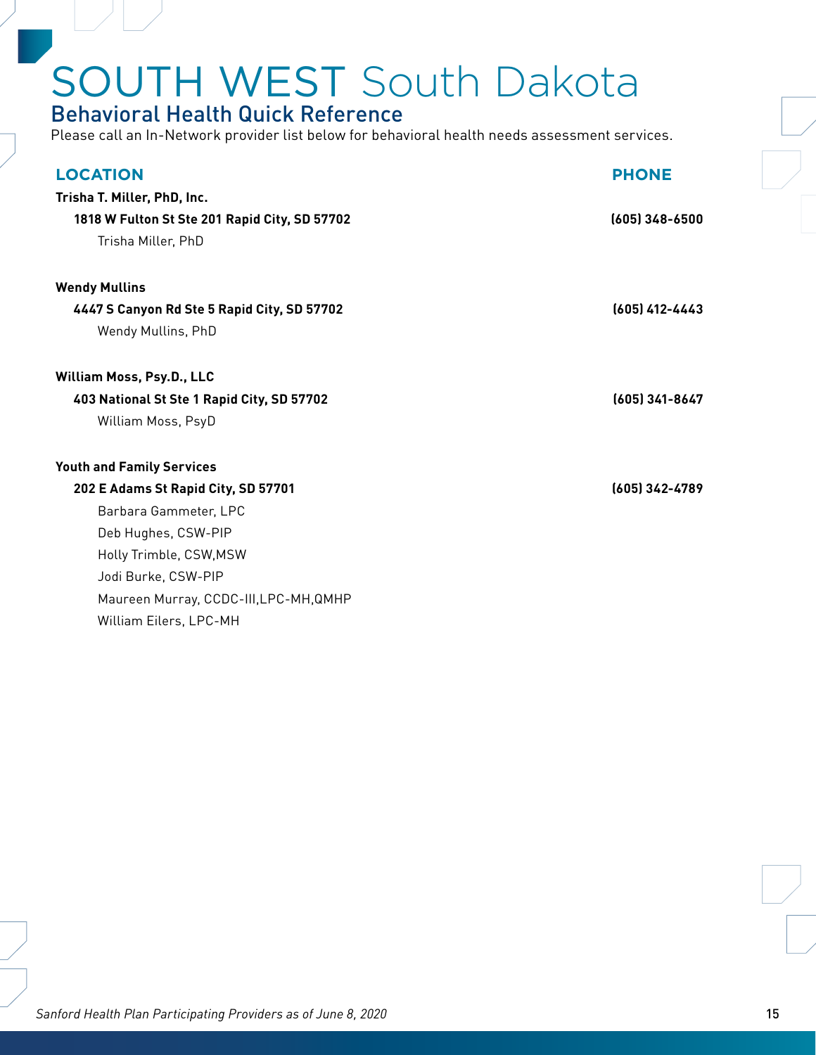# SOUTH WEST South Dakota

## Behavioral Health Quick Reference

Please call an In-Network provider list below for behavioral health needs assessment services.

| LOCATION | PHONE |
|---|---|
| **Trisha T. Miller, PhD, Inc.** | |
| **1818 W Fulton St Ste 201 Rapid City, SD 57702** | **(605) 348-6500** |
| Trisha Miller, PhD | |
| **Wendy Mullins** | |
| **4447 S Canyon Rd Ste 5 Rapid City, SD 57702** | **(605) 412-4443** |
| Wendy Mullins, PhD | |
| **William Moss, Psy.D., LLC** | |
| **403 National St Ste 1 Rapid City, SD 57702** | **(605) 341-8647** |
| William Moss, PsyD | |
| **Youth and Family Services** | |
| **202 E Adams St Rapid City, SD 57701** | **(605) 342-4789** |
| Barbara Gammeter, LPC | |
| Deb Hughes, CSW-PIP | |
| Holly Trimble, CSW,MSW | |
| Jodi Burke, CSW-PIP | |
| Maureen Murray, CCDC-III,LPC-MH,QMHP | |
| William Eilers, LPC-MH | |

*Sanford Health Plan Participating Providers as of June 8, 2020*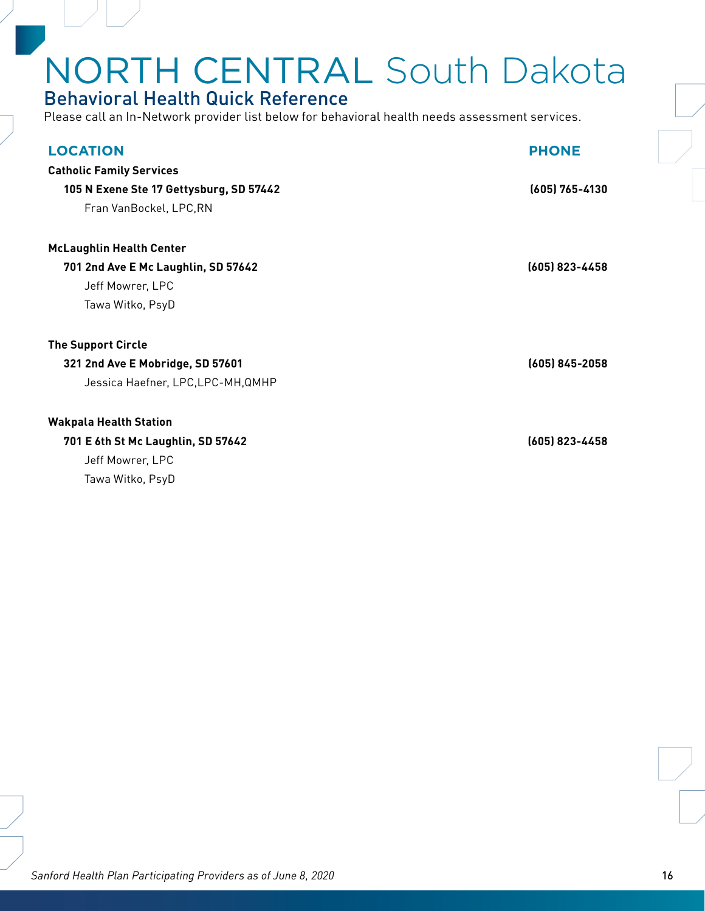# NORTH CENTRAL South Dakota

## Behavioral Health Quick Reference

Please call an In-Network provider list below for behavioral health needs assessment services.

| LOCATION | PHONE |
|---|---|
| **Catholic Family Services** | |
| **105 N Exene Ste 17 Gettysburg, SD 57442** | **(605) 765-4130** |
| Fran VanBockel, LPC,RN | |
| **McLaughlin Health Center** | |
| **701 2nd Ave E Mc Laughlin, SD 57642** | **(605) 823-4458** |
| Jeff Mowrer, LPC | |
| Tawa Witko, PsyD | |
| **The Support Circle** | |
| **321 2nd Ave E Mobridge, SD 57601** | **(605) 845-2058** |
| Jessica Haefner, LPC,LPC-MH,QMHP | |
| **Wakpala Health Station** | |
| **701 E 6th St Mc Laughlin, SD 57642** | **(605) 823-4458** |
| Jeff Mowrer, LPC | |
| Tawa Witko, PsyD | |

*Sanford Health Plan Participating Providers as of June 8, 2020*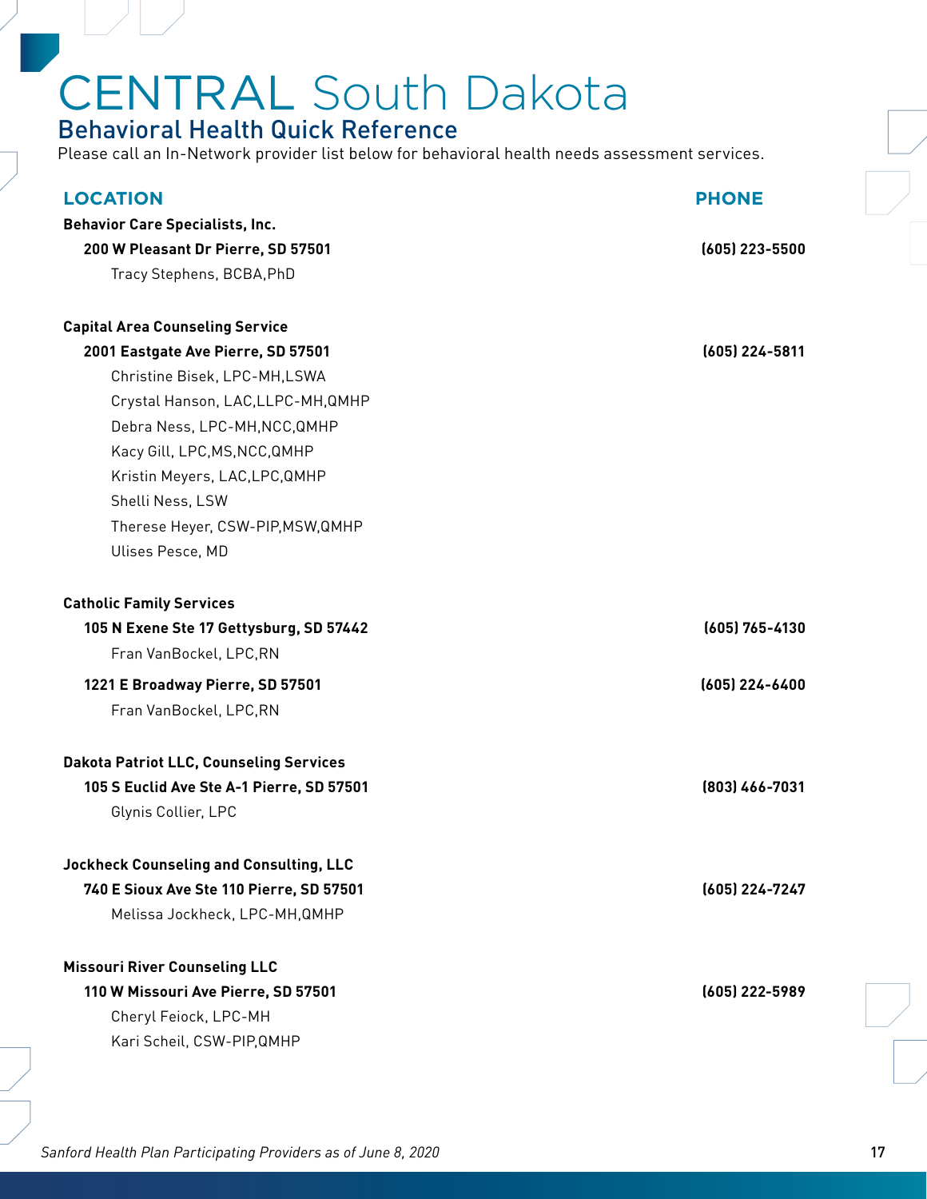# CENTRAL South Dakota

## Behavioral Health Quick Reference

Please call an In-Network provider list below for behavioral health needs assessment services.

| LOCATION | PHONE |
| --- | --- |
| **Behavior Care Specialists, Inc.** | |
| **200 W Pleasant Dr Pierre, SD 57501** | **(605) 223-5500** |
| Tracy Stephens, BCBA,PhD | |
| **Capital Area Counseling Service** | |
| **2001 Eastgate Ave Pierre, SD 57501** | **(605) 224-5811** |
| Christine Bisek, LPC-MH,LSWA | |
| Crystal Hanson, LAC,LLPC-MH,QMHP | |
| Debra Ness, LPC-MH,NCC,QMHP | |
| Kacy Gill, LPC,MS,NCC,QMHP | |
| Kristin Meyers, LAC,LPC,QMHP | |
| Shelli Ness, LSW | |
| Therese Heyer, CSW-PIP,MSW,QMHP | |
| Ulises Pesce, MD | |
| **Catholic Family Services** | |
| **105 N Exene Ste 17 Gettysburg, SD 57442** | **(605) 765-4130** |
| Fran VanBockel, LPC,RN | |
| **1221 E Broadway Pierre, SD 57501** | **(605) 224-6400** |
| Fran VanBockel, LPC,RN | |
| **Dakota Patriot LLC, Counseling Services** | |
| **105 S Euclid Ave Ste A-1 Pierre, SD 57501** | **(803) 466-7031** |
| Glynis Collier, LPC | |
| **Jockheck Counseling and Consulting, LLC** | |
| **740 E Sioux Ave Ste 110 Pierre, SD 57501** | **(605) 224-7247** |
| Melissa Jockheck, LPC-MH,QMHP | |
| **Missouri River Counseling LLC** | |
| **110 W Missouri Ave Pierre, SD 57501** | **(605) 222-5989** |
| Cheryl Feiock, LPC-MH | |
| Kari Scheil, CSW-PIP,QMHP | |

*Sanford Health Plan Participating Providers as of June 8, 2020*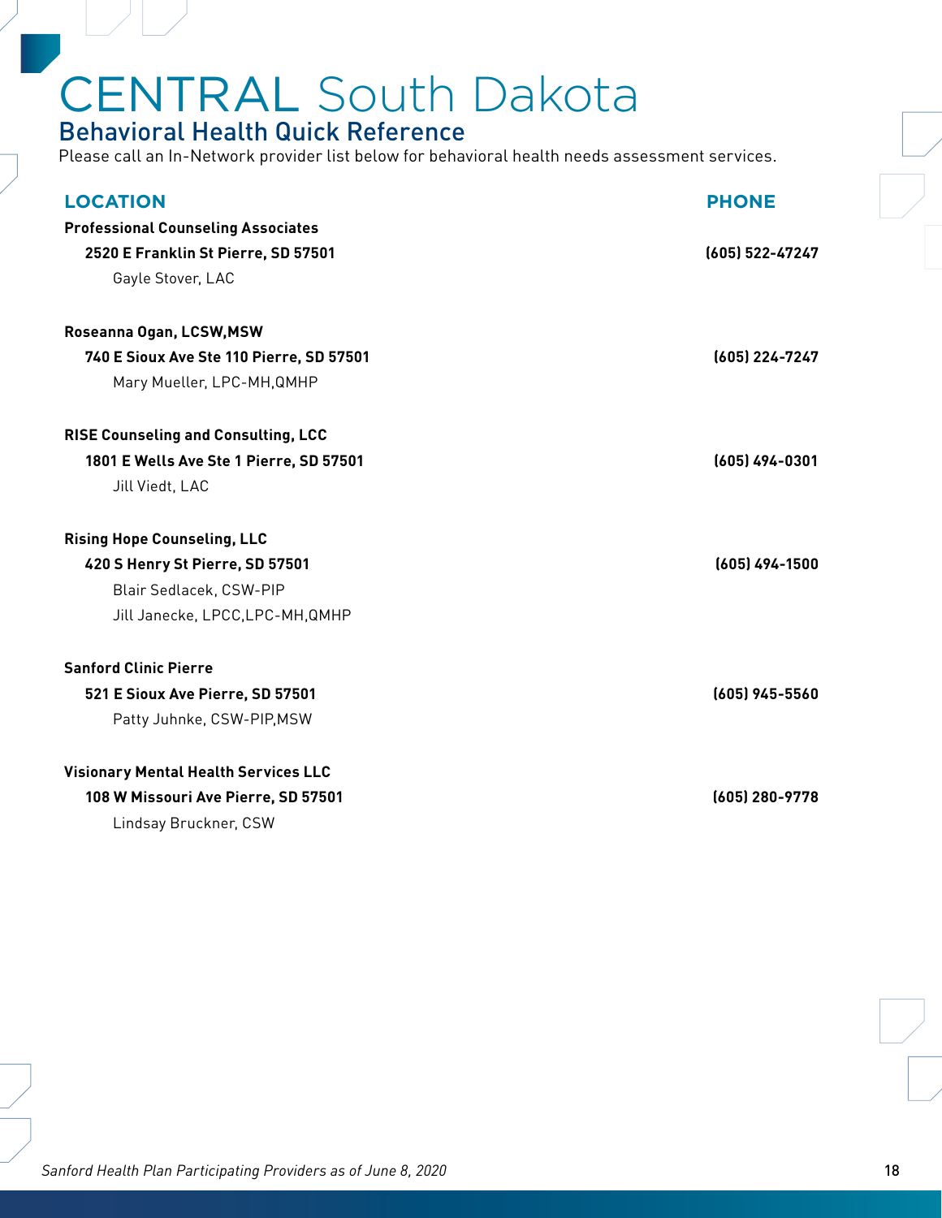# CENTRAL South Dakota

## Behavioral Health Quick Reference

Please call an In-Network provider list below for behavioral health needs assessment services.

| LOCATION | PHONE |
| --- | --- |
| **Professional Counseling Associates** | |
| **2520 E Franklin St Pierre, SD 57501** | **(605) 522-47247** |
| Gayle Stover, LAC | |
| **Roseanna Ogan, LCSW,MSW** | |
| **740 E Sioux Ave Ste 110 Pierre, SD 57501** | **(605) 224-7247** |
| Mary Mueller, LPC-MH,QMHP | |
| **RISE Counseling and Consulting, LCC** | |
| **1801 E Wells Ave Ste 1 Pierre, SD 57501** | **(605) 494-0301** |
| Jill Viedt, LAC | |
| **Rising Hope Counseling, LLC** | |
| **420 S Henry St Pierre, SD 57501** | **(605) 494-1500** |
| Blair Sedlacek, CSW-PIP | |
| Jill Janecke, LPCC,LPC-MH,QMHP | |
| **Sanford Clinic Pierre** | |
| **521 E Sioux Ave Pierre, SD 57501** | **(605) 945-5560** |
| Patty Juhnke, CSW-PIP,MSW | |
| **Visionary Mental Health Services LLC** | |
| **108 W Missouri Ave Pierre, SD 57501** | **(605) 280-9778** |
| Lindsay Bruckner, CSW | |

*Sanford Health Plan Participating Providers as of June 8, 2020*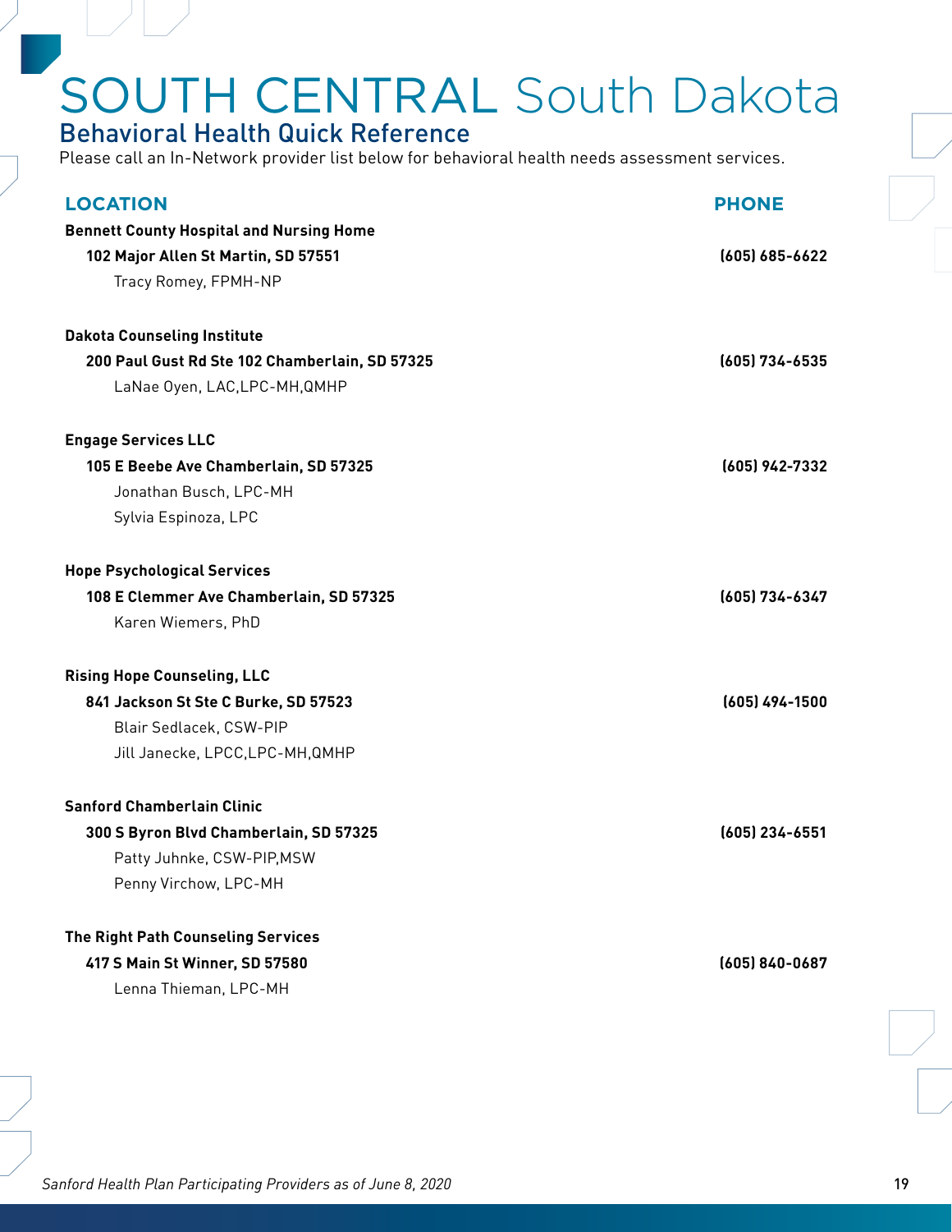# SOUTH CENTRAL South Dakota

## Behavioral Health Quick Reference

Please call an In-Network provider list below for behavioral health needs assessment services.

| LOCATION | PHONE |
|---|---|
| **Bennett County Hospital and Nursing Home** | |
| **102 Major Allen St Martin, SD 57551** | **(605) 685-6622** |
| Tracy Romey, FPMH-NP | |
| **Dakota Counseling Institute** | |
| **200 Paul Gust Rd Ste 102 Chamberlain, SD 57325** | **(605) 734-6535** |
| LaNae Oyen, LAC,LPC-MH,QMHP | |
| **Engage Services LLC** | |
| **105 E Beebe Ave Chamberlain, SD 57325** | **(605) 942-7332** |
| Jonathan Busch, LPC-MH | |
| Sylvia Espinoza, LPC | |
| **Hope Psychological Services** | |
| **108 E Clemmer Ave Chamberlain, SD 57325** | **(605) 734-6347** |
| Karen Wiemers, PhD | |
| **Rising Hope Counseling, LLC** | |
| **841 Jackson St Ste C Burke, SD 57523** | **(605) 494-1500** |
| Blair Sedlacek, CSW-PIP | |
| Jill Janecke, LPCC,LPC-MH,QMHP | |
| **Sanford Chamberlain Clinic** | |
| **300 S Byron Blvd Chamberlain, SD 57325** | **(605) 234-6551** |
| Patty Juhnke, CSW-PIP,MSW | |
| Penny Virchow, LPC-MH | |
| **The Right Path Counseling Services** | |
| **417 S Main St Winner, SD 57580** | **(605) 840-0687** |
| Lenna Thieman, LPC-MH | |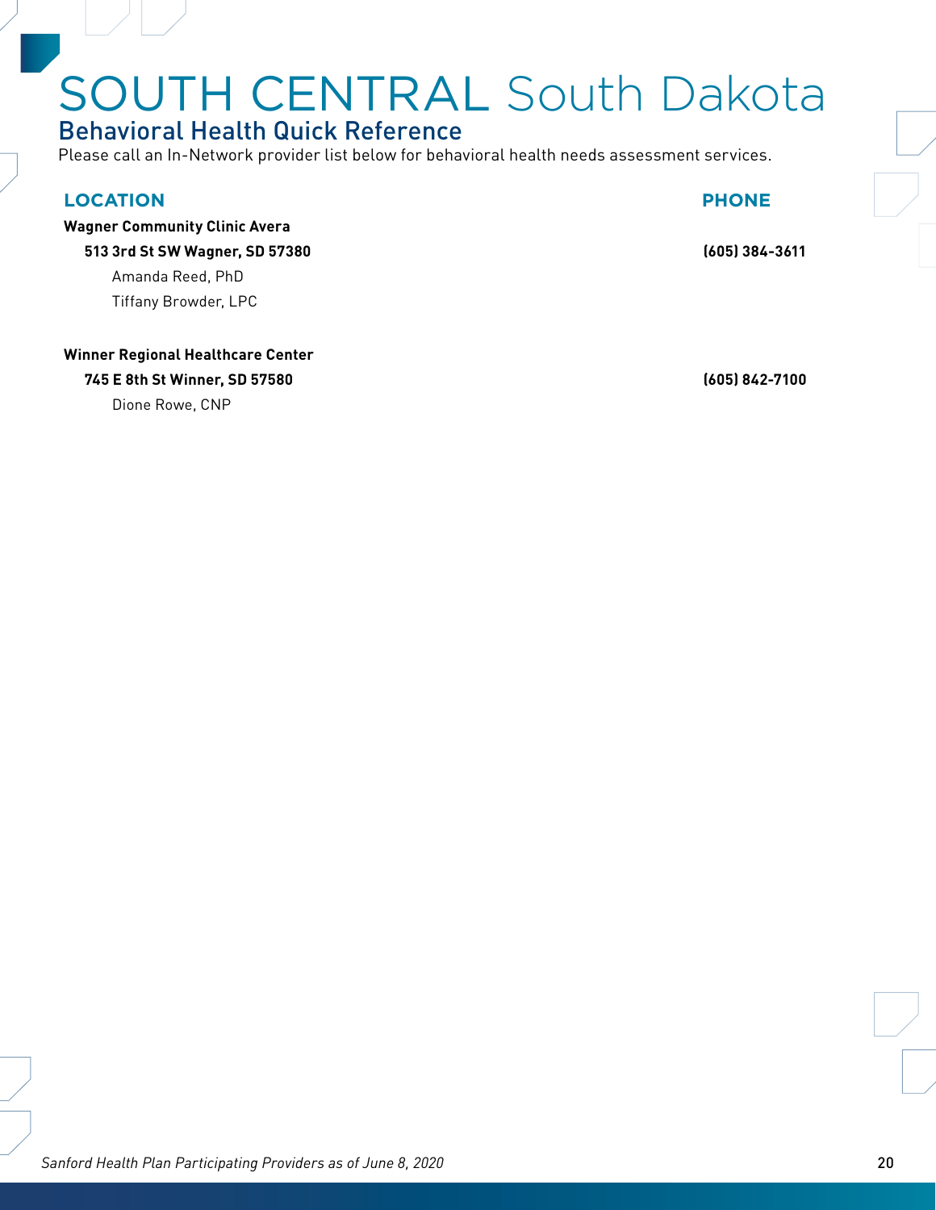# SOUTH CENTRAL South Dakota

## Behavioral Health Quick Reference

Please call an In-Network provider list below for behavioral health needs assessment services.

| LOCATION | PHONE |
|---|---|
| **Wagner Community Clinic Avera** | |
| **513 3rd St SW Wagner, SD 57380** | **(605) 384-3611** |
| Amanda Reed, PhD | |
| Tiffany Browder, LPC | |
| **Winner Regional Healthcare Center** | |
| **745 E 8th St Winner, SD 57580** | **(605) 842-7100** |
| Dione Rowe, CNP | |

*Sanford Health Plan Participating Providers as of June 8, 2020*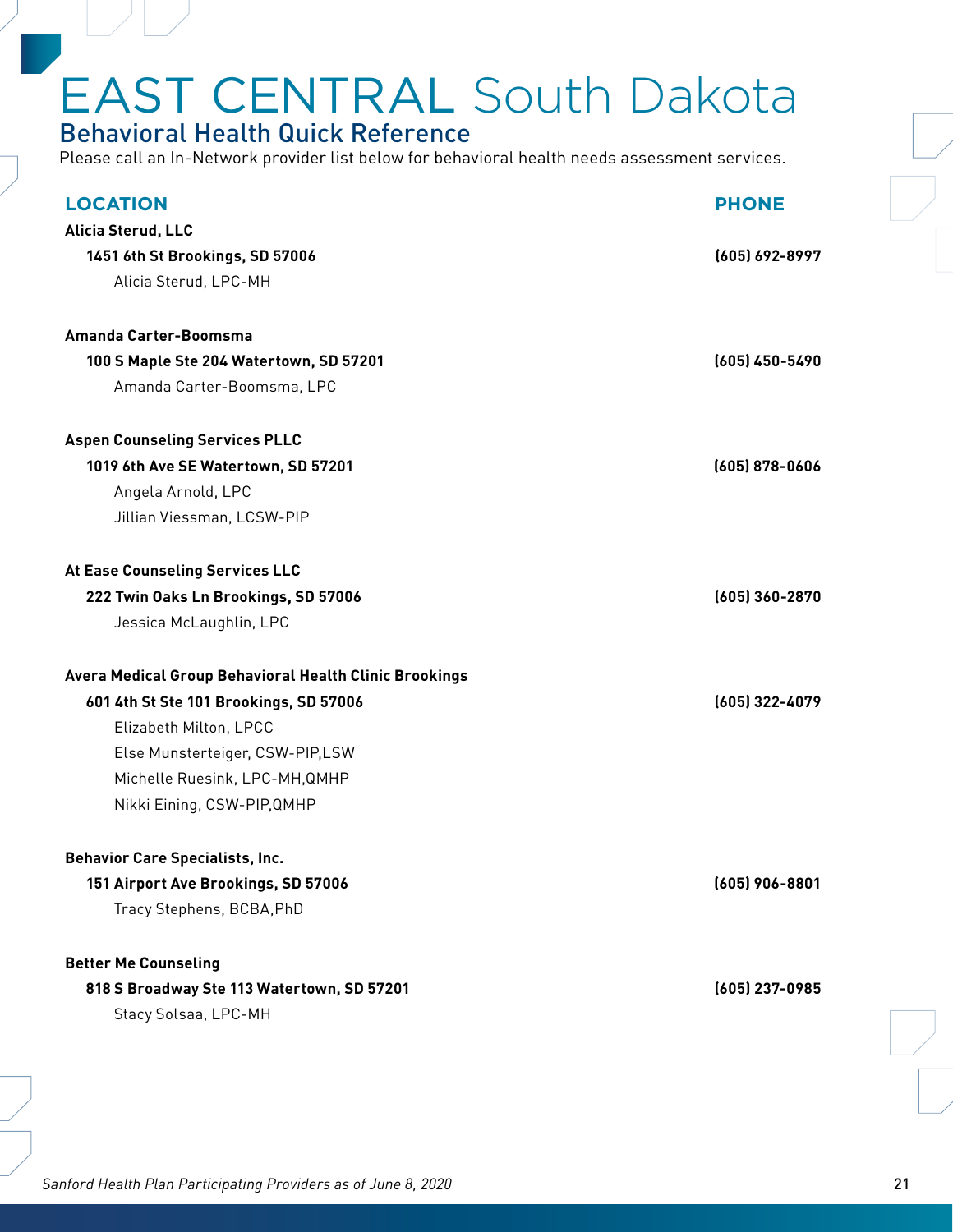# EAST CENTRAL South Dakota

## Behavioral Health Quick Reference

Please call an In-Network provider list below for behavioral health needs assessment services.

| LOCATION | PHONE |
| --- | --- |
| **Alicia Sterud, LLC** | |
| **1451 6th St Brookings, SD 57006** | **(605) 692-8997** |
| Alicia Sterud, LPC-MH | |
| **Amanda Carter-Boomsma** | |
| **100 S Maple Ste 204 Watertown, SD 57201** | **(605) 450-5490** |
| Amanda Carter-Boomsma, LPC | |
| **Aspen Counseling Services PLLC** | |
| **1019 6th Ave SE Watertown, SD 57201** | **(605) 878-0606** |
| Angela Arnold, LPC | |
| Jillian Viessman, LCSW-PIP | |
| **At Ease Counseling Services LLC** | |
| **222 Twin Oaks Ln Brookings, SD 57006** | **(605) 360-2870** |
| Jessica McLaughlin, LPC | |
| **Avera Medical Group Behavioral Health Clinic Brookings** | |
| **601 4th St Ste 101 Brookings, SD 57006** | **(605) 322-4079** |
| Elizabeth Milton, LPCC | |
| Else Munsterteiger, CSW-PIP,LSW | |
| Michelle Ruesink, LPC-MH,QMHP | |
| Nikki Eining, CSW-PIP,QMHP | |
| **Behavior Care Specialists, Inc.** | |
| **151 Airport Ave Brookings, SD 57006** | **(605) 906-8801** |
| Tracy Stephens, BCBA,PhD | |
| **Better Me Counseling** | |
| **818 S Broadway Ste 113 Watertown, SD 57201** | **(605) 237-0985** |
| Stacy Solsaa, LPC-MH | |

*Sanford Health Plan Participating Providers as of June 8, 2020*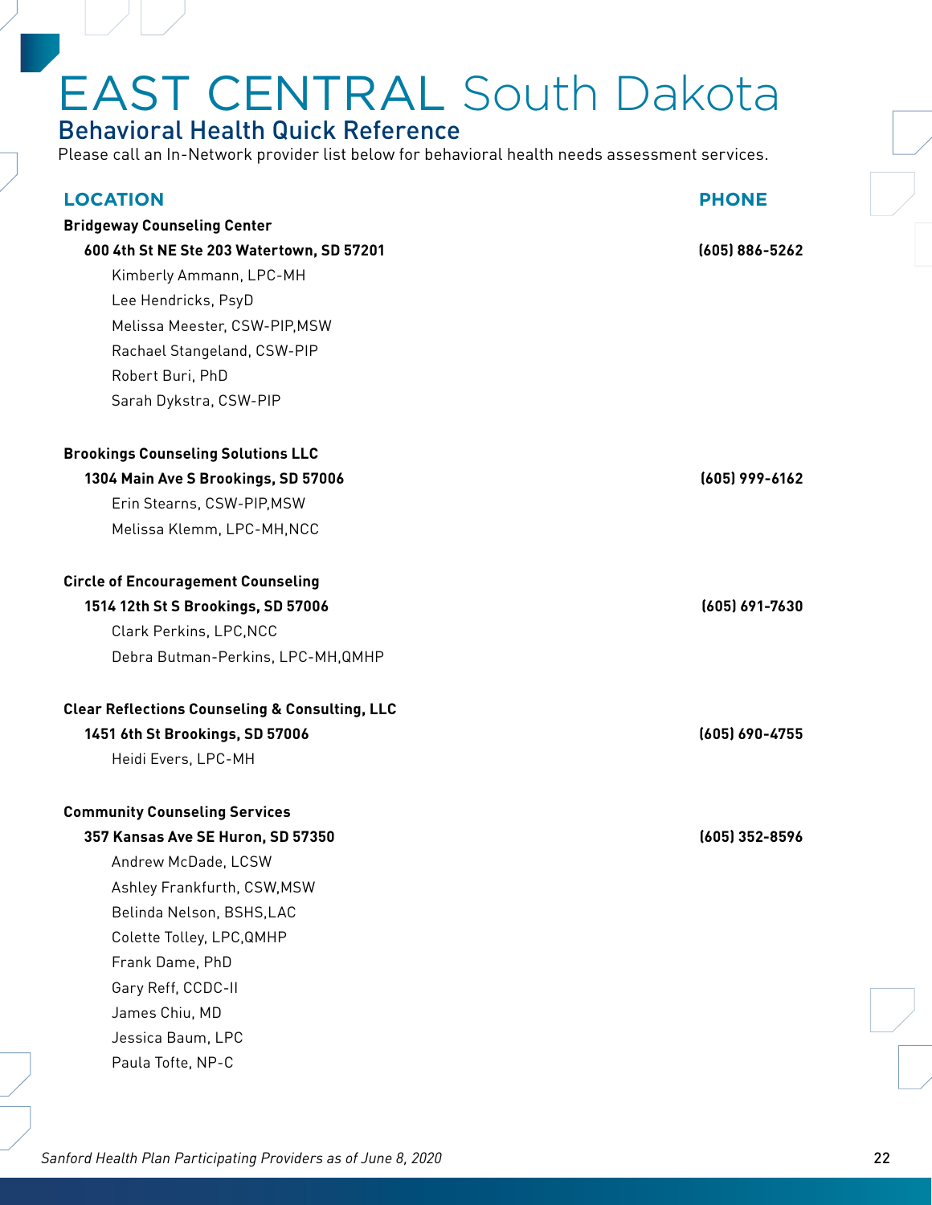# EAST CENTRAL South Dakota

## Behavioral Health Quick Reference

Please call an In-Network provider list below for behavioral health needs assessment services.

| LOCATION | PHONE |
|---|---|
| **Bridgeway Counseling Center** | |
| **600 4th St NE Ste 203 Watertown, SD 57201** | **(605) 886-5262** |
| Kimberly Ammann, LPC-MH | |
| Lee Hendricks, PsyD | |
| Melissa Meester, CSW-PIP,MSW | |
| Rachael Stangeland, CSW-PIP | |
| Robert Buri, PhD | |
| Sarah Dykstra, CSW-PIP | |
| **Brookings Counseling Solutions LLC** | |
| **1304 Main Ave S Brookings, SD 57006** | **(605) 999-6162** |
| Erin Stearns, CSW-PIP,MSW | |
| Melissa Klemm, LPC-MH,NCC | |
| **Circle of Encouragement Counseling** | |
| **1514 12th St S Brookings, SD 57006** | **(605) 691-7630** |
| Clark Perkins, LPC,NCC | |
| Debra Butman-Perkins, LPC-MH,QMHP | |
| **Clear Reflections Counseling & Consulting, LLC** | |
| **1451 6th St Brookings, SD 57006** | **(605) 690-4755** |
| Heidi Evers, LPC-MH | |
| **Community Counseling Services** | |
| **357 Kansas Ave SE Huron, SD 57350** | **(605) 352-8596** |
| Andrew McDade, LCSW | |
| Ashley Frankfurth, CSW,MSW | |
| Belinda Nelson, BSHS,LAC | |
| Colette Tolley, LPC,QMHP | |
| Frank Dame, PhD | |
| Gary Reff, CCDC-II | |
| James Chiu, MD | |
| Jessica Baum, LPC | |
| Paula Tofte, NP-C | |

*Sanford Health Plan Participating Providers as of June 8, 2020*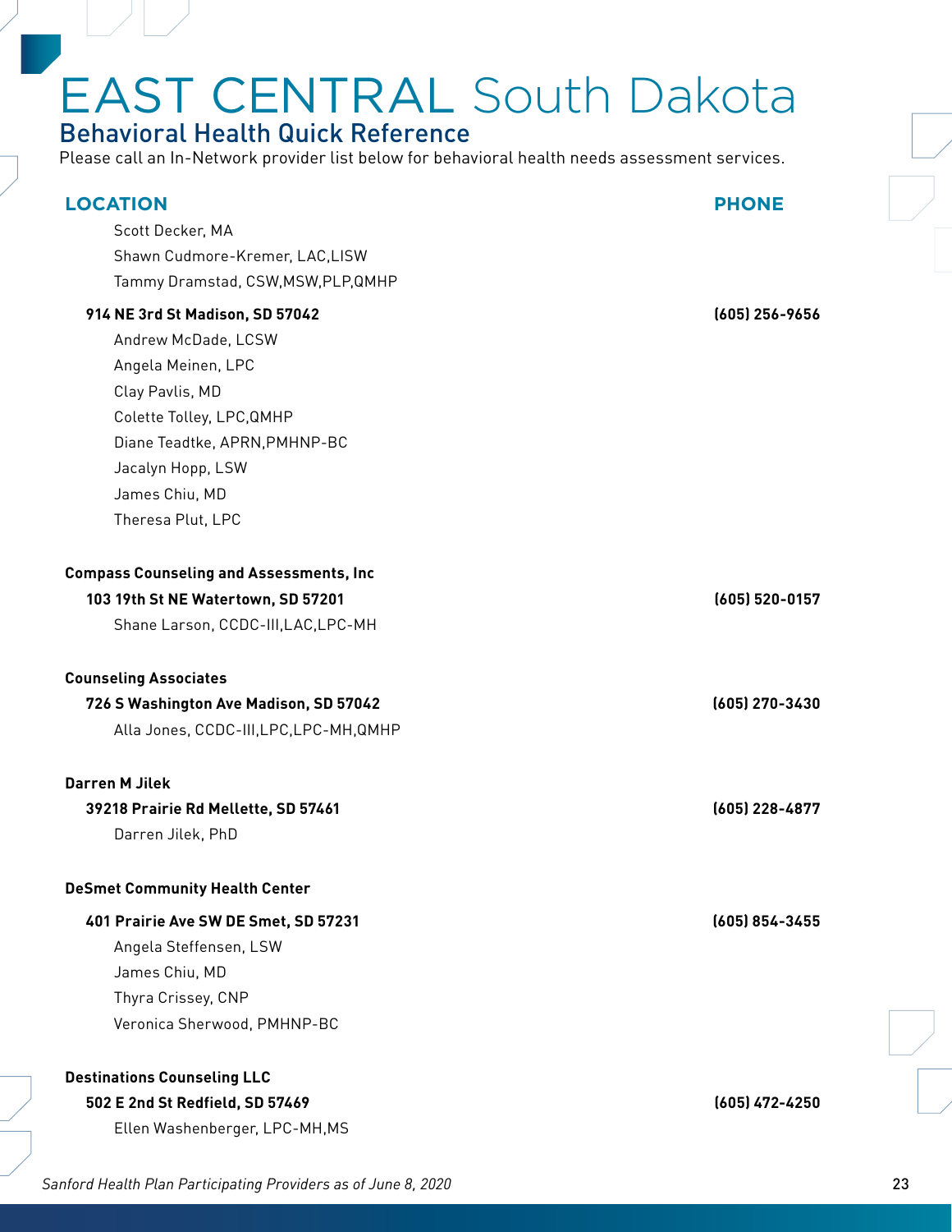# EAST CENTRAL South Dakota

## Behavioral Health Quick Reference

Please call an In-Network provider list below for behavioral health needs assessment services.

| LOCATION | PHONE |
|---|---|
| Scott Decker, MA | |
| Shawn Cudmore-Kremer, LAC,LISW | |
| Tammy Dramstad, CSW,MSW,PLP,QMHP | |
| **914 NE 3rd St Madison, SD 57042** | **(605) 256-9656** |
| Andrew McDade, LCSW | |
| Angela Meinen, LPC | |
| Clay Pavlis, MD | |
| Colette Tolley, LPC,QMHP | |
| Diane Teadtke, APRN,PMHNP-BC | |
| Jacalyn Hopp, LSW | |
| James Chiu, MD | |
| Theresa Plut, LPC | |
| **Compass Counseling and Assessments, Inc** | |
| **103 19th St NE Watertown, SD 57201** | **(605) 520-0157** |
| Shane Larson, CCDC-III,LAC,LPC-MH | |
| **Counseling Associates** | |
| **726 S Washington Ave Madison, SD 57042** | **(605) 270-3430** |
| Alla Jones, CCDC-III,LPC,LPC-MH,QMHP | |
| **Darren M Jilek** | |
| **39218 Prairie Rd Mellette, SD 57461** | **(605) 228-4877** |
| Darren Jilek, PhD | |
| **DeSmet Community Health Center** | |
| **401 Prairie Ave SW DE Smet, SD 57231** | **(605) 854-3455** |
| Angela Steffensen, LSW | |
| James Chiu, MD | |
| Thyra Crissey, CNP | |
| Veronica Sherwood, PMHNP-BC | |
| **Destinations Counseling LLC** | |
| **502 E 2nd St Redfield, SD 57469** | **(605) 472-4250** |
| Ellen Washenberger, LPC-MH,MS | |

*Sanford Health Plan Participating Providers as of June 8, 2020*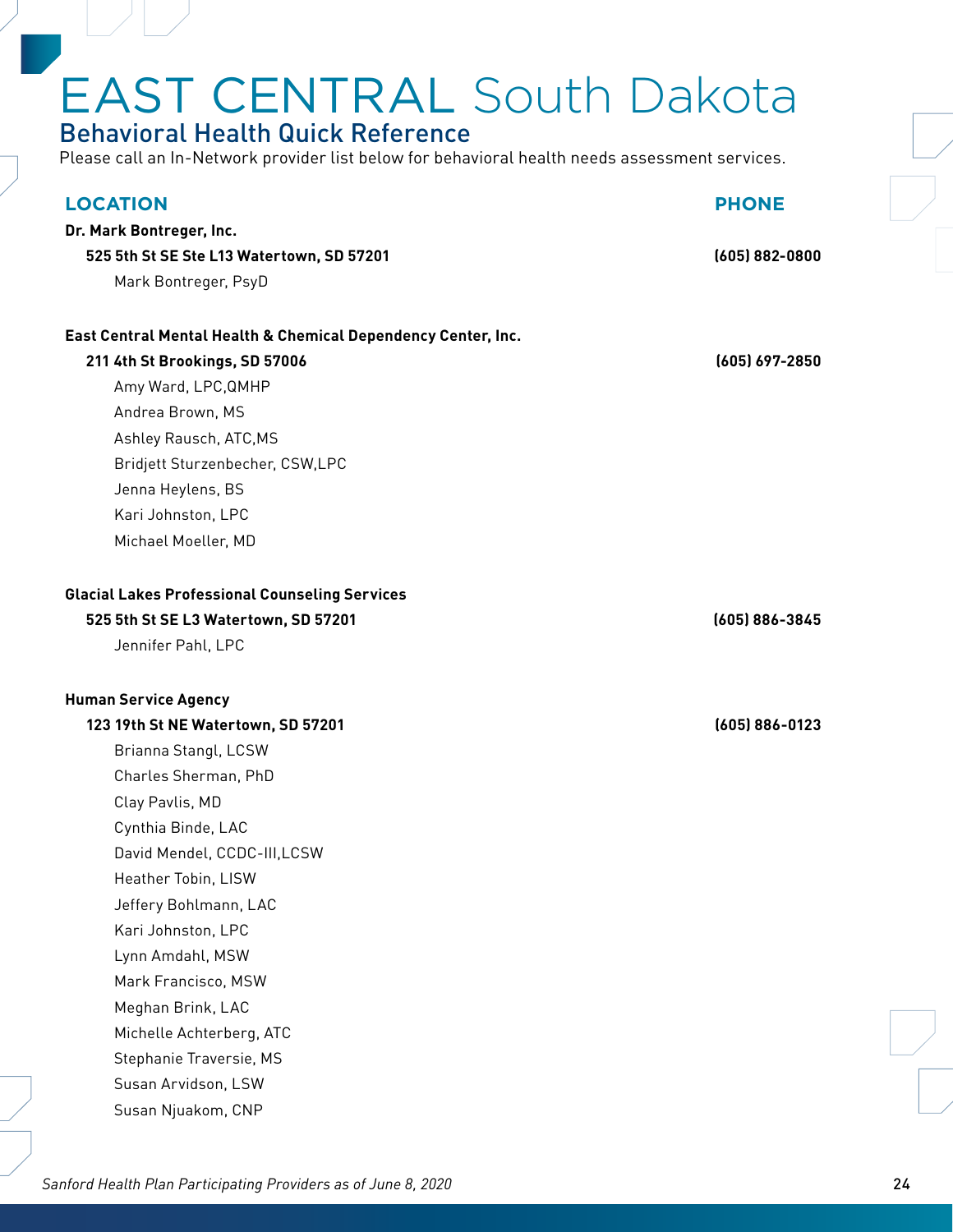# EAST CENTRAL South Dakota

## Behavioral Health Quick Reference

Please call an In-Network provider list below for behavioral health needs assessment services.

| LOCATION | PHONE |
|---|---|
| **Dr. Mark Bontreger, Inc.** | |
| **525 5th St SE Ste L13 Watertown, SD 57201** | **(605) 882-0800** |
| Mark Bontreger, PsyD | |
| **East Central Mental Health & Chemical Dependency Center, Inc.** | |
| **211 4th St Brookings, SD 57006** | **(605) 697-2850** |
| Amy Ward, LPC,QMHP | |
| Andrea Brown, MS | |
| Ashley Rausch, ATC,MS | |
| Bridjett Sturzenbecher, CSW,LPC | |
| Jenna Heylens, BS | |
| Kari Johnston, LPC | |
| Michael Moeller, MD | |
| **Glacial Lakes Professional Counseling Services** | |
| **525 5th St SE L3 Watertown, SD 57201** | **(605) 886-3845** |
| Jennifer Pahl, LPC | |
| **Human Service Agency** | |
| **123 19th St NE Watertown, SD 57201** | **(605) 886-0123** |
| Brianna Stangl, LCSW | |
| Charles Sherman, PhD | |
| Clay Pavlis, MD | |
| Cynthia Binde, LAC | |
| David Mendel, CCDC-III,LCSW | |
| Heather Tobin, LISW | |
| Jeffery Bohlmann, LAC | |
| Kari Johnston, LPC | |
| Lynn Amdahl, MSW | |
| Mark Francisco, MSW | |
| Meghan Brink, LAC | |
| Michelle Achterberg, ATC | |
| Stephanie Traversie, MS | |
| Susan Arvidson, LSW | |
| Susan Njuakom, CNP | |

*Sanford Health Plan Participating Providers as of June 8, 2020*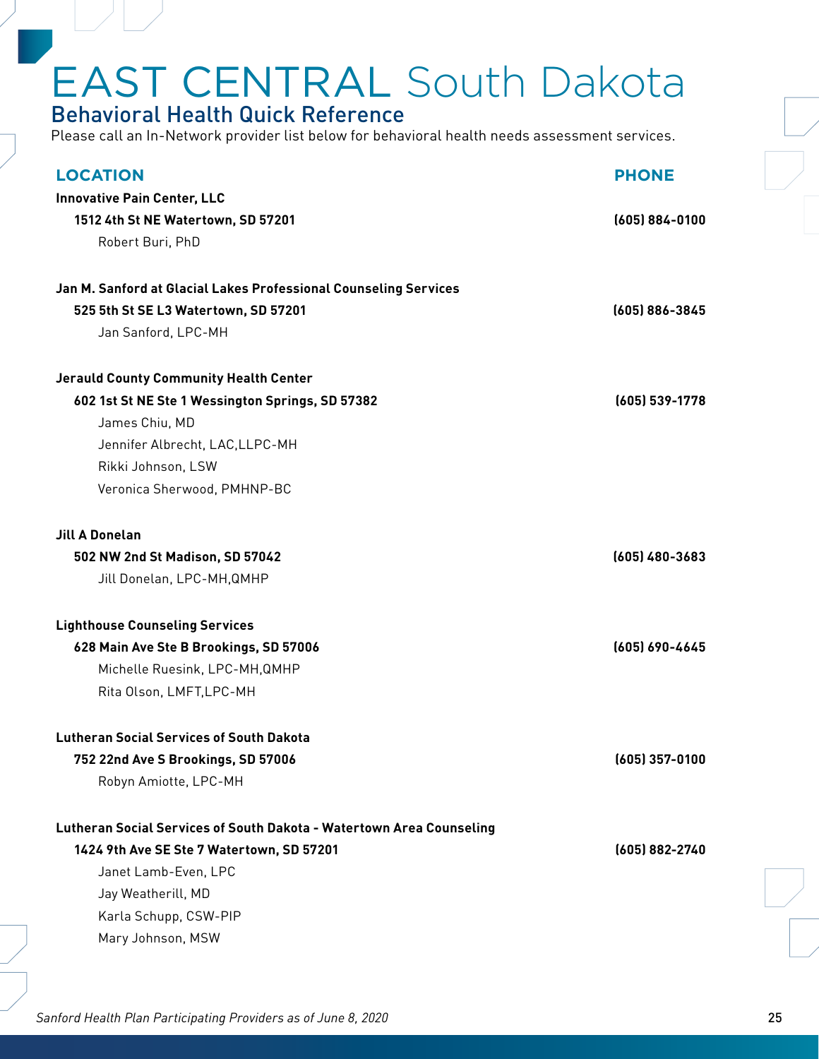# EAST CENTRAL South Dakota

## Behavioral Health Quick Reference

Please call an In-Network provider list below for behavioral health needs assessment services.

| LOCATION | PHONE |
|---|---|
| **Innovative Pain Center, LLC** | |
| **1512 4th St NE Watertown, SD 57201** | **(605) 884-0100** |
| Robert Buri, PhD | |
| **Jan M. Sanford at Glacial Lakes Professional Counseling Services** | |
| **525 5th St SE L3 Watertown, SD 57201** | **(605) 886-3845** |
| Jan Sanford, LPC-MH | |
| **Jerauld County Community Health Center** | |
| **602 1st St NE Ste 1 Wessington Springs, SD 57382** | **(605) 539-1778** |
| James Chiu, MD | |
| Jennifer Albrecht, LAC,LLPC-MH | |
| Rikki Johnson, LSW | |
| Veronica Sherwood, PMHNP-BC | |
| **Jill A Donelan** | |
| **502 NW 2nd St Madison, SD 57042** | **(605) 480-3683** |
| Jill Donelan, LPC-MH,QMHP | |
| **Lighthouse Counseling Services** | |
| **628 Main Ave Ste B Brookings, SD 57006** | **(605) 690-4645** |
| Michelle Ruesink, LPC-MH,QMHP | |
| Rita Olson, LMFT,LPC-MH | |
| **Lutheran Social Services of South Dakota** | |
| **752 22nd Ave S Brookings, SD 57006** | **(605) 357-0100** |
| Robyn Amiotte, LPC-MH | |
| **Lutheran Social Services of South Dakota - Watertown Area Counseling** | |
| **1424 9th Ave SE Ste 7 Watertown, SD 57201** | **(605) 882-2740** |
| Janet Lamb-Even, LPC | |
| Jay Weatherill, MD | |
| Karla Schupp, CSW-PIP | |
| Mary Johnson, MSW | |

*Sanford Health Plan Participating Providers as of June 8, 2020*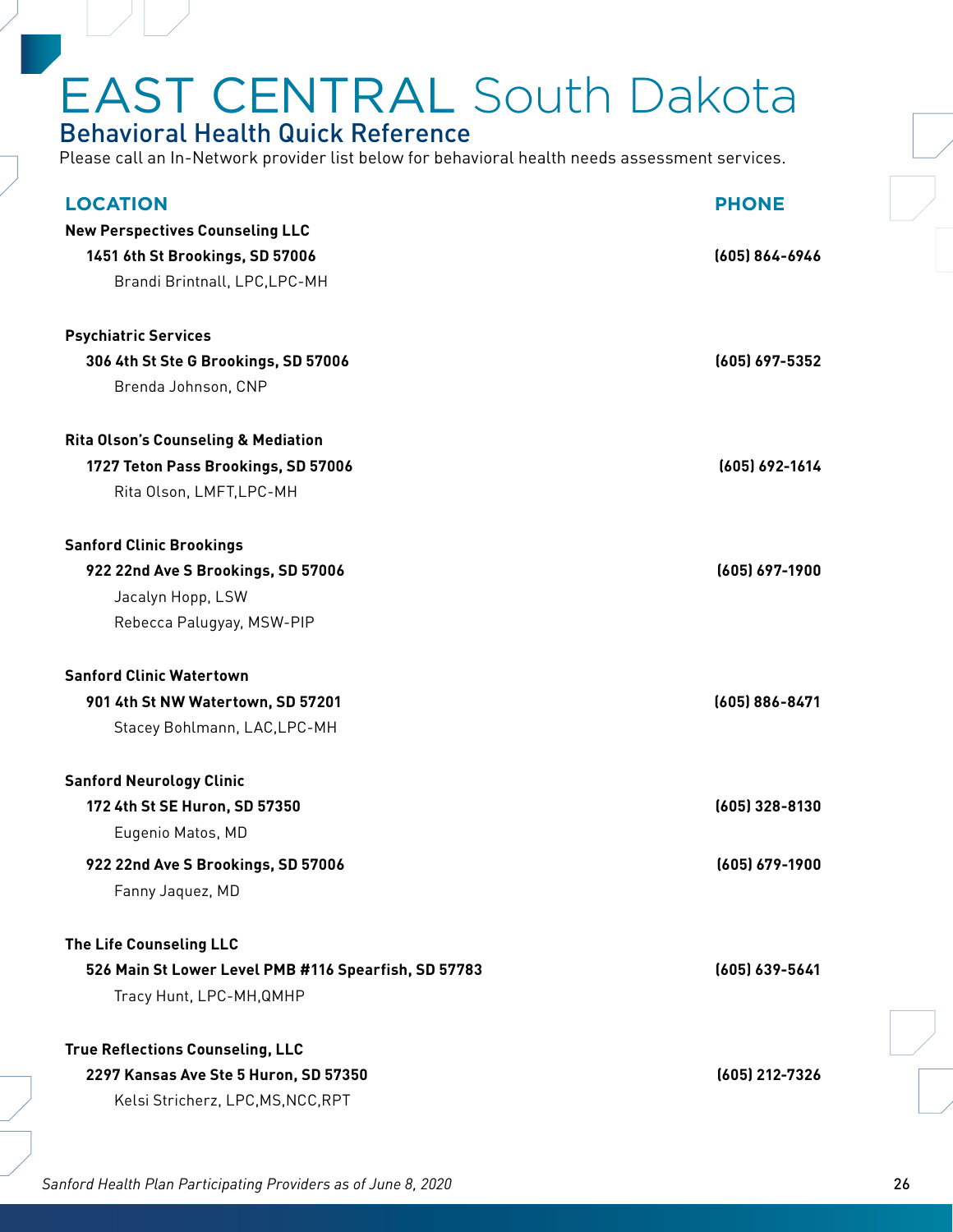# EAST CENTRAL South Dakota

## Behavioral Health Quick Reference

Please call an In-Network provider list below for behavioral health needs assessment services.

| LOCATION | PHONE |
|---|---|
| **New Perspectives Counseling LLC** | |
| **1451 6th St Brookings, SD 57006** | **(605) 864-6946** |
| Brandi Brintnall, LPC,LPC-MH | |
| **Psychiatric Services** | |
| **306 4th St Ste G Brookings, SD 57006** | **(605) 697-5352** |
| Brenda Johnson, CNP | |
| **Rita Olson's Counseling & Mediation** | |
| **1727 Teton Pass Brookings, SD 57006** | **(605) 692-1614** |
| Rita Olson, LMFT,LPC-MH | |
| **Sanford Clinic Brookings** | |
| **922 22nd Ave S Brookings, SD 57006** | **(605) 697-1900** |
| Jacalyn Hopp, LSW | |
| Rebecca Palugyay, MSW-PIP | |
| **Sanford Clinic Watertown** | |
| **901 4th St NW Watertown, SD 57201** | **(605) 886-8471** |
| Stacey Bohlmann, LAC,LPC-MH | |
| **Sanford Neurology Clinic** | |
| **172 4th St SE Huron, SD 57350** | **(605) 328-8130** |
| Eugenio Matos, MD | |
| **922 22nd Ave S Brookings, SD 57006** | **(605) 679-1900** |
| Fanny Jaquez, MD | |
| **The Life Counseling LLC** | |
| **526 Main St Lower Level PMB #116 Spearfish, SD 57783** | **(605) 639-5641** |
| Tracy Hunt, LPC-MH,QMHP | |
| **True Reflections Counseling, LLC** | |
| **2297 Kansas Ave Ste 5 Huron, SD 57350** | **(605) 212-7326** |
| Kelsi Stricherz, LPC,MS,NCC,RPT | |

*Sanford Health Plan Participating Providers as of June 8, 2020*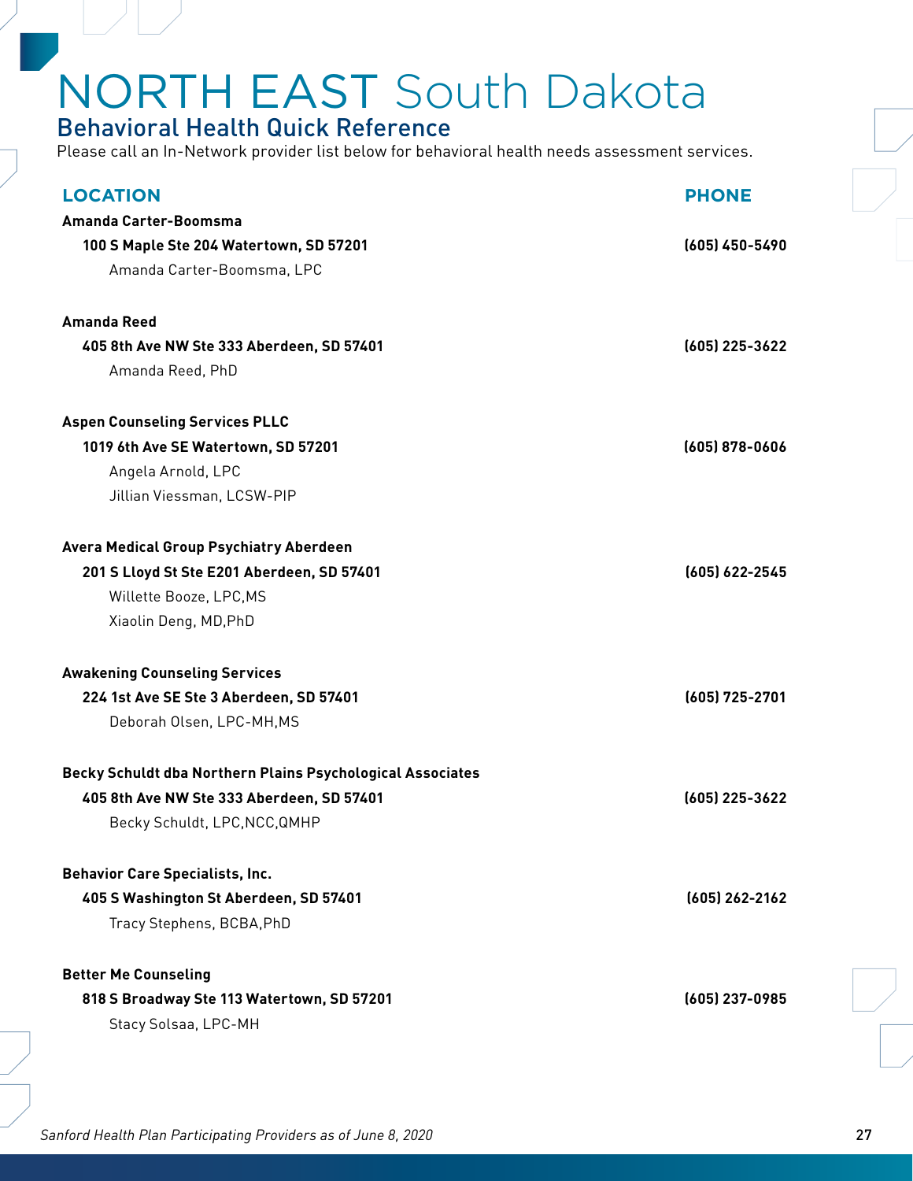# NORTH EAST South Dakota

## Behavioral Health Quick Reference

Please call an In-Network provider list below for behavioral health needs assessment services.

| LOCATION | PHONE |
|---|---|
| **Amanda Carter-Boomsma** | |
| **100 S Maple Ste 204 Watertown, SD 57201** | **(605) 450-5490** |
| Amanda Carter-Boomsma, LPC | |
| **Amanda Reed** | |
| **405 8th Ave NW Ste 333 Aberdeen, SD 57401** | **(605) 225-3622** |
| Amanda Reed, PhD | |
| **Aspen Counseling Services PLLC** | |
| **1019 6th Ave SE Watertown, SD 57201** | **(605) 878-0606** |
| Angela Arnold, LPC | |
| Jillian Viessman, LCSW-PIP | |
| **Avera Medical Group Psychiatry Aberdeen** | |
| **201 S Lloyd St Ste E201 Aberdeen, SD 57401** | **(605) 622-2545** |
| Willette Booze, LPC,MS | |
| Xiaolin Deng, MD,PhD | |
| **Awakening Counseling Services** | |
| **224 1st Ave SE Ste 3 Aberdeen, SD 57401** | **(605) 725-2701** |
| Deborah Olsen, LPC-MH,MS | |
| **Becky Schuldt dba Northern Plains Psychological Associates** | |
| **405 8th Ave NW Ste 333 Aberdeen, SD 57401** | **(605) 225-3622** |
| Becky Schuldt, LPC,NCC,QMHP | |
| **Behavior Care Specialists, Inc.** | |
| **405 S Washington St Aberdeen, SD 57401** | **(605) 262-2162** |
| Tracy Stephens, BCBA,PhD | |
| **Better Me Counseling** | |
| **818 S Broadway Ste 113 Watertown, SD 57201** | **(605) 237-0985** |
| Stacy Solsaa, LPC-MH | |

*Sanford Health Plan Participating Providers as of June 8, 2020*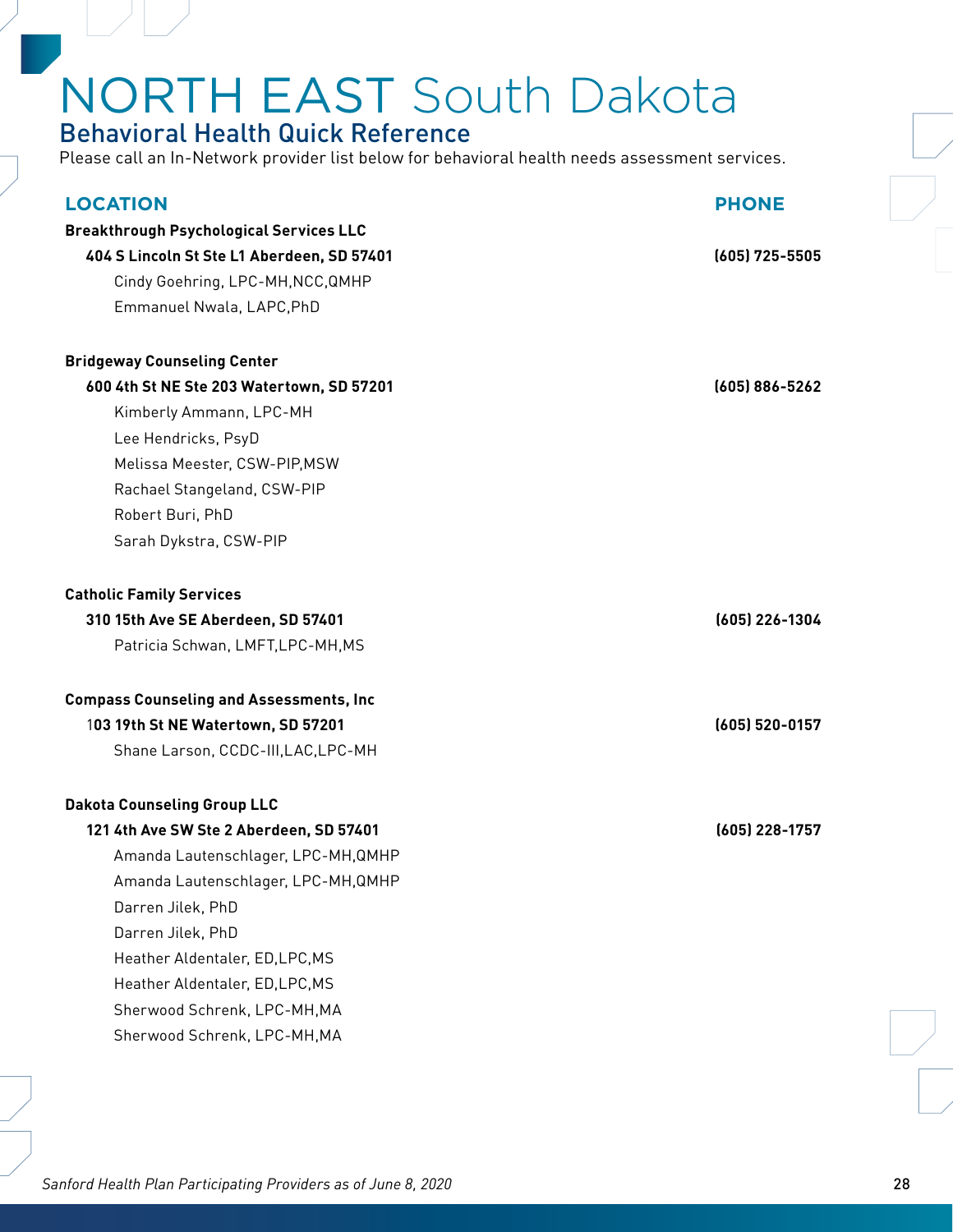# NORTH EAST South Dakota

## Behavioral Health Quick Reference

Please call an In-Network provider list below for behavioral health needs assessment services.

| LOCATION | PHONE |
|---|---|
| **Breakthrough Psychological Services LLC** | |
| **404 S Lincoln St Ste L1 Aberdeen, SD 57401** | **(605) 725-5505** |
| Cindy Goehring, LPC-MH,NCC,QMHP | |
| Emmanuel Nwala, LAPC,PhD | |
| **Bridgeway Counseling Center** | |
| **600 4th St NE Ste 203 Watertown, SD 57201** | **(605) 886-5262** |
| Kimberly Ammann, LPC-MH | |
| Lee Hendricks, PsyD | |
| Melissa Meester, CSW-PIP,MSW | |
| Rachael Stangeland, CSW-PIP | |
| Robert Buri, PhD | |
| Sarah Dykstra, CSW-PIP | |
| **Catholic Family Services** | |
| **310 15th Ave SE Aberdeen, SD 57401** | **(605) 226-1304** |
| Patricia Schwan, LMFT,LPC-MH,MS | |
| **Compass Counseling and Assessments, Inc** | |
| **103 19th St NE Watertown, SD 57201** | **(605) 520-0157** |
| Shane Larson, CCDC-III,LAC,LPC-MH | |
| **Dakota Counseling Group LLC** | |
| **121 4th Ave SW Ste 2 Aberdeen, SD 57401** | **(605) 228-1757** |
| Amanda Lautenschlager, LPC-MH,QMHP | |
| Amanda Lautenschlager, LPC-MH,QMHP | |
| Darren Jilek, PhD | |
| Darren Jilek, PhD | |
| Heather Aldentaler, ED,LPC,MS | |
| Heather Aldentaler, ED,LPC,MS | |
| Sherwood Schrenk, LPC-MH,MA | |
| Sherwood Schrenk, LPC-MH,MA | |

*Sanford Health Plan Participating Providers as of June 8, 2020*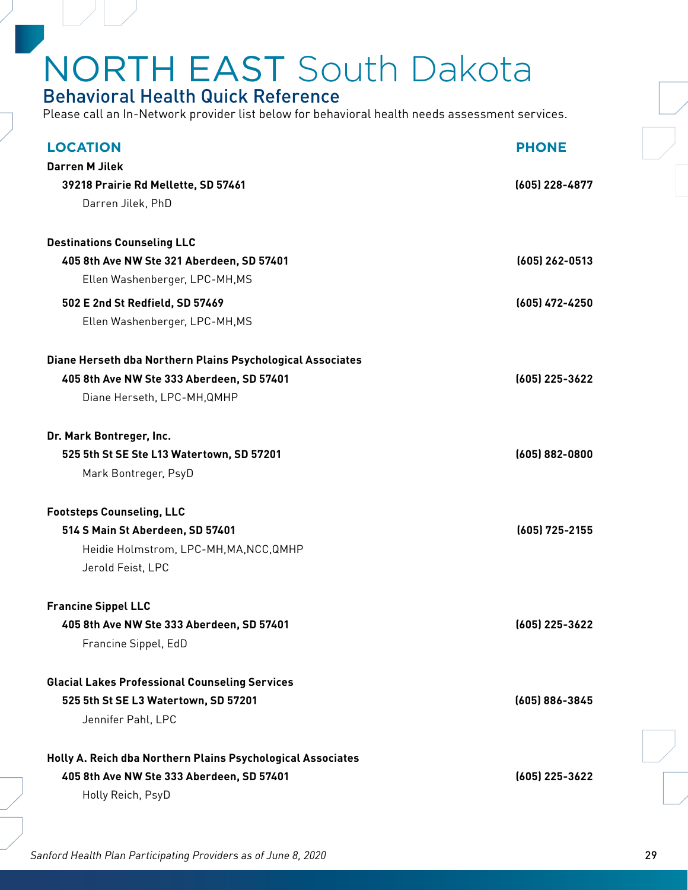# NORTH EAST South Dakota

## Behavioral Health Quick Reference

Please call an In-Network provider list below for behavioral health needs assessment services.

| LOCATION | PHONE |
|---|---|
| **Darren M Jilek** | |
| **39218 Prairie Rd Mellette, SD 57461** | **(605) 228-4877** |
| Darren Jilek, PhD | |
| **Destinations Counseling LLC** | |
| **405 8th Ave NW Ste 321 Aberdeen, SD 57401** | **(605) 262-0513** |
| Ellen Washenberger, LPC-MH,MS | |
| **502 E 2nd St Redfield, SD 57469** | **(605) 472-4250** |
| Ellen Washenberger, LPC-MH,MS | |
| **Diane Herseth dba Northern Plains Psychological Associates** | |
| **405 8th Ave NW Ste 333 Aberdeen, SD 57401** | **(605) 225-3622** |
| Diane Herseth, LPC-MH,QMHP | |
| **Dr. Mark Bontreger, Inc.** | |
| **525 5th St SE Ste L13 Watertown, SD 57201** | **(605) 882-0800** |
| Mark Bontreger, PsyD | |
| **Footsteps Counseling, LLC** | |
| **514 S Main St Aberdeen, SD 57401** | **(605) 725-2155** |
| Heidie Holmstrom, LPC-MH,MA,NCC,QMHP | |
| Jerold Feist, LPC | |
| **Francine Sippel LLC** | |
| **405 8th Ave NW Ste 333 Aberdeen, SD 57401** | **(605) 225-3622** |
| Francine Sippel, EdD | |
| **Glacial Lakes Professional Counseling Services** | |
| **525 5th St SE L3 Watertown, SD 57201** | **(605) 886-3845** |
| Jennifer Pahl, LPC | |
| **Holly A. Reich dba Northern Plains Psychological Associates** | |
| **405 8th Ave NW Ste 333 Aberdeen, SD 57401** | **(605) 225-3622** |
| Holly Reich, PsyD | |

*Sanford Health Plan Participating Providers as of June 8, 2020*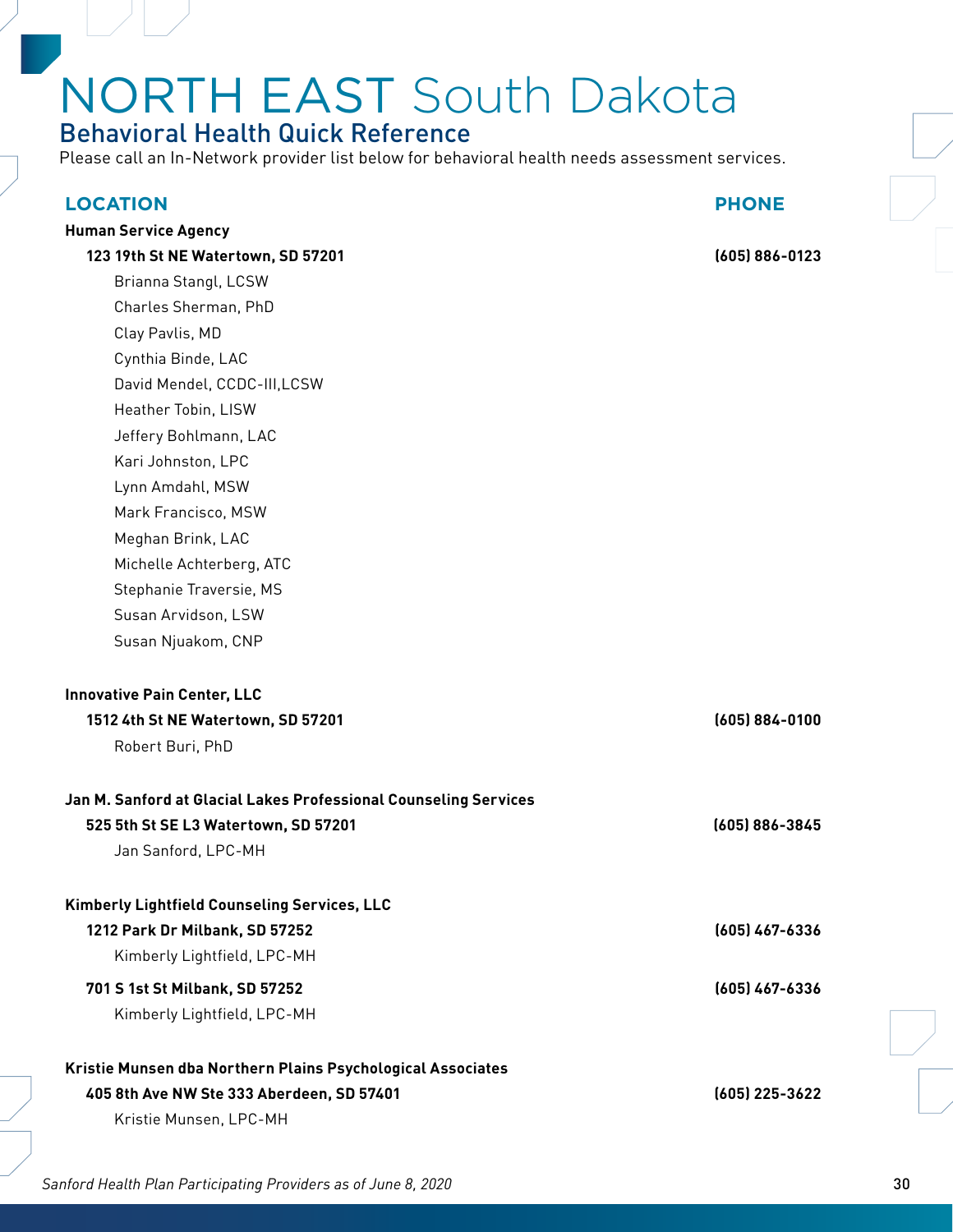# NORTH EAST South Dakota

## Behavioral Health Quick Reference

Please call an In-Network provider list below for behavioral health needs assessment services.

| LOCATION | PHONE |
|---|---|
| **Human Service Agency** | |
| **123 19th St NE Watertown, SD 57201** | **(605) 886-0123** |
| Brianna Stangl, LCSW | |
| Charles Sherman, PhD | |
| Clay Pavlis, MD | |
| Cynthia Binde, LAC | |
| David Mendel, CCDC-III,LCSW | |
| Heather Tobin, LISW | |
| Jeffery Bohlmann, LAC | |
| Kari Johnston, LPC | |
| Lynn Amdahl, MSW | |
| Mark Francisco, MSW | |
| Meghan Brink, LAC | |
| Michelle Achterberg, ATC | |
| Stephanie Traversie, MS | |
| Susan Arvidson, LSW | |
| Susan Njuakom, CNP | |
| **Innovative Pain Center, LLC** | |
| **1512 4th St NE Watertown, SD 57201** | **(605) 884-0100** |
| Robert Buri, PhD | |
| **Jan M. Sanford at Glacial Lakes Professional Counseling Services** | |
| **525 5th St SE L3 Watertown, SD 57201** | **(605) 886-3845** |
| Jan Sanford, LPC-MH | |
| **Kimberly Lightfield Counseling Services, LLC** | |
| **1212 Park Dr Milbank, SD 57252** | **(605) 467-6336** |
| Kimberly Lightfield, LPC-MH | |
| **701 S 1st St Milbank, SD 57252** | **(605) 467-6336** |
| Kimberly Lightfield, LPC-MH | |
| **Kristie Munsen dba Northern Plains Psychological Associates** | |
| **405 8th Ave NW Ste 333 Aberdeen, SD 57401** | **(605) 225-3622** |
| Kristie Munsen, LPC-MH | |

*Sanford Health Plan Participating Providers as of June 8, 2020*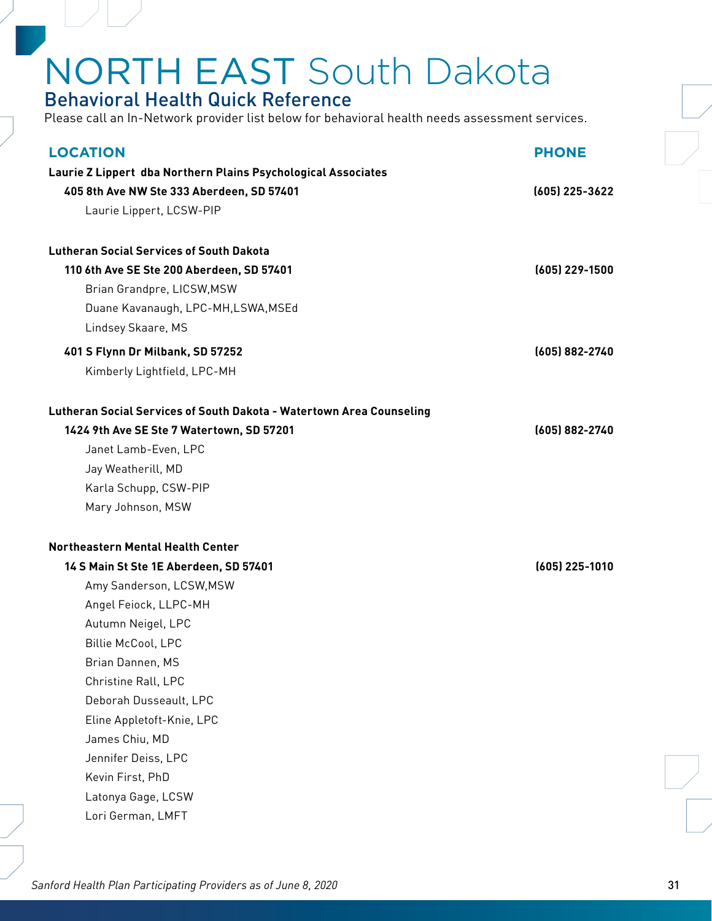# NORTH EAST South Dakota

## Behavioral Health Quick Reference

Please call an In-Network provider list below for behavioral health needs assessment services.

| LOCATION | PHONE |
|---|---|
| **Laurie Z Lippert dba Northern Plains Psychological Associates** | |
| **405 8th Ave NW Ste 333 Aberdeen, SD 57401** | **(605) 225-3622** |
| Laurie Lippert, LCSW-PIP | |
| **Lutheran Social Services of South Dakota** | |
| **110 6th Ave SE Ste 200 Aberdeen, SD 57401** | **(605) 229-1500** |
| Brian Grandpre, LICSW,MSW | |
| Duane Kavanaugh, LPC-MH,LSWA,MSEd | |
| Lindsey Skaare, MS | |
| **401 S Flynn Dr Milbank, SD 57252** | **(605) 882-2740** |
| Kimberly Lightfield, LPC-MH | |
| **Lutheran Social Services of South Dakota - Watertown Area Counseling** | |
| **1424 9th Ave SE Ste 7 Watertown, SD 57201** | **(605) 882-2740** |
| Janet Lamb-Even, LPC | |
| Jay Weatherill, MD | |
| Karla Schupp, CSW-PIP | |
| Mary Johnson, MSW | |
| **Northeastern Mental Health Center** | |
| **14 S Main St Ste 1E Aberdeen, SD 57401** | **(605) 225-1010** |
| Amy Sanderson, LCSW,MSW | |
| Angel Feiock, LLPC-MH | |
| Autumn Neigel, LPC | |
| Billie McCool, LPC | |
| Brian Dannen, MS | |
| Christine Rall, LPC | |
| Deborah Dusseault, LPC | |
| Eline Appletoft-Knie, LPC | |
| James Chiu, MD | |
| Jennifer Deiss, LPC | |
| Kevin First, PhD | |
| Latonya Gage, LCSW | |
| Lori German, LMFT | |

*Sanford Health Plan Participating Providers as of June 8, 2020*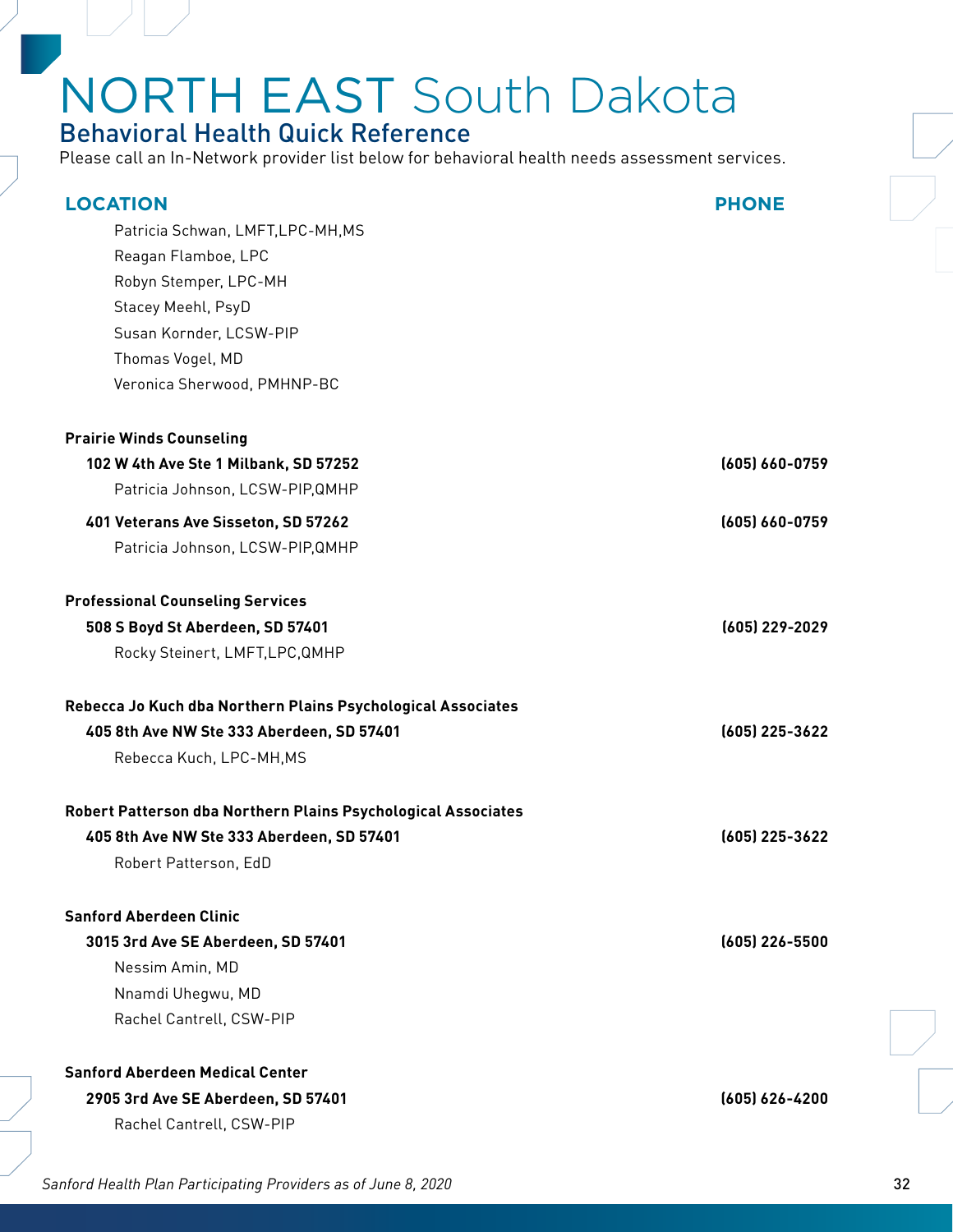# NORTH EAST South Dakota

## Behavioral Health Quick Reference

Please call an In-Network provider list below for behavioral health needs assessment services.

| LOCATION | PHONE |
|---|---|
| Patricia Schwan, LMFT,LPC-MH,MS | |
| Reagan Flamboe, LPC | |
| Robyn Stemper, LPC-MH | |
| Stacey Meehl, PsyD | |
| Susan Kornder, LCSW-PIP | |
| Thomas Vogel, MD | |
| Veronica Sherwood, PMHNP-BC | |
| **Prairie Winds Counseling** | |
| **102 W 4th Ave Ste 1 Milbank, SD 57252** | **(605) 660-0759** |
| Patricia Johnson, LCSW-PIP,QMHP | |
| **401 Veterans Ave Sisseton, SD 57262** | **(605) 660-0759** |
| Patricia Johnson, LCSW-PIP,QMHP | |
| **Professional Counseling Services** | |
| **508 S Boyd St Aberdeen, SD 57401** | **(605) 229-2029** |
| Rocky Steinert, LMFT,LPC,QMHP | |
| **Rebecca Jo Kuch dba Northern Plains Psychological Associates** | |
| **405 8th Ave NW Ste 333 Aberdeen, SD 57401** | **(605) 225-3622** |
| Rebecca Kuch, LPC-MH,MS | |
| **Robert Patterson dba Northern Plains Psychological Associates** | |
| **405 8th Ave NW Ste 333 Aberdeen, SD 57401** | **(605) 225-3622** |
| Robert Patterson, EdD | |
| **Sanford Aberdeen Clinic** | |
| **3015 3rd Ave SE Aberdeen, SD 57401** | **(605) 226-5500** |
| Nessim Amin, MD | |
| Nnamdi Uhegwu, MD | |
| Rachel Cantrell, CSW-PIP | |
| **Sanford Aberdeen Medical Center** | |
| **2905 3rd Ave SE Aberdeen, SD 57401** | **(605) 626-4200** |
| Rachel Cantrell, CSW-PIP | |

*Sanford Health Plan Participating Providers as of June 8, 2020*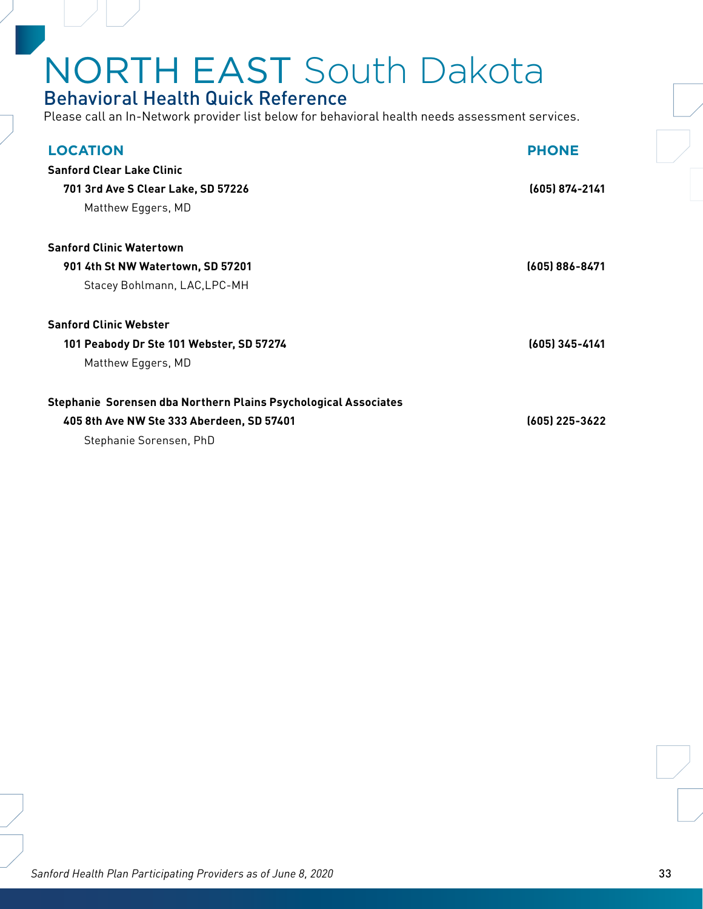# NORTH EAST South Dakota

## Behavioral Health Quick Reference

Please call an In-Network provider list below for behavioral health needs assessment services.

| LOCATION | PHONE |
|---|---|
| **Sanford Clear Lake Clinic** | |
| **701 3rd Ave S Clear Lake, SD 57226** | **(605) 874-2141** |
| Matthew Eggers, MD | |
| **Sanford Clinic Watertown** | |
| **901 4th St NW Watertown, SD 57201** | **(605) 886-8471** |
| Stacey Bohlmann, LAC,LPC-MH | |
| **Sanford Clinic Webster** | |
| **101 Peabody Dr Ste 101 Webster, SD 57274** | **(605) 345-4141** |
| Matthew Eggers, MD | |
| **Stephanie Sorensen dba Northern Plains Psychological Associates** | |
| **405 8th Ave NW Ste 333 Aberdeen, SD 57401** | **(605) 225-3622** |
| Stephanie Sorensen, PhD | |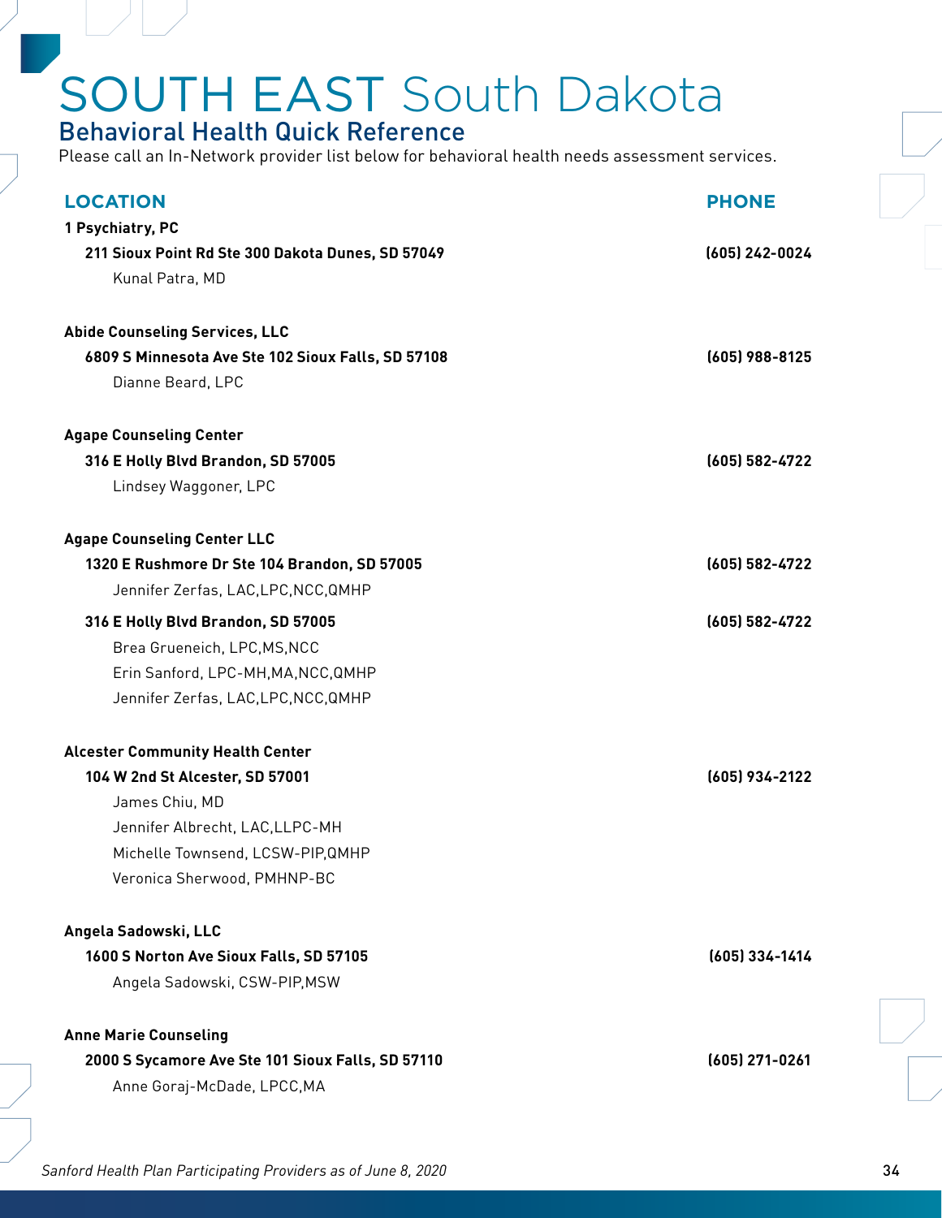# SOUTH EAST South Dakota

## Behavioral Health Quick Reference

Please call an In-Network provider list below for behavioral health needs assessment services.

| LOCATION | PHONE |
|---|---|
| **1 Psychiatry, PC** | |
| **211 Sioux Point Rd Ste 300 Dakota Dunes, SD 57049** | **(605) 242-0024** |
| Kunal Patra, MD | |
| **Abide Counseling Services, LLC** | |
| **6809 S Minnesota Ave Ste 102 Sioux Falls, SD 57108** | **(605) 988-8125** |
| Dianne Beard, LPC | |
| **Agape Counseling Center** | |
| **316 E Holly Blvd Brandon, SD 57005** | **(605) 582-4722** |
| Lindsey Waggoner, LPC | |
| **Agape Counseling Center LLC** | |
| **1320 E Rushmore Dr Ste 104 Brandon, SD 57005** | **(605) 582-4722** |
| Jennifer Zerfas, LAC,LPC,NCC,QMHP | |
| **316 E Holly Blvd Brandon, SD 57005** | **(605) 582-4722** |
| Brea Grueneich, LPC,MS,NCC | |
| Erin Sanford, LPC-MH,MA,NCC,QMHP | |
| Jennifer Zerfas, LAC,LPC,NCC,QMHP | |
| **Alcester Community Health Center** | |
| **104 W 2nd St Alcester, SD 57001** | **(605) 934-2122** |
| James Chiu, MD | |
| Jennifer Albrecht, LAC,LLPC-MH | |
| Michelle Townsend, LCSW-PIP,QMHP | |
| Veronica Sherwood, PMHNP-BC | |
| **Angela Sadowski, LLC** | |
| **1600 S Norton Ave Sioux Falls, SD 57105** | **(605) 334-1414** |
| Angela Sadowski, CSW-PIP,MSW | |
| **Anne Marie Counseling** | |
| **2000 S Sycamore Ave Ste 101 Sioux Falls, SD 57110** | **(605) 271-0261** |
| Anne Goraj-McDade, LPCC,MA | |

*Sanford Health Plan Participating Providers as of June 8, 2020*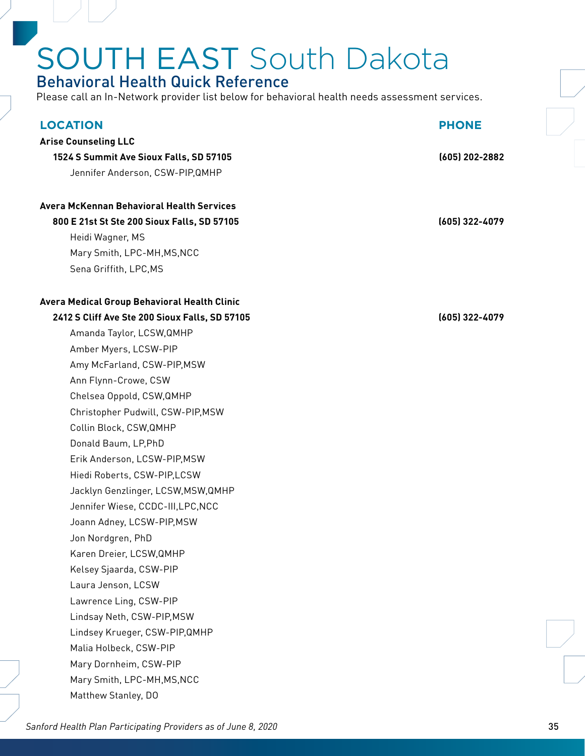# SOUTH EAST South Dakota

## Behavioral Health Quick Reference

Please call an In-Network provider list below for behavioral health needs assessment services.

| LOCATION | PHONE |
|---|---|
| **Arise Counseling LLC** | |
| **1524 S Summit Ave Sioux Falls, SD 57105** | **(605) 202-2882** |
| Jennifer Anderson, CSW-PIP,QMHP | |
| **Avera McKennan Behavioral Health Services** | |
| **800 E 21st St Ste 200 Sioux Falls, SD 57105** | **(605) 322-4079** |
| Heidi Wagner, MS | |
| Mary Smith, LPC-MH,MS,NCC | |
| Sena Griffith, LPC,MS | |
| **Avera Medical Group Behavioral Health Clinic** | |
| **2412 S Cliff Ave Ste 200 Sioux Falls, SD 57105** | **(605) 322-4079** |
| Amanda Taylor, LCSW,QMHP | |
| Amber Myers, LCSW-PIP | |
| Amy McFarland, CSW-PIP,MSW | |
| Ann Flynn-Crowe, CSW | |
| Chelsea Oppold, CSW,QMHP | |
| Christopher Pudwill, CSW-PIP,MSW | |
| Collin Block, CSW,QMHP | |
| Donald Baum, LP,PhD | |
| Erik Anderson, LCSW-PIP,MSW | |
| Hiedi Roberts, CSW-PIP,LCSW | |
| Jacklyn Genzlinger, LCSW,MSW,QMHP | |
| Jennifer Wiese, CCDC-III,LPC,NCC | |
| Joann Adney, LCSW-PIP,MSW | |
| Jon Nordgren, PhD | |
| Karen Dreier, LCSW,QMHP | |
| Kelsey Sjaarda, CSW-PIP | |
| Laura Jenson, LCSW | |
| Lawrence Ling, CSW-PIP | |
| Lindsay Neth, CSW-PIP,MSW | |
| Lindsey Krueger, CSW-PIP,QMHP | |
| Malia Holbeck, CSW-PIP | |
| Mary Dornheim, CSW-PIP | |
| Mary Smith, LPC-MH,MS,NCC | |
| Matthew Stanley, DO | |

*Sanford Health Plan Participating Providers as of June 8, 2020*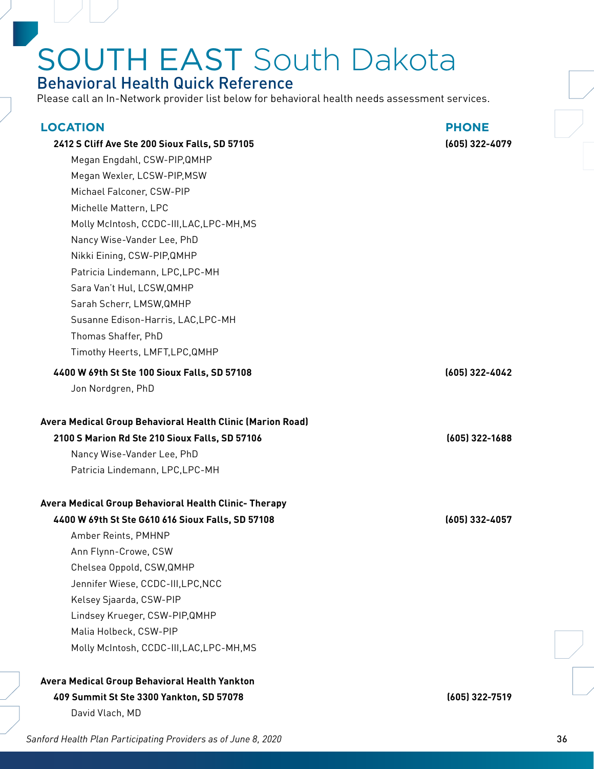# SOUTH EAST South Dakota

## Behavioral Health Quick Reference

Please call an In-Network provider list below for behavioral health needs assessment services.

| LOCATION | PHONE |
|---|---|
| **2412 S Cliff Ave Ste 200 Sioux Falls, SD 57105** | **(605) 322-4079** |
| Megan Engdahl, CSW-PIP,QMHP | |
| Megan Wexler, LCSW-PIP,MSW | |
| Michael Falconer, CSW-PIP | |
| Michelle Mattern, LPC | |
| Molly McIntosh, CCDC-III,LAC,LPC-MH,MS | |
| Nancy Wise-Vander Lee, PhD | |
| Nikki Eining, CSW-PIP,QMHP | |
| Patricia Lindemann, LPC,LPC-MH | |
| Sara Van't Hul, LCSW,QMHP | |
| Sarah Scherr, LMSW,QMHP | |
| Susanne Edison-Harris, LAC,LPC-MH | |
| Thomas Shaffer, PhD | |
| Timothy Heerts, LMFT,LPC,QMHP | |
| **4400 W 69th St Ste 100 Sioux Falls, SD 57108** | **(605) 322-4042** |
| Jon Nordgren, PhD | |
| **Avera Medical Group Behavioral Health Clinic (Marion Road)** | |
| **2100 S Marion Rd Ste 210 Sioux Falls, SD 57106** | **(605) 322-1688** |
| Nancy Wise-Vander Lee, PhD | |
| Patricia Lindemann, LPC,LPC-MH | |
| **Avera Medical Group Behavioral Health Clinic- Therapy** | |
| **4400 W 69th St Ste G610 616 Sioux Falls, SD 57108** | **(605) 332-4057** |
| Amber Reints, PMHNP | |
| Ann Flynn-Crowe, CSW | |
| Chelsea Oppold, CSW,QMHP | |
| Jennifer Wiese, CCDC-III,LPC,NCC | |
| Kelsey Sjaarda, CSW-PIP | |
| Lindsey Krueger, CSW-PIP,QMHP | |
| Malia Holbeck, CSW-PIP | |
| Molly McIntosh, CCDC-III,LAC,LPC-MH,MS | |
| **Avera Medical Group Behavioral Health Yankton** | |
| **409 Summit St Ste 3300 Yankton, SD 57078** | **(605) 322-7519** |
| David Vlach, MD | |

*Sanford Health Plan Participating Providers as of June 8, 2020*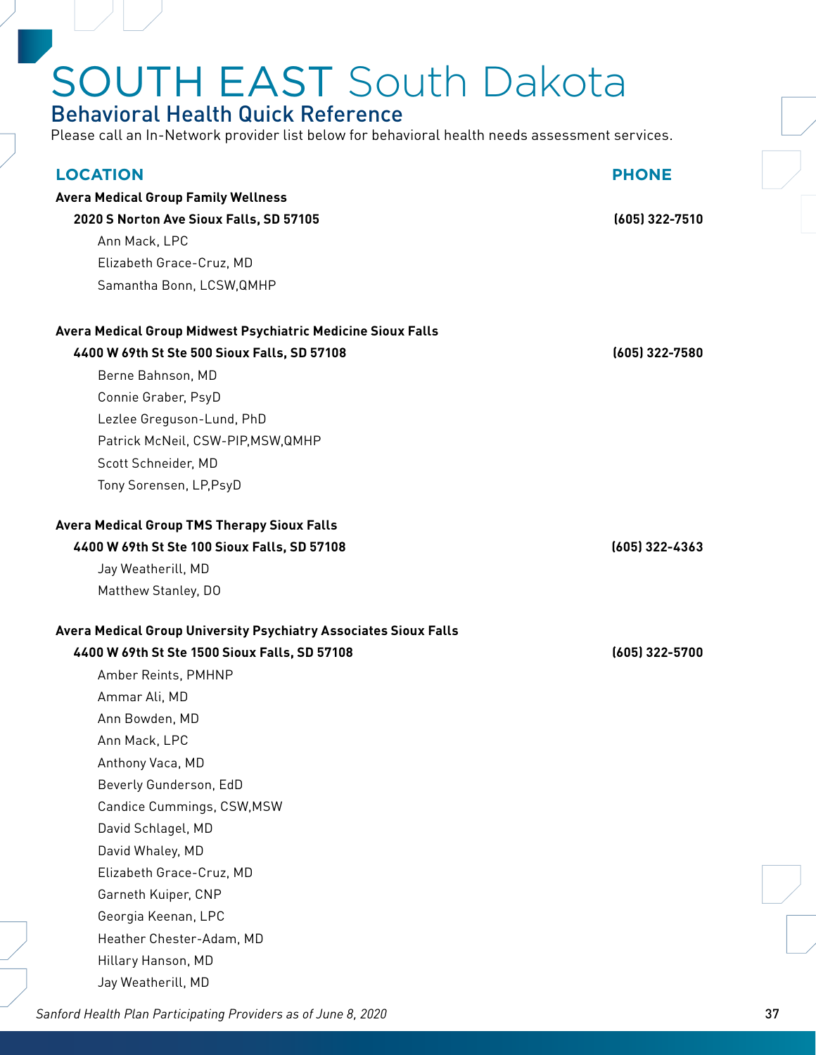# SOUTH EAST South Dakota

## Behavioral Health Quick Reference

Please call an In-Network provider list below for behavioral health needs assessment services.

| LOCATION | PHONE |
|---|---|
| **Avera Medical Group Family Wellness** | |
| **2020 S Norton Ave Sioux Falls, SD 57105** | **(605) 322-7510** |
| Ann Mack, LPC | |
| Elizabeth Grace-Cruz, MD | |
| Samantha Bonn, LCSW,QMHP | |
| **Avera Medical Group Midwest Psychiatric Medicine Sioux Falls** | |
| **4400 W 69th St Ste 500 Sioux Falls, SD 57108** | **(605) 322-7580** |
| Berne Bahnson, MD | |
| Connie Graber, PsyD | |
| Lezlee Greguson-Lund, PhD | |
| Patrick McNeil, CSW-PIP,MSW,QMHP | |
| Scott Schneider, MD | |
| Tony Sorensen, LP,PsyD | |
| **Avera Medical Group TMS Therapy Sioux Falls** | |
| **4400 W 69th St Ste 100 Sioux Falls, SD 57108** | **(605) 322-4363** |
| Jay Weatherill, MD | |
| Matthew Stanley, DO | |
| **Avera Medical Group University Psychiatry Associates Sioux Falls** | |
| **4400 W 69th St Ste 1500 Sioux Falls, SD 57108** | **(605) 322-5700** |
| Amber Reints, PMHNP | |
| Ammar Ali, MD | |
| Ann Bowden, MD | |
| Ann Mack, LPC | |
| Anthony Vaca, MD | |
| Beverly Gunderson, EdD | |
| Candice Cummings, CSW,MSW | |
| David Schlagel, MD | |
| David Whaley, MD | |
| Elizabeth Grace-Cruz, MD | |
| Garneth Kuiper, CNP | |
| Georgia Keenan, LPC | |
| Heather Chester-Adam, MD | |
| Hillary Hanson, MD | |
| Jay Weatherill, MD | |

*Sanford Health Plan Participating Providers as of June 8, 2020*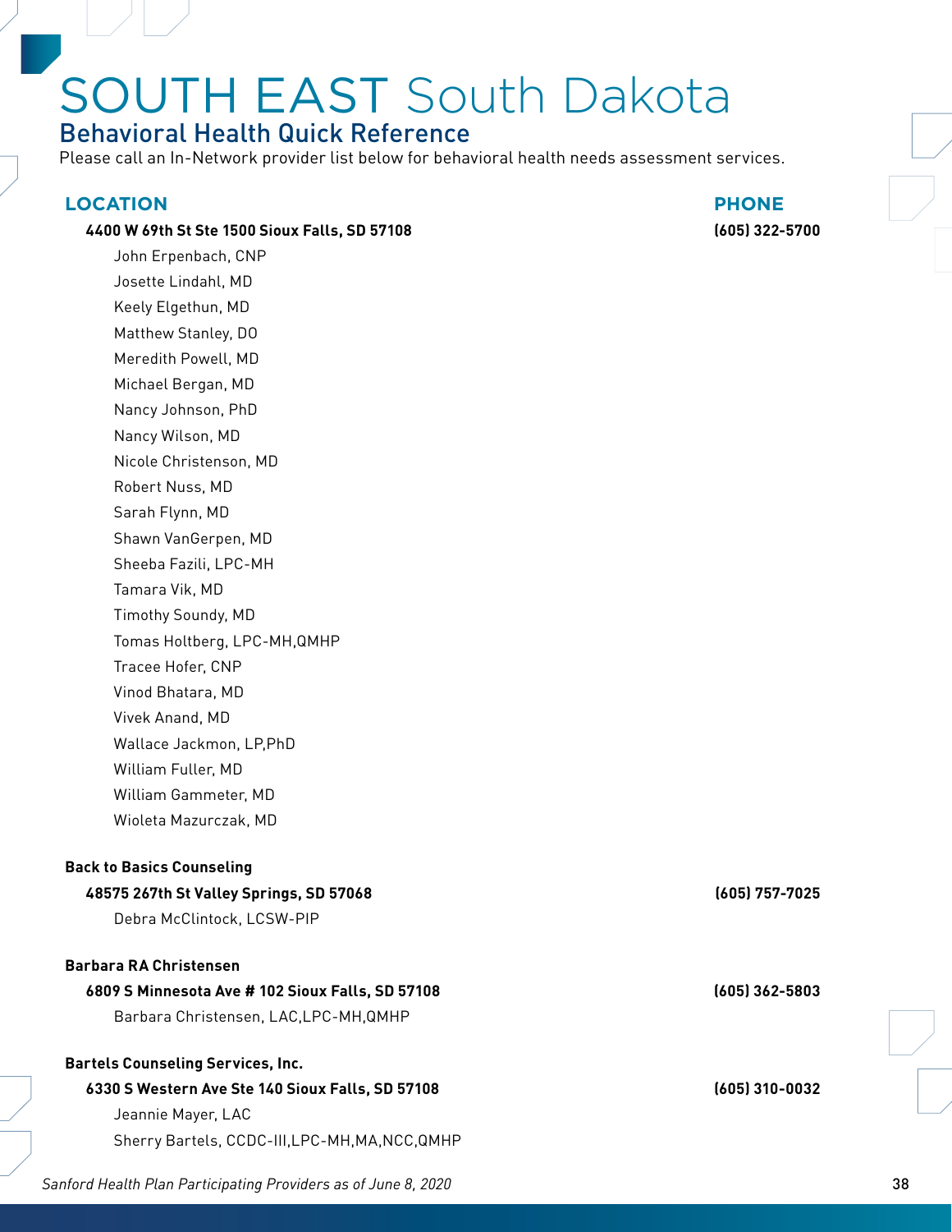# SOUTH EAST South Dakota

## Behavioral Health Quick Reference

Please call an In-Network provider list below for behavioral health needs assessment services.

| LOCATION | PHONE |
|---|---|
| **4400 W 69th St Ste 1500 Sioux Falls, SD 57108** | **(605) 322-5700** |
| John Erpenbach, CNP | |
| Josette Lindahl, MD | |
| Keely Elgethun, MD | |
| Matthew Stanley, DO | |
| Meredith Powell, MD | |
| Michael Bergan, MD | |
| Nancy Johnson, PhD | |
| Nancy Wilson, MD | |
| Nicole Christenson, MD | |
| Robert Nuss, MD | |
| Sarah Flynn, MD | |
| Shawn VanGerpen, MD | |
| Sheeba Fazili, LPC-MH | |
| Tamara Vik, MD | |
| Timothy Soundy, MD | |
| Tomas Holtberg, LPC-MH,QMHP | |
| Tracee Hofer, CNP | |
| Vinod Bhatara, MD | |
| Vivek Anand, MD | |
| Wallace Jackmon, LP,PhD | |
| William Fuller, MD | |
| William Gammeter, MD | |
| Wioleta Mazurczak, MD | |
| **Back to Basics Counseling** | |
| **48575 267th St Valley Springs, SD 57068** | **(605) 757-7025** |
| Debra McClintock, LCSW-PIP | |
| **Barbara RA Christensen** | |
| **6809 S Minnesota Ave # 102 Sioux Falls, SD 57108** | **(605) 362-5803** |
| Barbara Christensen, LAC,LPC-MH,QMHP | |
| **Bartels Counseling Services, Inc.** | |
| **6330 S Western Ave Ste 140 Sioux Falls, SD 57108** | **(605) 310-0032** |
| Jeannie Mayer, LAC | |
| Sherry Bartels, CCDC-III,LPC-MH,MA,NCC,QMHP | |

*Sanford Health Plan Participating Providers as of June 8, 2020*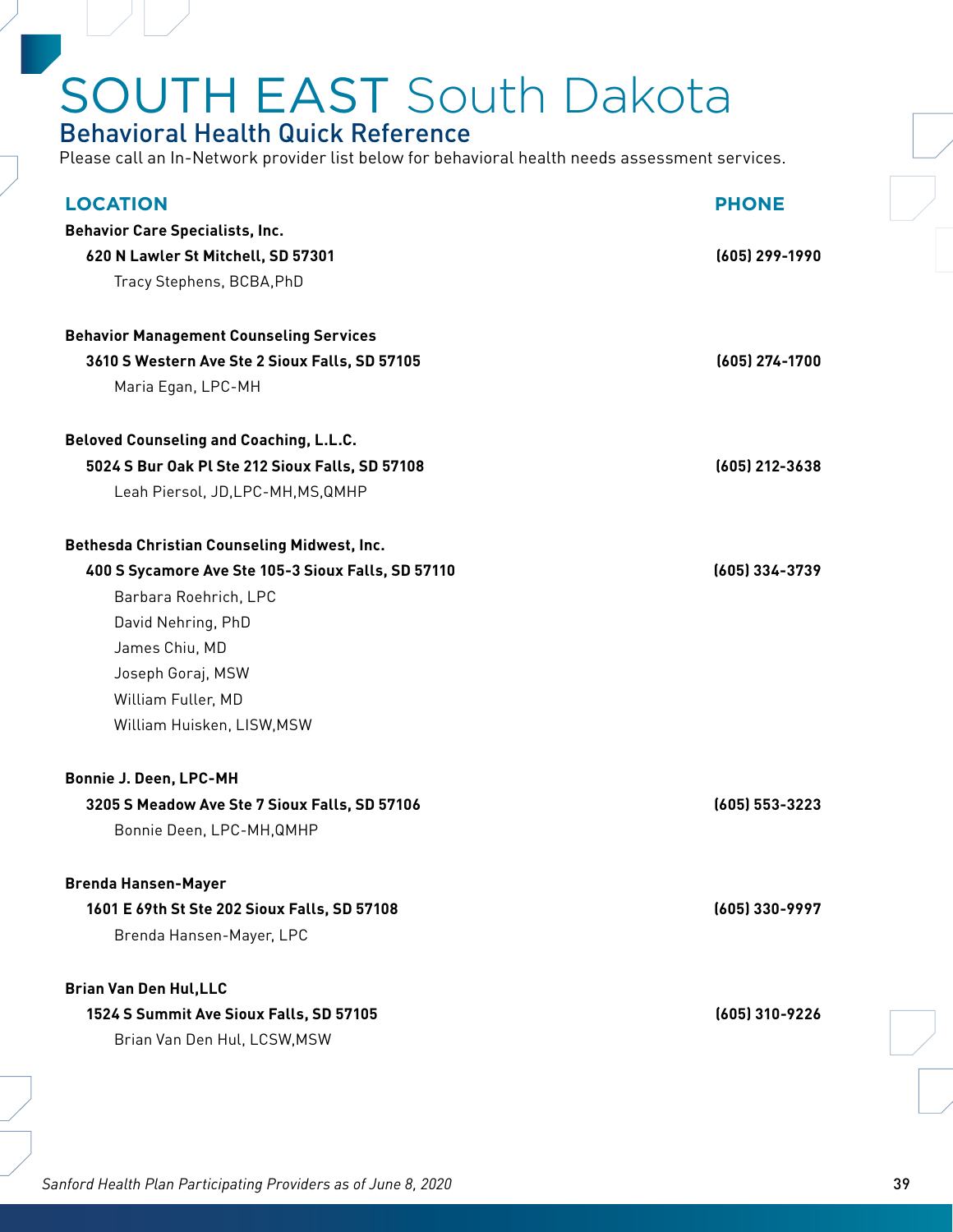# SOUTH EAST South Dakota

## Behavioral Health Quick Reference

Please call an In-Network provider list below for behavioral health needs assessment services.

| LOCATION | PHONE |
|---|---|
| **Behavior Care Specialists, Inc.** | |
| **620 N Lawler St Mitchell, SD 57301** | **(605) 299-1990** |
| Tracy Stephens, BCBA,PhD | |
| **Behavior Management Counseling Services** | |
| **3610 S Western Ave Ste 2 Sioux Falls, SD 57105** | **(605) 274-1700** |
| Maria Egan, LPC-MH | |
| **Beloved Counseling and Coaching, L.L.C.** | |
| **5024 S Bur Oak Pl Ste 212 Sioux Falls, SD 57108** | **(605) 212-3638** |
| Leah Piersol, JD,LPC-MH,MS,QMHP | |
| **Bethesda Christian Counseling Midwest, Inc.** | |
| **400 S Sycamore Ave Ste 105-3 Sioux Falls, SD 57110** | **(605) 334-3739** |
| Barbara Roehrich, LPC | |
| David Nehring, PhD | |
| James Chiu, MD | |
| Joseph Goraj, MSW | |
| William Fuller, MD | |
| William Huisken, LISW,MSW | |
| **Bonnie J. Deen, LPC-MH** | |
| **3205 S Meadow Ave Ste 7 Sioux Falls, SD 57106** | **(605) 553-3223** |
| Bonnie Deen, LPC-MH,QMHP | |
| **Brenda Hansen-Mayer** | |
| **1601 E 69th St Ste 202 Sioux Falls, SD 57108** | **(605) 330-9997** |
| Brenda Hansen-Mayer, LPC | |
| **Brian Van Den Hul,LLC** | |
| **1524 S Summit Ave Sioux Falls, SD 57105** | **(605) 310-9226** |
| Brian Van Den Hul, LCSW,MSW | |

*Sanford Health Plan Participating Providers as of June 8, 2020*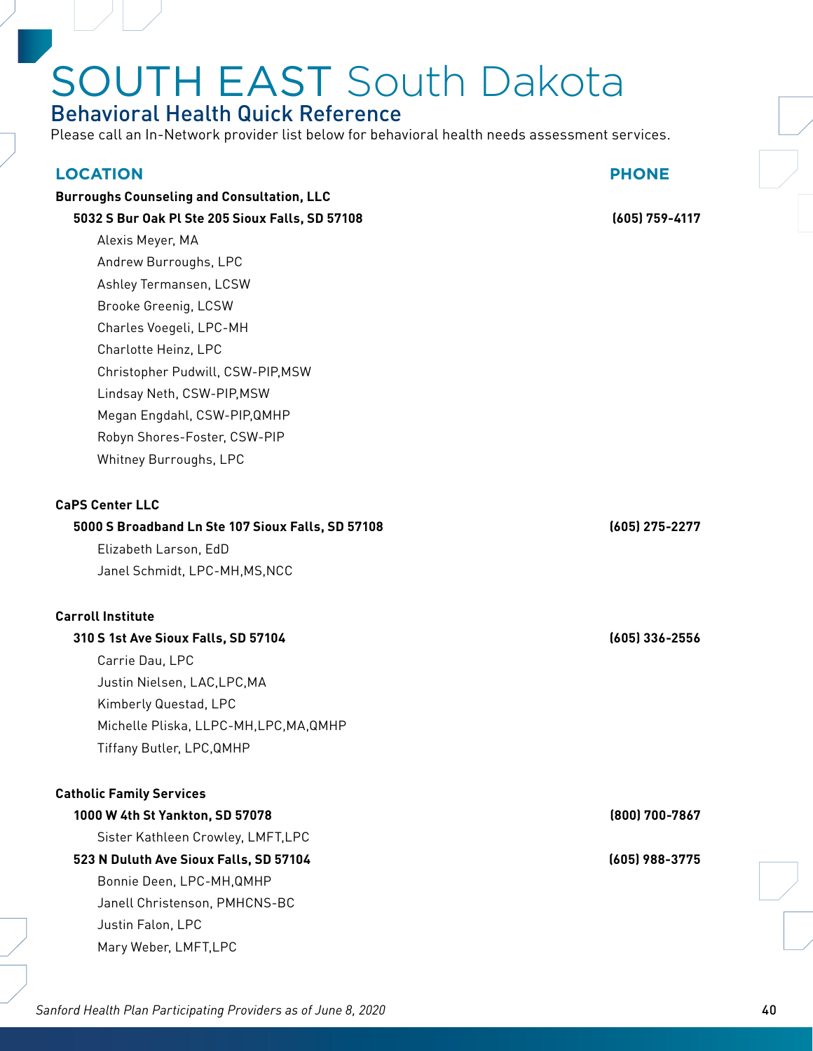# SOUTH EAST South Dakota

## Behavioral Health Quick Reference

Please call an In-Network provider list below for behavioral health needs assessment services.

| LOCATION | PHONE |
|---|---|
| **Burroughs Counseling and Consultation, LLC** | |
| **5032 S Bur Oak Pl Ste 205 Sioux Falls, SD 57108** | **(605) 759-4117** |
| Alexis Meyer, MA | |
| Andrew Burroughs, LPC | |
| Ashley Termansen, LCSW | |
| Brooke Greenig, LCSW | |
| Charles Voegeli, LPC-MH | |
| Charlotte Heinz, LPC | |
| Christopher Pudwill, CSW-PIP,MSW | |
| Lindsay Neth, CSW-PIP,MSW | |
| Megan Engdahl, CSW-PIP,QMHP | |
| Robyn Shores-Foster, CSW-PIP | |
| Whitney Burroughs, LPC | |
| **CaPS Center LLC** | |
| **5000 S Broadband Ln Ste 107 Sioux Falls, SD 57108** | **(605) 275-2277** |
| Elizabeth Larson, EdD | |
| Janel Schmidt, LPC-MH,MS,NCC | |
| **Carroll Institute** | |
| **310 S 1st Ave Sioux Falls, SD 57104** | **(605) 336-2556** |
| Carrie Dau, LPC | |
| Justin Nielsen, LAC,LPC,MA | |
| Kimberly Questad, LPC | |
| Michelle Pliska, LLPC-MH,LPC,MA,QMHP | |
| Tiffany Butler, LPC,QMHP | |
| **Catholic Family Services** | |
| **1000 W 4th St Yankton, SD 57078** | **(800) 700-7867** |
| Sister Kathleen Crowley, LMFT,LPC | |
| **523 N Duluth Ave Sioux Falls, SD 57104** | **(605) 988-3775** |
| Bonnie Deen, LPC-MH,QMHP | |
| Janell Christenson, PMHCNS-BC | |
| Justin Falon, LPC | |
| Mary Weber, LMFT,LPC | |

*Sanford Health Plan Participating Providers as of June 8, 2020*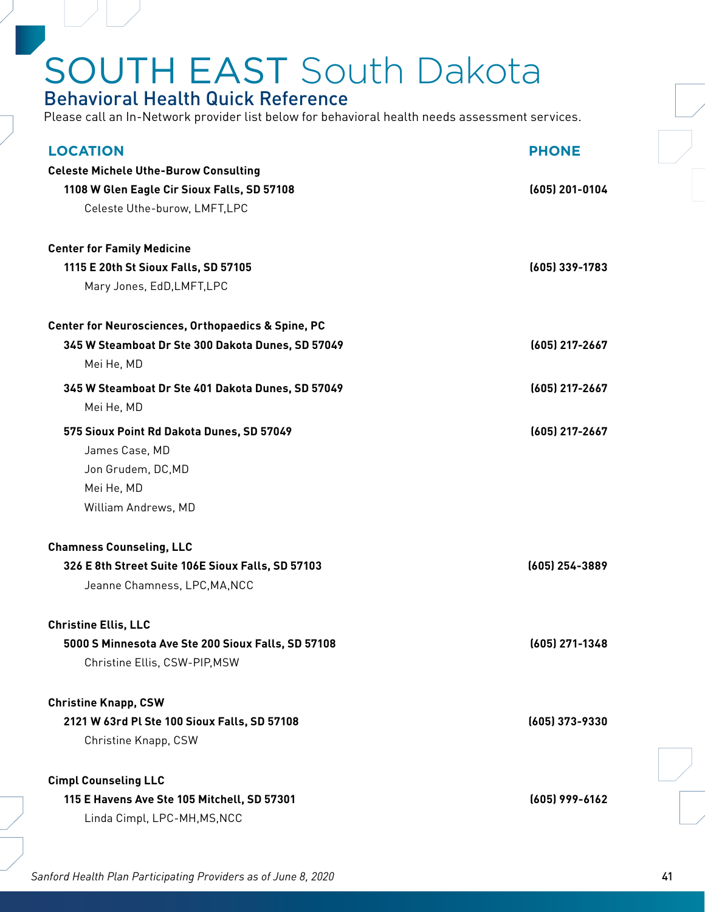# SOUTH EAST South Dakota

## Behavioral Health Quick Reference

Please call an In-Network provider list below for behavioral health needs assessment services.

| LOCATION | PHONE |
|---|---|
| **Celeste Michele Uthe-Burow Consulting** | |
| **1108 W Glen Eagle Cir Sioux Falls, SD 57108** | **(605) 201-0104** |
| Celeste Uthe-burow, LMFT,LPC | |
| **Center for Family Medicine** | |
| **1115 E 20th St Sioux Falls, SD 57105** | **(605) 339-1783** |
| Mary Jones, EdD,LMFT,LPC | |
| **Center for Neurosciences, Orthopaedics & Spine, PC** | |
| **345 W Steamboat Dr Ste 300 Dakota Dunes, SD 57049** | **(605) 217-2667** |
| Mei He, MD | |
| **345 W Steamboat Dr Ste 401 Dakota Dunes, SD 57049** | **(605) 217-2667** |
| Mei He, MD | |
| **575 Sioux Point Rd Dakota Dunes, SD 57049** | **(605) 217-2667** |
| James Case, MD | |
| Jon Grudem, DC,MD | |
| Mei He, MD | |
| William Andrews, MD | |
| **Chamness Counseling, LLC** | |
| **326 E 8th Street Suite 106E Sioux Falls, SD 57103** | **(605) 254-3889** |
| Jeanne Chamness, LPC,MA,NCC | |
| **Christine Ellis, LLC** | |
| **5000 S Minnesota Ave Ste 200 Sioux Falls, SD 57108** | **(605) 271-1348** |
| Christine Ellis, CSW-PIP,MSW | |
| **Christine Knapp, CSW** | |
| **2121 W 63rd Pl Ste 100 Sioux Falls, SD 57108** | **(605) 373-9330** |
| Christine Knapp, CSW | |
| **Cimpl Counseling LLC** | |
| **115 E Havens Ave Ste 105 Mitchell, SD 57301** | **(605) 999-6162** |
| Linda Cimpl, LPC-MH,MS,NCC | |

*Sanford Health Plan Participating Providers as of June 8, 2020*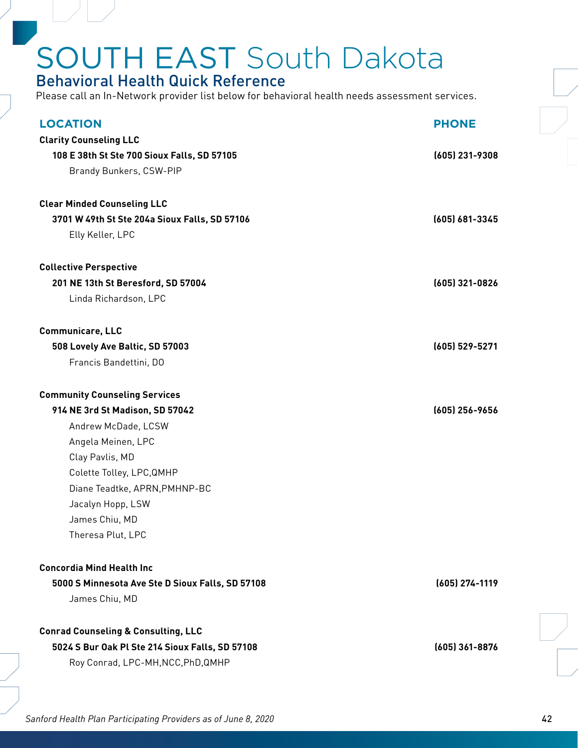# SOUTH EAST South Dakota

## Behavioral Health Quick Reference

Please call an In-Network provider list below for behavioral health needs assessment services.

| LOCATION | PHONE |
|---|---|
| **Clarity Counseling LLC** | |
| **108 E 38th St Ste 700 Sioux Falls, SD 57105** | **(605) 231-9308** |
| Brandy Bunkers, CSW-PIP | |
| **Clear Minded Counseling LLC** | |
| **3701 W 49th St Ste 204a Sioux Falls, SD 57106** | **(605) 681-3345** |
| Elly Keller, LPC | |
| **Collective Perspective** | |
| **201 NE 13th St Beresford, SD 57004** | **(605) 321-0826** |
| Linda Richardson, LPC | |
| **Communicare, LLC** | |
| **508 Lovely Ave Baltic, SD 57003** | **(605) 529-5271** |
| Francis Bandettini, DO | |
| **Community Counseling Services** | |
| **914 NE 3rd St Madison, SD 57042** | **(605) 256-9656** |
| Andrew McDade, LCSW | |
| Angela Meinen, LPC | |
| Clay Pavlis, MD | |
| Colette Tolley, LPC,QMHP | |
| Diane Teadtke, APRN,PMHNP-BC | |
| Jacalyn Hopp, LSW | |
| James Chiu, MD | |
| Theresa Plut, LPC | |
| **Concordia Mind Health Inc** | |
| **5000 S Minnesota Ave Ste D Sioux Falls, SD 57108** | **(605) 274-1119** |
| James Chiu, MD | |
| **Conrad Counseling & Consulting, LLC** | |
| **5024 S Bur Oak Pl Ste 214 Sioux Falls, SD 57108** | **(605) 361-8876** |
| Roy Conrad, LPC-MH,NCC,PhD,QMHP | |

*Sanford Health Plan Participating Providers as of June 8, 2020*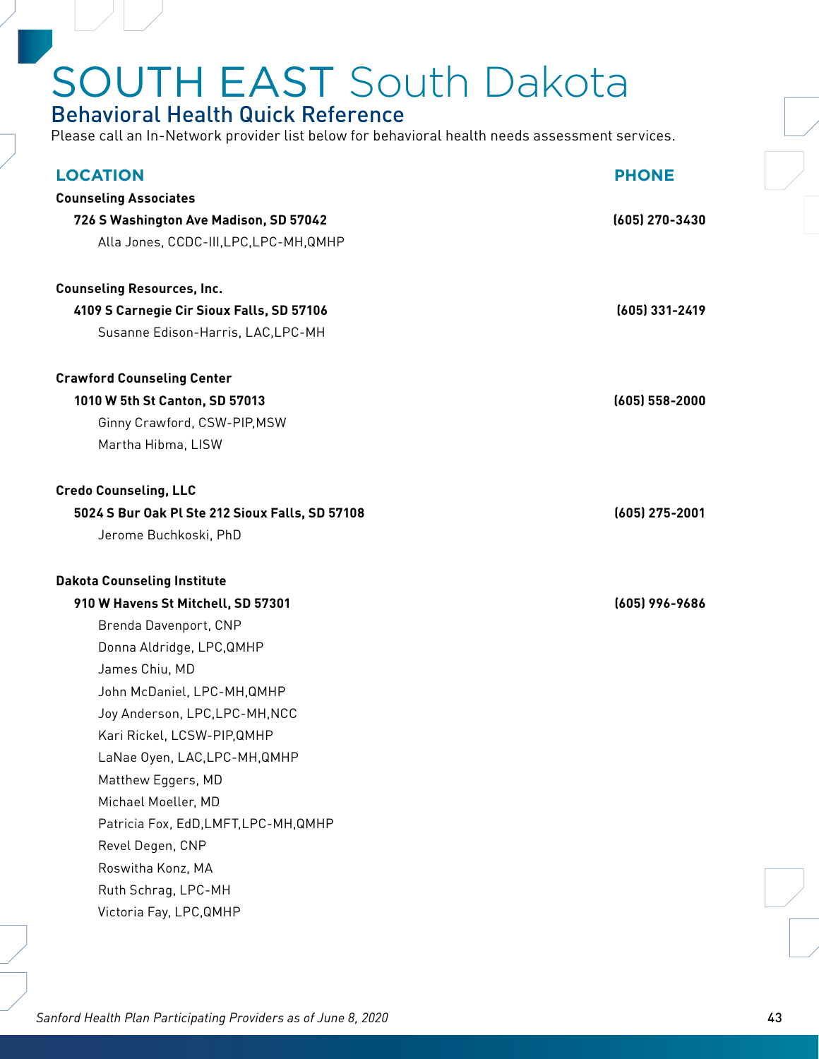# SOUTH EAST South Dakota

## Behavioral Health Quick Reference

Please call an In-Network provider list below for behavioral health needs assessment services.

| LOCATION | PHONE |
|---|---|
| **Counseling Associates** | |
| **726 S Washington Ave Madison, SD 57042** | **(605) 270-3430** |
| Alla Jones, CCDC-III,LPC,LPC-MH,QMHP | |
| **Counseling Resources, Inc.** | |
| **4109 S Carnegie Cir Sioux Falls, SD 57106** | **(605) 331-2419** |
| Susanne Edison-Harris, LAC,LPC-MH | |
| **Crawford Counseling Center** | |
| **1010 W 5th St Canton, SD 57013** | **(605) 558-2000** |
| Ginny Crawford, CSW-PIP,MSW | |
| Martha Hibma, LISW | |
| **Credo Counseling, LLC** | |
| **5024 S Bur Oak Pl Ste 212 Sioux Falls, SD 57108** | **(605) 275-2001** |
| Jerome Buchkoski, PhD | |
| **Dakota Counseling Institute** | |
| **910 W Havens St Mitchell, SD 57301** | **(605) 996-9686** |
| Brenda Davenport, CNP | |
| Donna Aldridge, LPC,QMHP | |
| James Chiu, MD | |
| John McDaniel, LPC-MH,QMHP | |
| Joy Anderson, LPC,LPC-MH,NCC | |
| Kari Rickel, LCSW-PIP,QMHP | |
| LaNae Oyen, LAC,LPC-MH,QMHP | |
| Matthew Eggers, MD | |
| Michael Moeller, MD | |
| Patricia Fox, EdD,LMFT,LPC-MH,QMHP | |
| Revel Degen, CNP | |
| Roswitha Konz, MA | |
| Ruth Schrag, LPC-MH | |
| Victoria Fay, LPC,QMHP | |

*Sanford Health Plan Participating Providers as of June 8, 2020*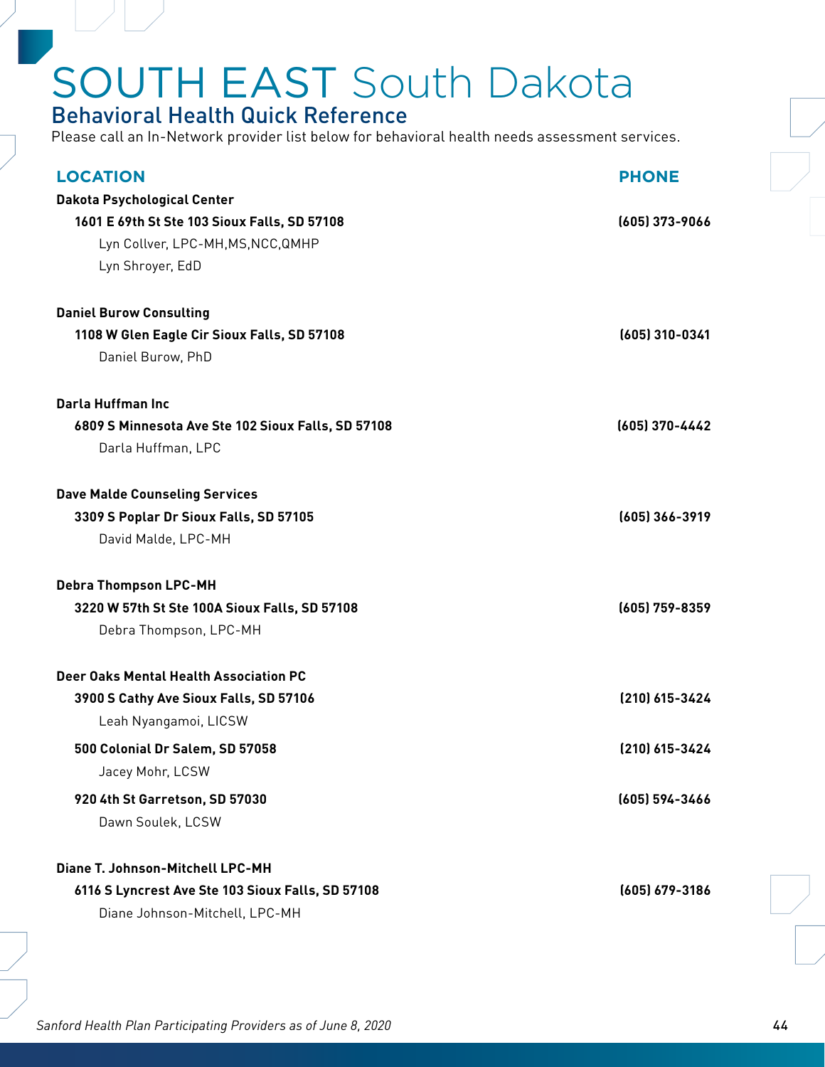# SOUTH EAST South Dakota

## Behavioral Health Quick Reference

Please call an In-Network provider list below for behavioral health needs assessment services.

| LOCATION | PHONE |
|---|---|
| **Dakota Psychological Center** | |
| **1601 E 69th St Ste 103 Sioux Falls, SD 57108** | **(605) 373-9066** |
| Lyn Collver, LPC-MH,MS,NCC,QMHP | |
| Lyn Shroyer, EdD | |
| **Daniel Burow Consulting** | |
| **1108 W Glen Eagle Cir Sioux Falls, SD 57108** | **(605) 310-0341** |
| Daniel Burow, PhD | |
| **Darla Huffman Inc** | |
| **6809 S Minnesota Ave Ste 102 Sioux Falls, SD 57108** | **(605) 370-4442** |
| Darla Huffman, LPC | |
| **Dave Malde Counseling Services** | |
| **3309 S Poplar Dr Sioux Falls, SD 57105** | **(605) 366-3919** |
| David Malde, LPC-MH | |
| **Debra Thompson LPC-MH** | |
| **3220 W 57th St Ste 100A Sioux Falls, SD 57108** | **(605) 759-8359** |
| Debra Thompson, LPC-MH | |
| **Deer Oaks Mental Health Association PC** | |
| **3900 S Cathy Ave Sioux Falls, SD 57106** | **(210) 615-3424** |
| Leah Nyangamoi, LICSW | |
| **500 Colonial Dr Salem, SD 57058** | **(210) 615-3424** |
| Jacey Mohr, LCSW | |
| **920 4th St Garretson, SD 57030** | **(605) 594-3466** |
| Dawn Soulek, LCSW | |
| **Diane T. Johnson-Mitchell LPC-MH** | |
| **6116 S Lyncrest Ave Ste 103 Sioux Falls, SD 57108** | **(605) 679-3186** |
| Diane Johnson-Mitchell, LPC-MH | |

*Sanford Health Plan Participating Providers as of June 8, 2020*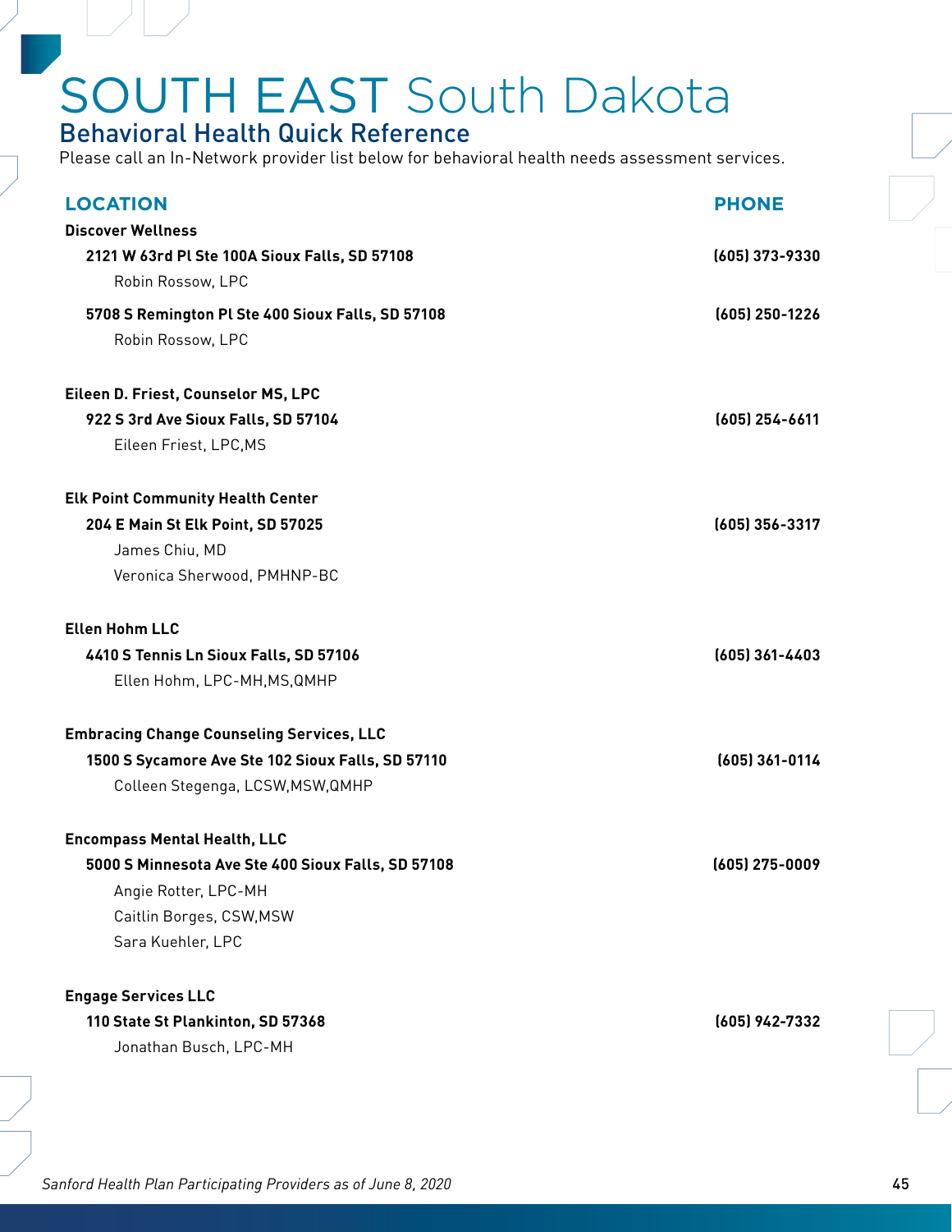# SOUTH EAST South Dakota

## Behavioral Health Quick Reference

Please call an In-Network provider list below for behavioral health needs assessment services.

| LOCATION | PHONE |
|---|---|
| **Discover Wellness** | |
| **2121 W 63rd Pl Ste 100A Sioux Falls, SD 57108** | **(605) 373-9330** |
| Robin Rossow, LPC | |
| **5708 S Remington Pl Ste 400 Sioux Falls, SD 57108** | **(605) 250-1226** |
| Robin Rossow, LPC | |
| **Eileen D. Friest, Counselor MS, LPC** | |
| **922 S 3rd Ave Sioux Falls, SD 57104** | **(605) 254-6611** |
| Eileen Friest, LPC,MS | |
| **Elk Point Community Health Center** | |
| **204 E Main St Elk Point, SD 57025** | **(605) 356-3317** |
| James Chiu, MD | |
| Veronica Sherwood, PMHNP-BC | |
| **Ellen Hohm LLC** | |
| **4410 S Tennis Ln Sioux Falls, SD 57106** | **(605) 361-4403** |
| Ellen Hohm, LPC-MH,MS,QMHP | |
| **Embracing Change Counseling Services, LLC** | |
| **1500 S Sycamore Ave Ste 102 Sioux Falls, SD 57110** | **(605) 361-0114** |
| Colleen Stegenga, LCSW,MSW,QMHP | |
| **Encompass Mental Health, LLC** | |
| **5000 S Minnesota Ave Ste 400 Sioux Falls, SD 57108** | **(605) 275-0009** |
| Angie Rotter, LPC-MH | |
| Caitlin Borges, CSW,MSW | |
| Sara Kuehler, LPC | |
| **Engage Services LLC** | |
| **110 State St Plankinton, SD 57368** | **(605) 942-7332** |
| Jonathan Busch, LPC-MH | |

*Sanford Health Plan Participating Providers as of June 8, 2020*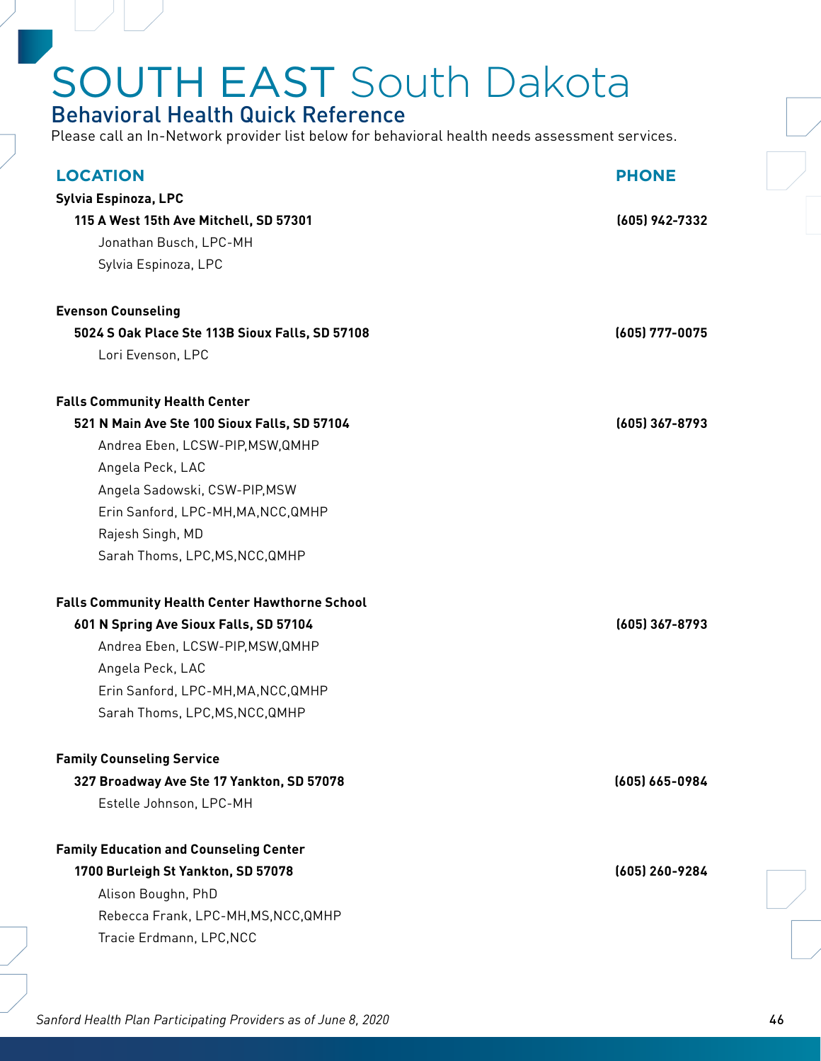# SOUTH EAST South Dakota

## Behavioral Health Quick Reference

Please call an In-Network provider list below for behavioral health needs assessment services.

| LOCATION | PHONE |
|---|---|
| **Sylvia Espinoza, LPC** | |
| **115 A West 15th Ave Mitchell, SD 57301** | **(605) 942-7332** |
| Jonathan Busch, LPC-MH | |
| Sylvia Espinoza, LPC | |
| **Evenson Counseling** | |
| **5024 S Oak Place Ste 113B Sioux Falls, SD 57108** | **(605) 777-0075** |
| Lori Evenson, LPC | |
| **Falls Community Health Center** | |
| **521 N Main Ave Ste 100 Sioux Falls, SD 57104** | **(605) 367-8793** |
| Andrea Eben, LCSW-PIP,MSW,QMHP | |
| Angela Peck, LAC | |
| Angela Sadowski, CSW-PIP,MSW | |
| Erin Sanford, LPC-MH,MA,NCC,QMHP | |
| Rajesh Singh, MD | |
| Sarah Thoms, LPC,MS,NCC,QMHP | |
| **Falls Community Health Center Hawthorne School** | |
| **601 N Spring Ave Sioux Falls, SD 57104** | **(605) 367-8793** |
| Andrea Eben, LCSW-PIP,MSW,QMHP | |
| Angela Peck, LAC | |
| Erin Sanford, LPC-MH,MA,NCC,QMHP | |
| Sarah Thoms, LPC,MS,NCC,QMHP | |
| **Family Counseling Service** | |
| **327 Broadway Ave Ste 17 Yankton, SD 57078** | **(605) 665-0984** |
| Estelle Johnson, LPC-MH | |
| **Family Education and Counseling Center** | |
| **1700 Burleigh St Yankton, SD 57078** | **(605) 260-9284** |
| Alison Boughn, PhD | |
| Rebecca Frank, LPC-MH,MS,NCC,QMHP | |
| Tracie Erdmann, LPC,NCC | |

*Sanford Health Plan Participating Providers as of June 8, 2020*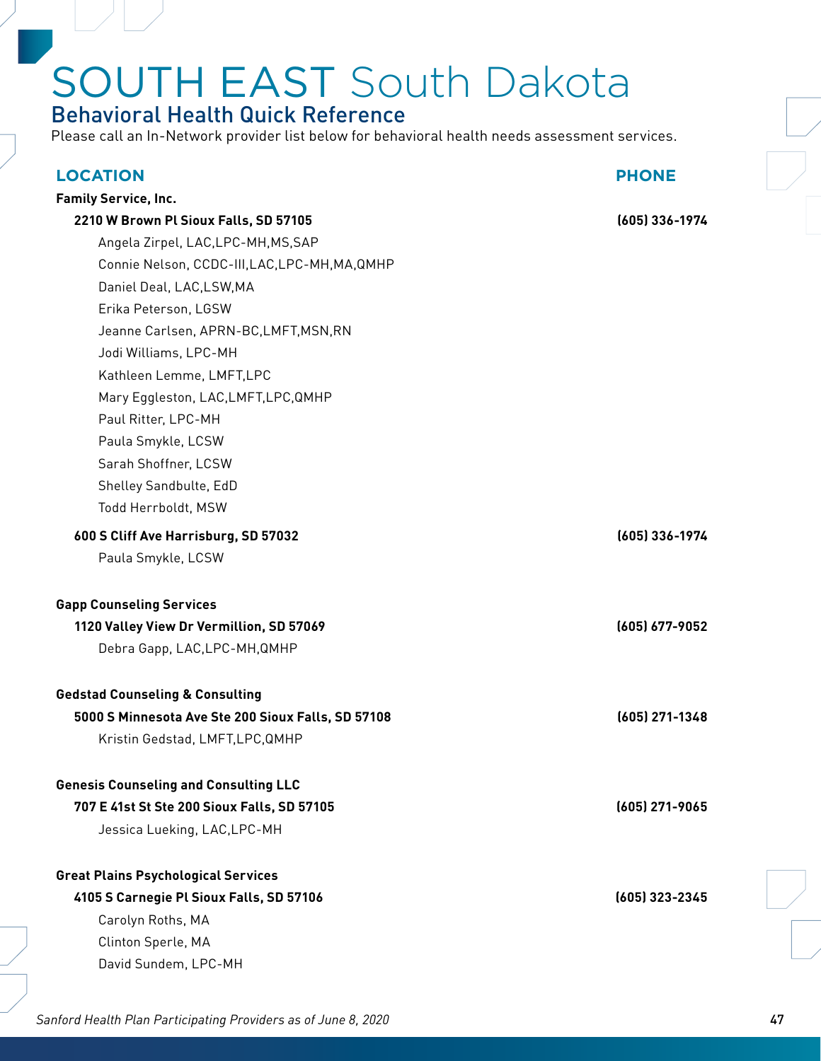# SOUTH EAST South Dakota

## Behavioral Health Quick Reference

Please call an In-Network provider list below for behavioral health needs assessment services.

| LOCATION | PHONE |
|---|---|
| **Family Service, Inc.** | |
| **2210 W Brown Pl Sioux Falls, SD 57105** | **(605) 336-1974** |
| Angela Zirpel, LAC,LPC-MH,MS,SAP | |
| Connie Nelson, CCDC-III,LAC,LPC-MH,MA,QMHP | |
| Daniel Deal, LAC,LSW,MA | |
| Erika Peterson, LGSW | |
| Jeanne Carlsen, APRN-BC,LMFT,MSN,RN | |
| Jodi Williams, LPC-MH | |
| Kathleen Lemme, LMFT,LPC | |
| Mary Eggleston, LAC,LMFT,LPC,QMHP | |
| Paul Ritter, LPC-MH | |
| Paula Smykle, LCSW | |
| Sarah Shoffner, LCSW | |
| Shelley Sandbulte, EdD | |
| Todd Herrboldt, MSW | |
| **600 S Cliff Ave Harrisburg, SD 57032** | **(605) 336-1974** |
| Paula Smykle, LCSW | |
| **Gapp Counseling Services** | |
| **1120 Valley View Dr Vermillion, SD 57069** | **(605) 677-9052** |
| Debra Gapp, LAC,LPC-MH,QMHP | |
| **Gedstad Counseling & Consulting** | |
| **5000 S Minnesota Ave Ste 200 Sioux Falls, SD 57108** | **(605) 271-1348** |
| Kristin Gedstad, LMFT,LPC,QMHP | |
| **Genesis Counseling and Consulting LLC** | |
| **707 E 41st St Ste 200 Sioux Falls, SD 57105** | **(605) 271-9065** |
| Jessica Lueking, LAC,LPC-MH | |
| **Great Plains Psychological Services** | |
| **4105 S Carnegie Pl Sioux Falls, SD 57106** | **(605) 323-2345** |
| Carolyn Roths, MA | |
| Clinton Sperle, MA | |
| David Sundem, LPC-MH | |

*Sanford Health Plan Participating Providers as of June 8, 2020*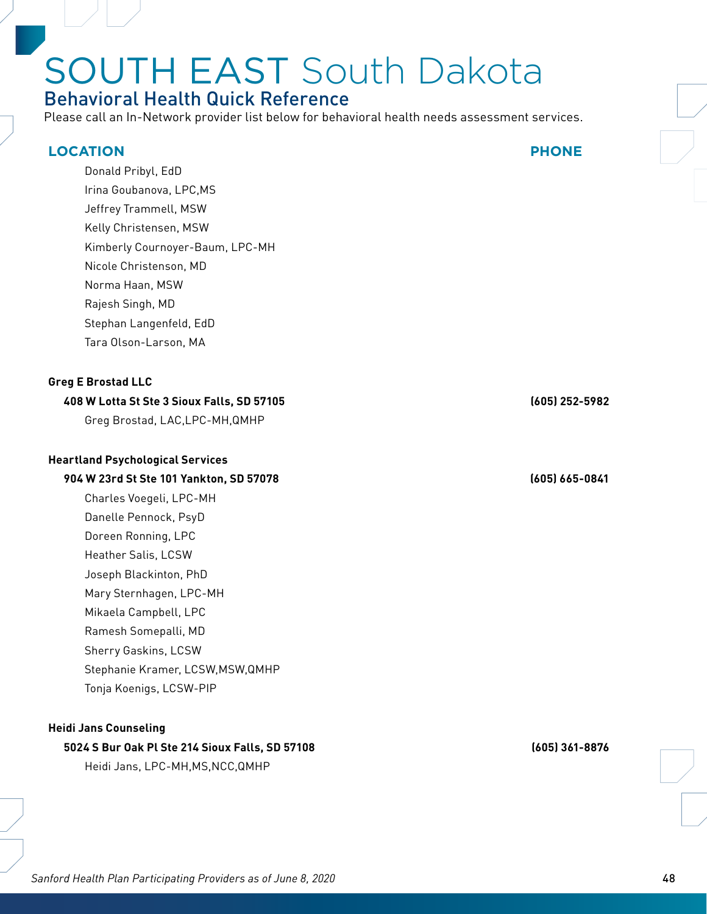# SOUTH EAST South Dakota

## Behavioral Health Quick Reference

Please call an In-Network provider list below for behavioral health needs assessment services.

| LOCATION | PHONE |
|---|---|
| Donald Pribyl, EdD | |
| Irina Goubanova, LPC,MS | |
| Jeffrey Trammell, MSW | |
| Kelly Christensen, MSW | |
| Kimberly Cournoyer-Baum, LPC-MH | |
| Nicole Christenson, MD | |
| Norma Haan, MSW | |
| Rajesh Singh, MD | |
| Stephan Langenfeld, EdD | |
| Tara Olson-Larson, MA | |
| **Greg E Brostad LLC** | |
| **408 W Lotta St Ste 3 Sioux Falls, SD 57105** | **(605) 252-5982** |
| Greg Brostad, LAC,LPC-MH,QMHP | |
| **Heartland Psychological Services** | |
| **904 W 23rd St Ste 101 Yankton, SD 57078** | **(605) 665-0841** |
| Charles Voegeli, LPC-MH | |
| Danelle Pennock, PsyD | |
| Doreen Ronning, LPC | |
| Heather Salis, LCSW | |
| Joseph Blackinton, PhD | |
| Mary Sternhagen, LPC-MH | |
| Mikaela Campbell, LPC | |
| Ramesh Somepalli, MD | |
| Sherry Gaskins, LCSW | |
| Stephanie Kramer, LCSW,MSW,QMHP | |
| Tonja Koenigs, LCSW-PIP | |
| **Heidi Jans Counseling** | |
| **5024 S Bur Oak Pl Ste 214 Sioux Falls, SD 57108** | **(605) 361-8876** |
| Heidi Jans, LPC-MH,MS,NCC,QMHP | |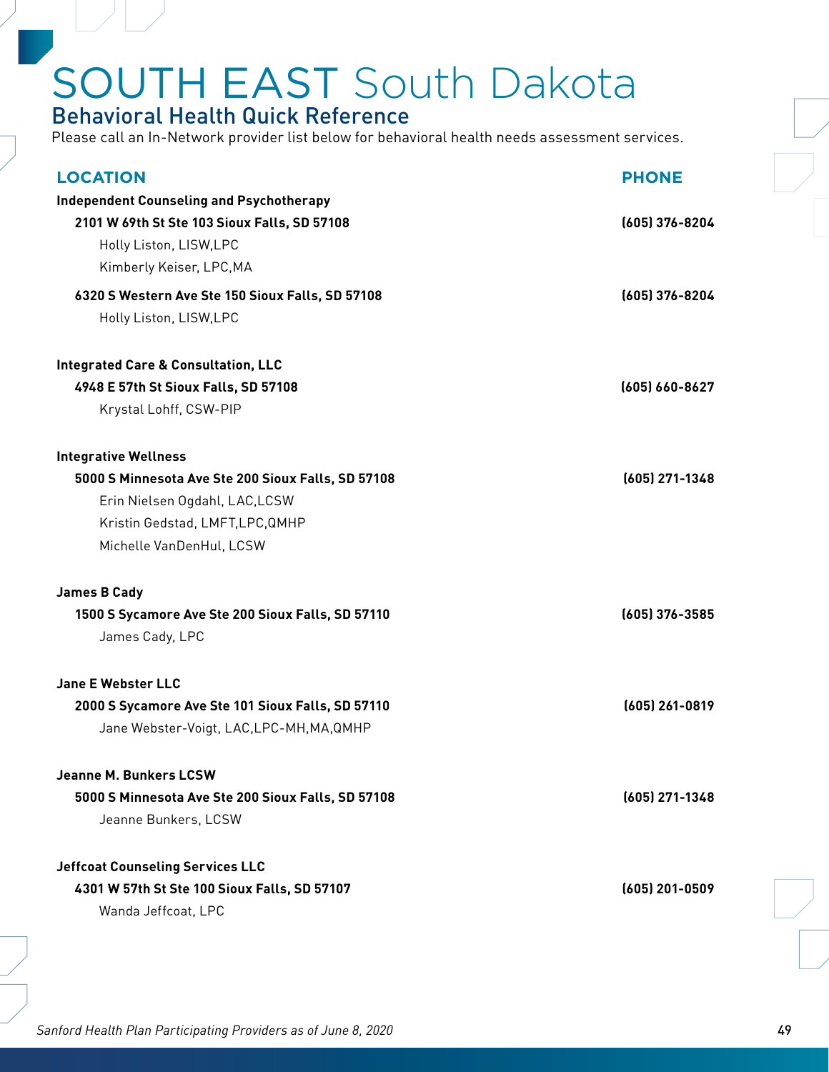# SOUTH EAST South Dakota

## Behavioral Health Quick Reference

Please call an In-Network provider list below for behavioral health needs assessment services.

| LOCATION | PHONE |
|---|---|
| **Independent Counseling and Psychotherapy** | |
| **2101 W 69th St Ste 103 Sioux Falls, SD 57108** | **(605) 376-8204** |
| Holly Liston, LISW,LPC | |
| Kimberly Keiser, LPC,MA | |
| **6320 S Western Ave Ste 150 Sioux Falls, SD 57108** | **(605) 376-8204** |
| Holly Liston, LISW,LPC | |
| **Integrated Care & Consultation, LLC** | |
| **4948 E 57th St Sioux Falls, SD 57108** | **(605) 660-8627** |
| Krystal Lohff, CSW-PIP | |
| **Integrative Wellness** | |
| **5000 S Minnesota Ave Ste 200 Sioux Falls, SD 57108** | **(605) 271-1348** |
| Erin Nielsen Ogdahl, LAC,LCSW | |
| Kristin Gedstad, LMFT,LPC,QMHP | |
| Michelle VanDenHul, LCSW | |
| **James B Cady** | |
| **1500 S Sycamore Ave Ste 200 Sioux Falls, SD 57110** | **(605) 376-3585** |
| James Cady, LPC | |
| **Jane E Webster LLC** | |
| **2000 S Sycamore Ave Ste 101 Sioux Falls, SD 57110** | **(605) 261-0819** |
| Jane Webster-Voigt, LAC,LPC-MH,MA,QMHP | |
| **Jeanne M. Bunkers LCSW** | |
| **5000 S Minnesota Ave Ste 200 Sioux Falls, SD 57108** | **(605) 271-1348** |
| Jeanne Bunkers, LCSW | |
| **Jeffcoat Counseling Services LLC** | |
| **4301 W 57th St Ste 100 Sioux Falls, SD 57107** | **(605) 201-0509** |
| Wanda Jeffcoat, LPC | |

*Sanford Health Plan Participating Providers as of June 8, 2020*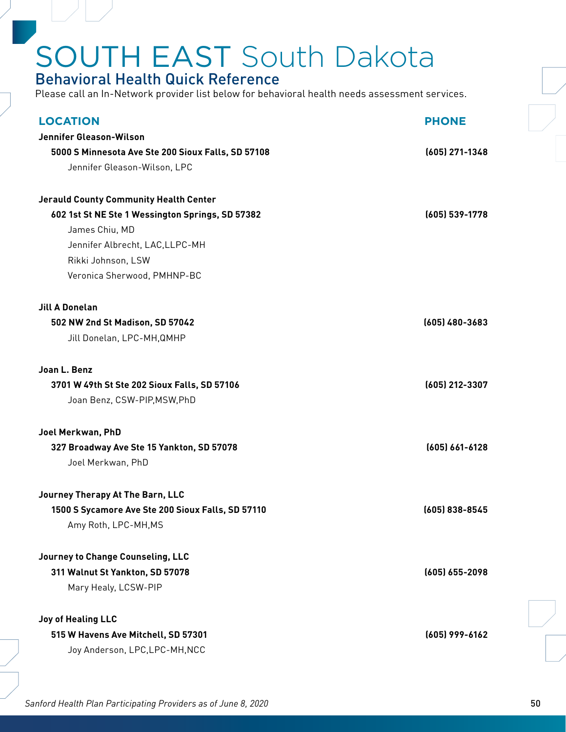# SOUTH EAST South Dakota

## Behavioral Health Quick Reference

Please call an In-Network provider list below for behavioral health needs assessment services.

| LOCATION | PHONE |
|---|---|
| **Jennifer Gleason-Wilson** | |
| **5000 S Minnesota Ave Ste 200 Sioux Falls, SD 57108** | **(605) 271-1348** |
| Jennifer Gleason-Wilson, LPC | |
| **Jerauld County Community Health Center** | |
| **602 1st St NE Ste 1 Wessington Springs, SD 57382** | **(605) 539-1778** |
| James Chiu, MD | |
| Jennifer Albrecht, LAC,LLPC-MH | |
| Rikki Johnson, LSW | |
| Veronica Sherwood, PMHNP-BC | |
| **Jill A Donelan** | |
| **502 NW 2nd St Madison, SD 57042** | **(605) 480-3683** |
| Jill Donelan, LPC-MH,QMHP | |
| **Joan L. Benz** | |
| **3701 W 49th St Ste 202 Sioux Falls, SD 57106** | **(605) 212-3307** |
| Joan Benz, CSW-PIP,MSW,PhD | |
| **Joel Merkwan, PhD** | |
| **327 Broadway Ave Ste 15 Yankton, SD 57078** | **(605) 661-6128** |
| Joel Merkwan, PhD | |
| **Journey Therapy At The Barn, LLC** | |
| **1500 S Sycamore Ave Ste 200 Sioux Falls, SD 57110** | **(605) 838-8545** |
| Amy Roth, LPC-MH,MS | |
| **Journey to Change Counseling, LLC** | |
| **311 Walnut St Yankton, SD 57078** | **(605) 655-2098** |
| Mary Healy, LCSW-PIP | |
| **Joy of Healing LLC** | |
| **515 W Havens Ave Mitchell, SD 57301** | **(605) 999-6162** |
| Joy Anderson, LPC,LPC-MH,NCC | |

*Sanford Health Plan Participating Providers as of June 8, 2020*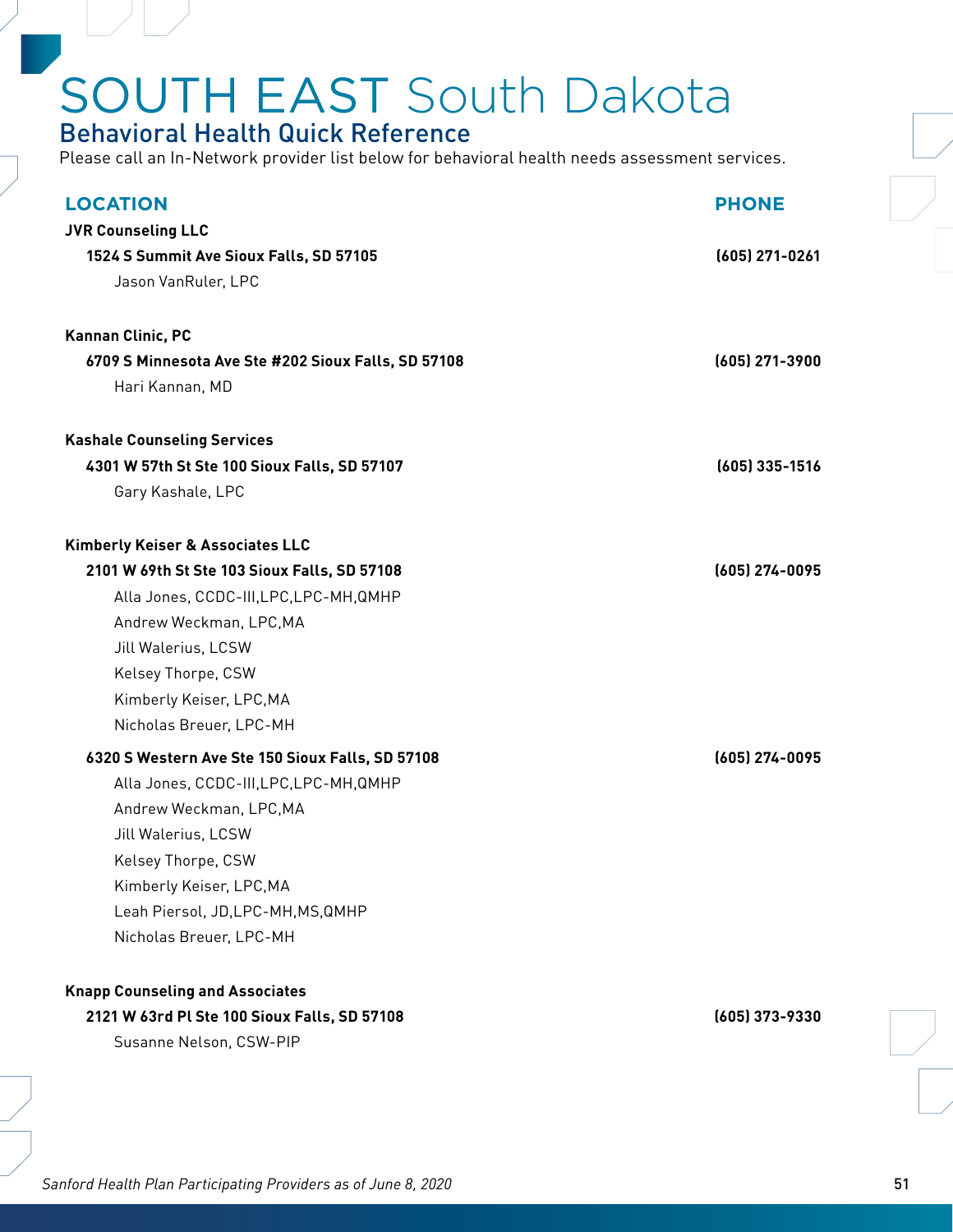# SOUTH EAST South Dakota

## Behavioral Health Quick Reference

Please call an In-Network provider list below for behavioral health needs assessment services.

| LOCATION | PHONE |
|---|---|
| **JVR Counseling LLC** | |
| **1524 S Summit Ave Sioux Falls, SD 57105** | **(605) 271-0261** |
| Jason VanRuler, LPC | |
| **Kannan Clinic, PC** | |
| **6709 S Minnesota Ave Ste #202 Sioux Falls, SD 57108** | **(605) 271-3900** |
| Hari Kannan, MD | |
| **Kashale Counseling Services** | |
| **4301 W 57th St Ste 100 Sioux Falls, SD 57107** | **(605) 335-1516** |
| Gary Kashale, LPC | |
| **Kimberly Keiser & Associates LLC** | |
| **2101 W 69th St Ste 103 Sioux Falls, SD 57108** | **(605) 274-0095** |
| Alla Jones, CCDC-III,LPC,LPC-MH,QMHP | |
| Andrew Weckman, LPC,MA | |
| Jill Walerius, LCSW | |
| Kelsey Thorpe, CSW | |
| Kimberly Keiser, LPC,MA | |
| Nicholas Breuer, LPC-MH | |
| **6320 S Western Ave Ste 150 Sioux Falls, SD 57108** | **(605) 274-0095** |
| Alla Jones, CCDC-III,LPC,LPC-MH,QMHP | |
| Andrew Weckman, LPC,MA | |
| Jill Walerius, LCSW | |
| Kelsey Thorpe, CSW | |
| Kimberly Keiser, LPC,MA | |
| Leah Piersol, JD,LPC-MH,MS,QMHP | |
| Nicholas Breuer, LPC-MH | |
| **Knapp Counseling and Associates** | |
| **2121 W 63rd Pl Ste 100 Sioux Falls, SD 57108** | **(605) 373-9330** |
| Susanne Nelson, CSW-PIP | |

*Sanford Health Plan Participating Providers as of June 8, 2020*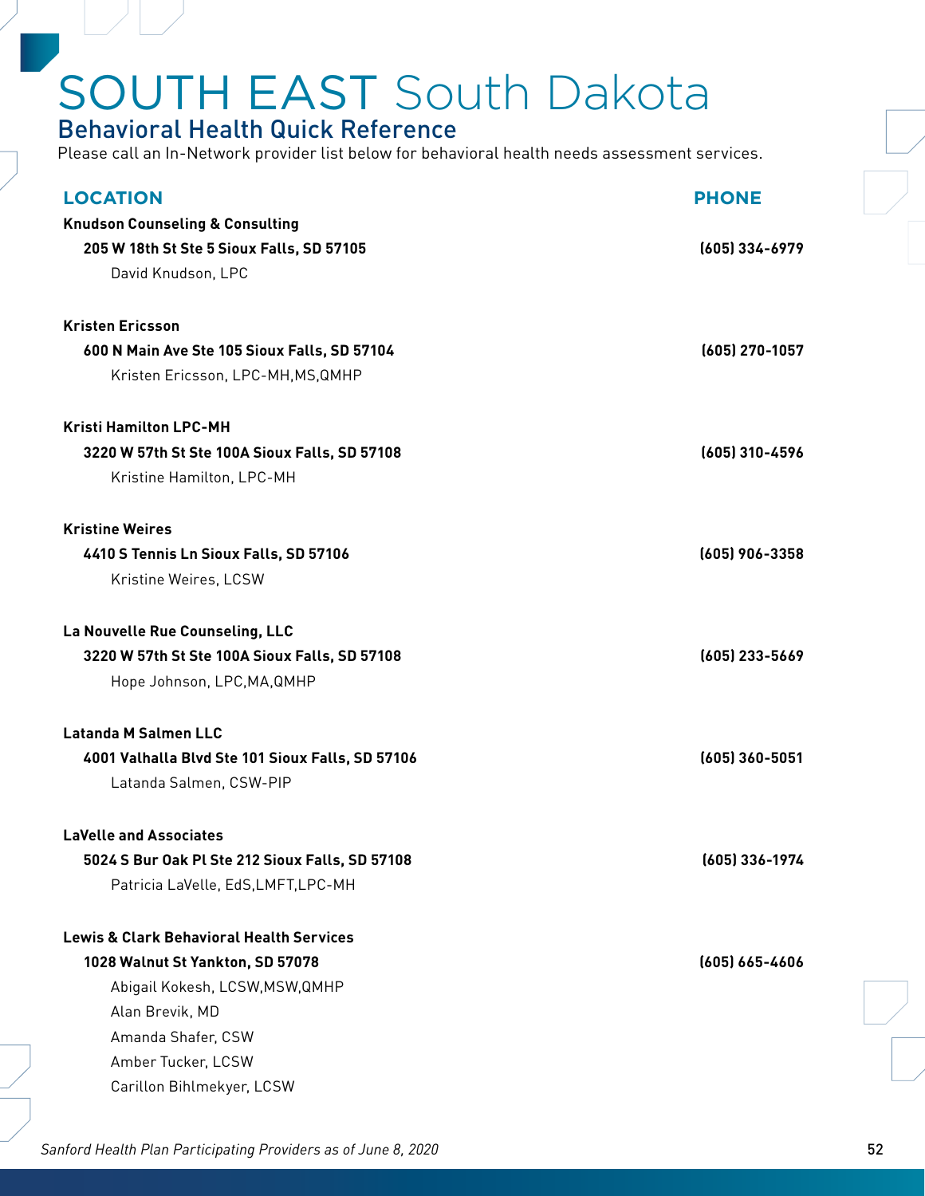# SOUTH EAST South Dakota

## Behavioral Health Quick Reference

Please call an In-Network provider list below for behavioral health needs assessment services.

| LOCATION | PHONE |
|---|---|
| **Knudson Counseling & Consulting** | |
| **205 W 18th St Ste 5 Sioux Falls, SD 57105** | **(605) 334-6979** |
| David Knudson, LPC | |
| **Kristen Ericsson** | |
| **600 N Main Ave Ste 105 Sioux Falls, SD 57104** | **(605) 270-1057** |
| Kristen Ericsson, LPC-MH,MS,QMHP | |
| **Kristi Hamilton LPC-MH** | |
| **3220 W 57th St Ste 100A Sioux Falls, SD 57108** | **(605) 310-4596** |
| Kristine Hamilton, LPC-MH | |
| **Kristine Weires** | |
| **4410 S Tennis Ln Sioux Falls, SD 57106** | **(605) 906-3358** |
| Kristine Weires, LCSW | |
| **La Nouvelle Rue Counseling, LLC** | |
| **3220 W 57th St Ste 100A Sioux Falls, SD 57108** | **(605) 233-5669** |
| Hope Johnson, LPC,MA,QMHP | |
| **Latanda M Salmen LLC** | |
| **4001 Valhalla Blvd Ste 101 Sioux Falls, SD 57106** | **(605) 360-5051** |
| Latanda Salmen, CSW-PIP | |
| **LaVelle and Associates** | |
| **5024 S Bur Oak Pl Ste 212 Sioux Falls, SD 57108** | **(605) 336-1974** |
| Patricia LaVelle, EdS,LMFT,LPC-MH | |
| **Lewis & Clark Behavioral Health Services** | |
| **1028 Walnut St Yankton, SD 57078** | **(605) 665-4606** |
| Abigail Kokesh, LCSW,MSW,QMHP | |
| Alan Brevik, MD | |
| Amanda Shafer, CSW | |
| Amber Tucker, LCSW | |
| Carillon Bihlmekyer, LCSW | |

*Sanford Health Plan Participating Providers as of June 8, 2020*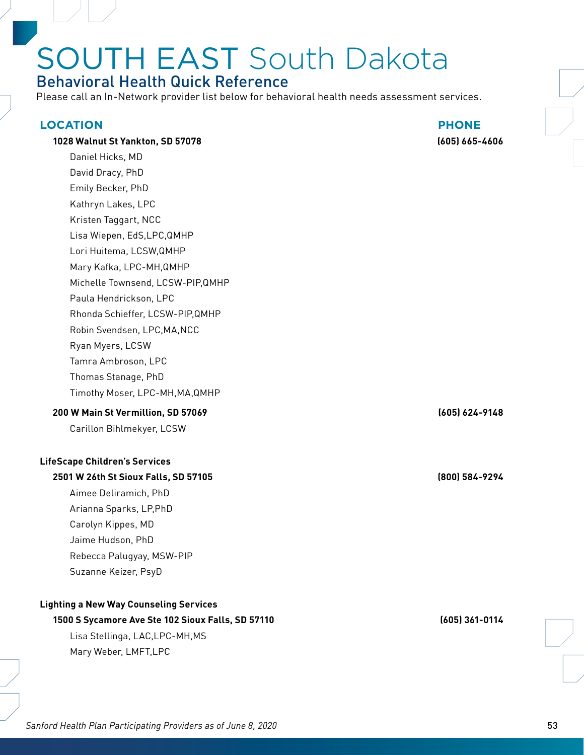# SOUTH EAST South Dakota

## Behavioral Health Quick Reference

Please call an In-Network provider list below for behavioral health needs assessment services.

| LOCATION | PHONE |
|---|---|
| **1028 Walnut St Yankton, SD 57078** | **(605) 665-4606** |
| Daniel Hicks, MD | |
| David Dracy, PhD | |
| Emily Becker, PhD | |
| Kathryn Lakes, LPC | |
| Kristen Taggart, NCC | |
| Lisa Wiepen, EdS,LPC,QMHP | |
| Lori Huitema, LCSW,QMHP | |
| Mary Kafka, LPC-MH,QMHP | |
| Michelle Townsend, LCSW-PIP,QMHP | |
| Paula Hendrickson, LPC | |
| Rhonda Schieffer, LCSW-PIP,QMHP | |
| Robin Svendsen, LPC,MA,NCC | |
| Ryan Myers, LCSW | |
| Tamra Ambroson, LPC | |
| Thomas Stanage, PhD | |
| Timothy Moser, LPC-MH,MA,QMHP | |
| **200 W Main St Vermillion, SD 57069** | **(605) 624-9148** |
| Carillon Bihlmekyer, LCSW | |
| **LifeScape Children's Services** | |
| **2501 W 26th St Sioux Falls, SD 57105** | **(800) 584-9294** |
| Aimee Deliramich, PhD | |
| Arianna Sparks, LP,PhD | |
| Carolyn Kippes, MD | |
| Jaime Hudson, PhD | |
| Rebecca Palugyay, MSW-PIP | |
| Suzanne Keizer, PsyD | |
| **Lighting a New Way Counseling Services** | |
| **1500 S Sycamore Ave Ste 102 Sioux Falls, SD 57110** | **(605) 361-0114** |
| Lisa Stellinga, LAC,LPC-MH,MS | |
| Mary Weber, LMFT,LPC | |

*Sanford Health Plan Participating Providers as of June 8, 2020*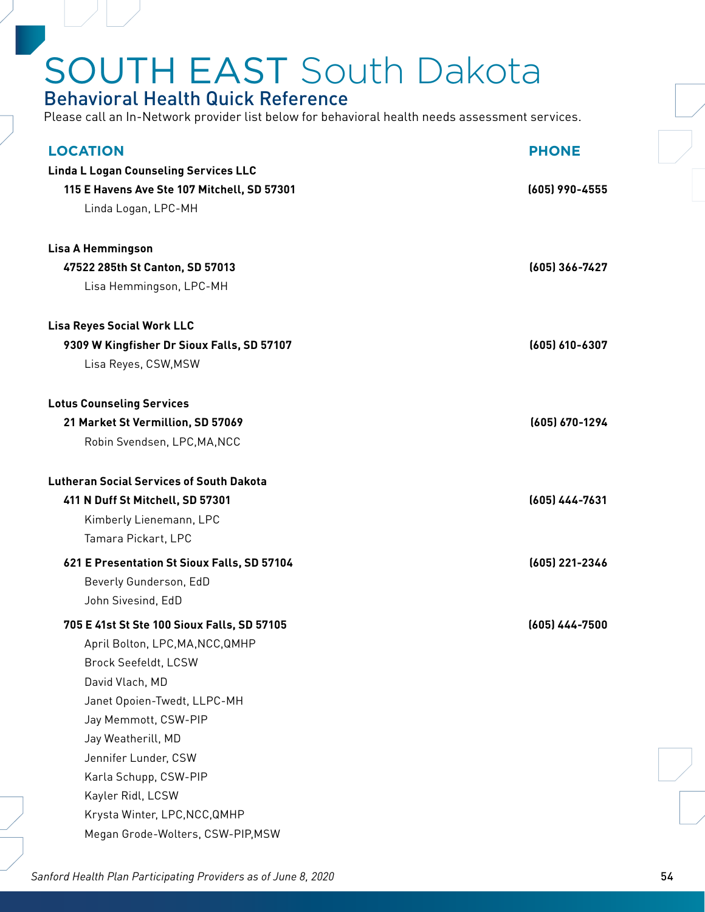# SOUTH EAST South Dakota

## Behavioral Health Quick Reference

Please call an In-Network provider list below for behavioral health needs assessment services.

| LOCATION | PHONE |
|---|---|
| **Linda L Logan Counseling Services LLC** | |
| **115 E Havens Ave Ste 107 Mitchell, SD 57301** | **(605) 990-4555** |
| Linda Logan, LPC-MH | |
| **Lisa A Hemmingson** | |
| **47522 285th St Canton, SD 57013** | **(605) 366-7427** |
| Lisa Hemmingson, LPC-MH | |
| **Lisa Reyes Social Work LLC** | |
| **9309 W Kingfisher Dr Sioux Falls, SD 57107** | **(605) 610-6307** |
| Lisa Reyes, CSW,MSW | |
| **Lotus Counseling Services** | |
| **21 Market St Vermillion, SD 57069** | **(605) 670-1294** |
| Robin Svendsen, LPC,MA,NCC | |
| **Lutheran Social Services of South Dakota** | |
| **411 N Duff St Mitchell, SD 57301** | **(605) 444-7631** |
| Kimberly Lienemann, LPC | |
| Tamara Pickart, LPC | |
| **621 E Presentation St Sioux Falls, SD 57104** | **(605) 221-2346** |
| Beverly Gunderson, EdD | |
| John Sivesind, EdD | |
| **705 E 41st St Ste 100 Sioux Falls, SD 57105** | **(605) 444-7500** |
| April Bolton, LPC,MA,NCC,QMHP | |
| Brock Seefeldt, LCSW | |
| David Vlach, MD | |
| Janet Opoien-Twedt, LLPC-MH | |
| Jay Memmott, CSW-PIP | |
| Jay Weatherill, MD | |
| Jennifer Lunder, CSW | |
| Karla Schupp, CSW-PIP | |
| Kayler Ridl, LCSW | |
| Krysta Winter, LPC,NCC,QMHP | |
| Megan Grode-Wolters, CSW-PIP,MSW | |

*Sanford Health Plan Participating Providers as of June 8, 2020*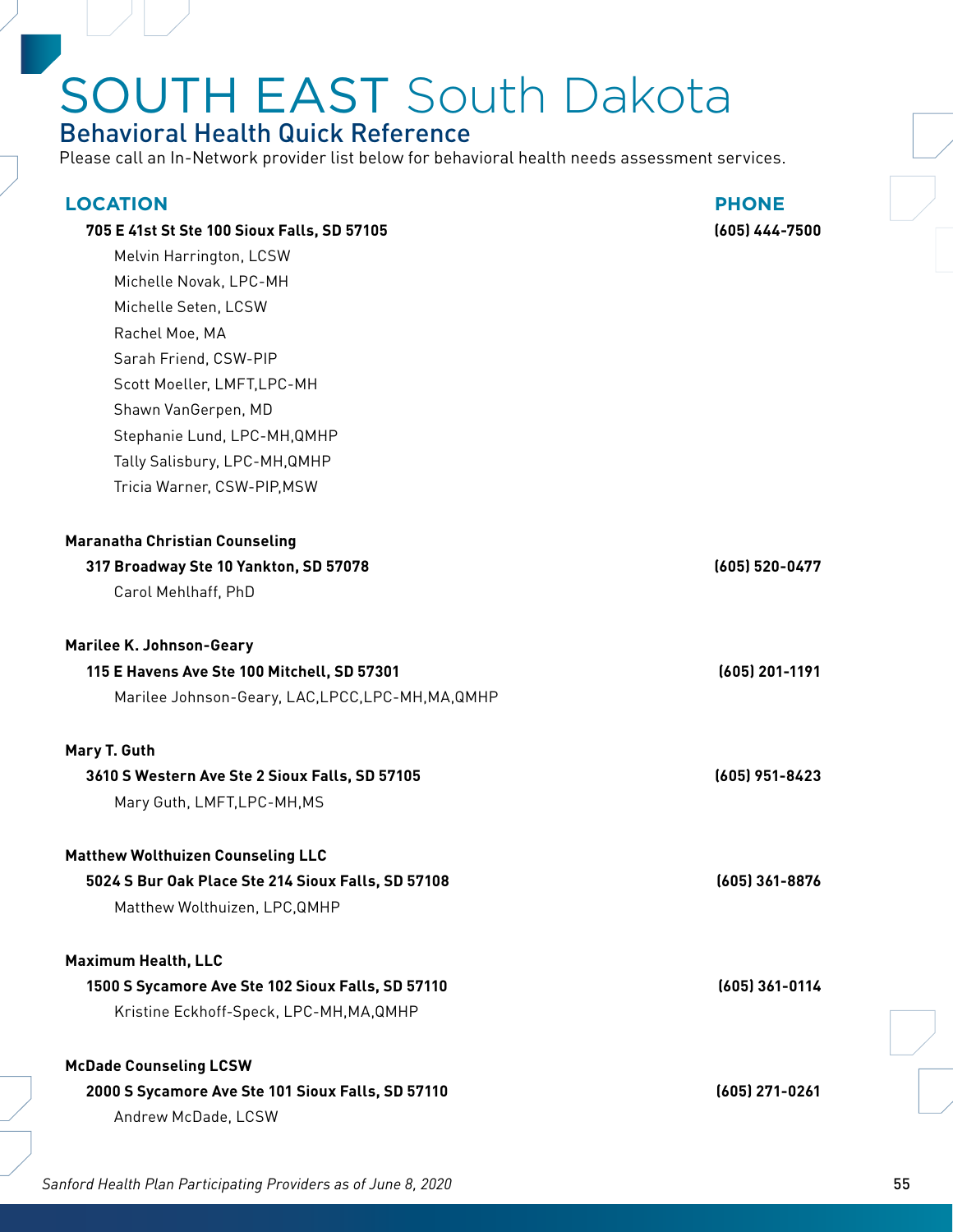# SOUTH EAST South Dakota

## Behavioral Health Quick Reference

Please call an In-Network provider list below for behavioral health needs assessment services.

| LOCATION | PHONE |
|---|---|
| **705 E 41st St Ste 100 Sioux Falls, SD 57105** | **(605) 444-7500** |
| Melvin Harrington, LCSW | |
| Michelle Novak, LPC-MH | |
| Michelle Seten, LCSW | |
| Rachel Moe, MA | |
| Sarah Friend, CSW-PIP | |
| Scott Moeller, LMFT,LPC-MH | |
| Shawn VanGerpen, MD | |
| Stephanie Lund, LPC-MH,QMHP | |
| Tally Salisbury, LPC-MH,QMHP | |
| Tricia Warner, CSW-PIP,MSW | |
| **Maranatha Christian Counseling** | |
| **317 Broadway Ste 10 Yankton, SD 57078** | **(605) 520-0477** |
| Carol Mehlhaff, PhD | |
| **Marilee K. Johnson-Geary** | |
| **115 E Havens Ave Ste 100 Mitchell, SD 57301** | **(605) 201-1191** |
| Marilee Johnson-Geary, LAC,LPCC,LPC-MH,MA,QMHP | |
| **Mary T. Guth** | |
| **3610 S Western Ave Ste 2 Sioux Falls, SD 57105** | **(605) 951-8423** |
| Mary Guth, LMFT,LPC-MH,MS | |
| **Matthew Wolthuizen Counseling LLC** | |
| **5024 S Bur Oak Place Ste 214 Sioux Falls, SD 57108** | **(605) 361-8876** |
| Matthew Wolthuizen, LPC,QMHP | |
| **Maximum Health, LLC** | |
| **1500 S Sycamore Ave Ste 102 Sioux Falls, SD 57110** | **(605) 361-0114** |
| Kristine Eckhoff-Speck, LPC-MH,MA,QMHP | |
| **McDade Counseling LCSW** | |
| **2000 S Sycamore Ave Ste 101 Sioux Falls, SD 57110** | **(605) 271-0261** |
| Andrew McDade, LCSW | |

*Sanford Health Plan Participating Providers as of June 8, 2020*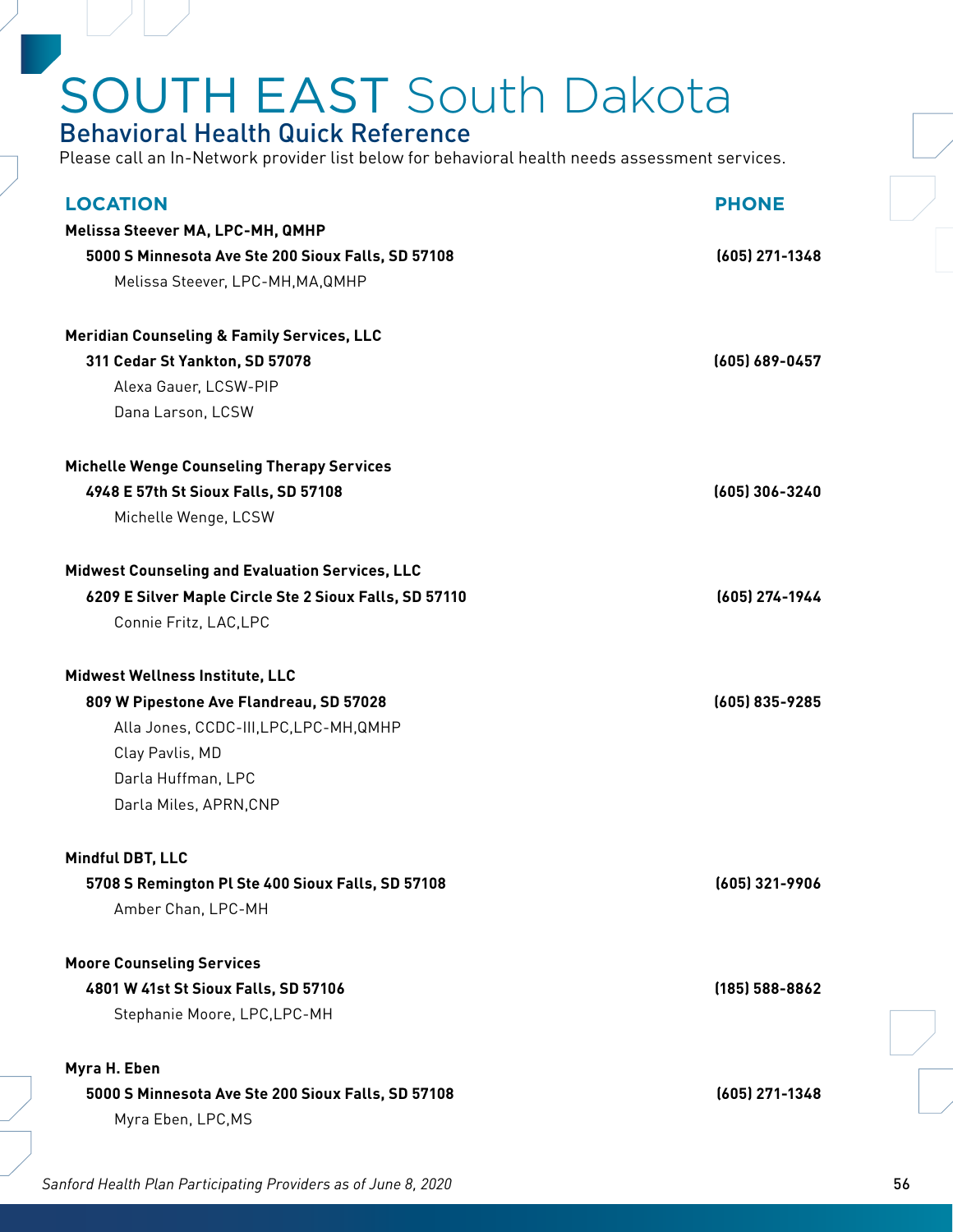# SOUTH EAST South Dakota

## Behavioral Health Quick Reference

Please call an In-Network provider list below for behavioral health needs assessment services.

| LOCATION | PHONE |
|---|---|
| **Melissa Steever MA, LPC-MH, QMHP** | |
| **5000 S Minnesota Ave Ste 200 Sioux Falls, SD 57108** | **(605) 271-1348** |
| Melissa Steever, LPC-MH,MA,QMHP | |
| **Meridian Counseling & Family Services, LLC** | |
| **311 Cedar St Yankton, SD 57078** | **(605) 689-0457** |
| Alexa Gauer, LCSW-PIP | |
| Dana Larson, LCSW | |
| **Michelle Wenge Counseling Therapy Services** | |
| **4948 E 57th St Sioux Falls, SD 57108** | **(605) 306-3240** |
| Michelle Wenge, LCSW | |
| **Midwest Counseling and Evaluation Services, LLC** | |
| **6209 E Silver Maple Circle Ste 2 Sioux Falls, SD 57110** | **(605) 274-1944** |
| Connie Fritz, LAC,LPC | |
| **Midwest Wellness Institute, LLC** | |
| **809 W Pipestone Ave Flandreau, SD 57028** | **(605) 835-9285** |
| Alla Jones, CCDC-III,LPC,LPC-MH,QMHP | |
| Clay Pavlis, MD | |
| Darla Huffman, LPC | |
| Darla Miles, APRN,CNP | |
| **Mindful DBT, LLC** | |
| **5708 S Remington Pl Ste 400 Sioux Falls, SD 57108** | **(605) 321-9906** |
| Amber Chan, LPC-MH | |
| **Moore Counseling Services** | |
| **4801 W 41st St Sioux Falls, SD 57106** | **(185) 588-8862** |
| Stephanie Moore, LPC,LPC-MH | |
| **Myra H. Eben** | |
| **5000 S Minnesota Ave Ste 200 Sioux Falls, SD 57108** | **(605) 271-1348** |
| Myra Eben, LPC,MS | |

*Sanford Health Plan Participating Providers as of June 8, 2020*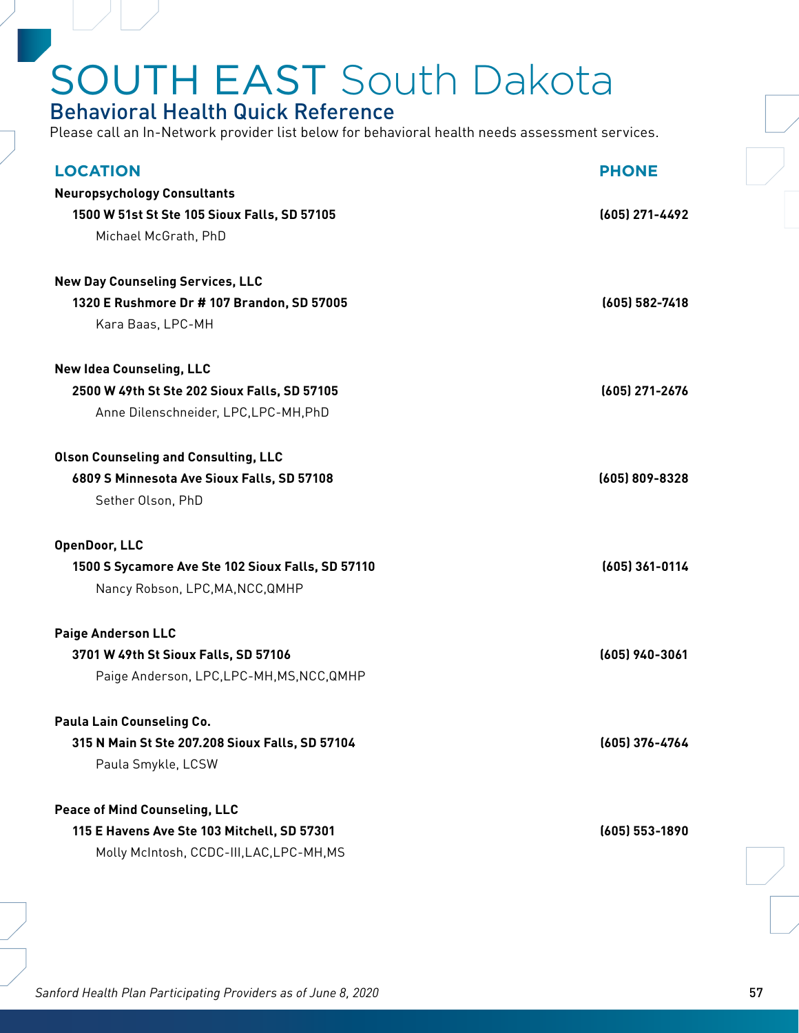# SOUTH EAST South Dakota

## Behavioral Health Quick Reference

Please call an In-Network provider list below for behavioral health needs assessment services.

| LOCATION | PHONE |
|---|---|
| **Neuropsychology Consultants** | |
| **1500 W 51st St Ste 105 Sioux Falls, SD 57105** | **(605) 271-4492** |
| Michael McGrath, PhD | |
| **New Day Counseling Services, LLC** | |
| **1320 E Rushmore Dr # 107 Brandon, SD 57005** | **(605) 582-7418** |
| Kara Baas, LPC-MH | |
| **New Idea Counseling, LLC** | |
| **2500 W 49th St Ste 202 Sioux Falls, SD 57105** | **(605) 271-2676** |
| Anne Dilenschneider, LPC,LPC-MH,PhD | |
| **Olson Counseling and Consulting, LLC** | |
| **6809 S Minnesota Ave Sioux Falls, SD 57108** | **(605) 809-8328** |
| Sether Olson, PhD | |
| **OpenDoor, LLC** | |
| **1500 S Sycamore Ave Ste 102 Sioux Falls, SD 57110** | **(605) 361-0114** |
| Nancy Robson, LPC,MA,NCC,QMHP | |
| **Paige Anderson LLC** | |
| **3701 W 49th St Sioux Falls, SD 57106** | **(605) 940-3061** |
| Paige Anderson, LPC,LPC-MH,MS,NCC,QMHP | |
| **Paula Lain Counseling Co.** | |
| **315 N Main St Ste 207.208 Sioux Falls, SD 57104** | **(605) 376-4764** |
| Paula Smykle, LCSW | |
| **Peace of Mind Counseling, LLC** | |
| **115 E Havens Ave Ste 103 Mitchell, SD 57301** | **(605) 553-1890** |
| Molly McIntosh, CCDC-III,LAC,LPC-MH,MS | |

*Sanford Health Plan Participating Providers as of June 8, 2020*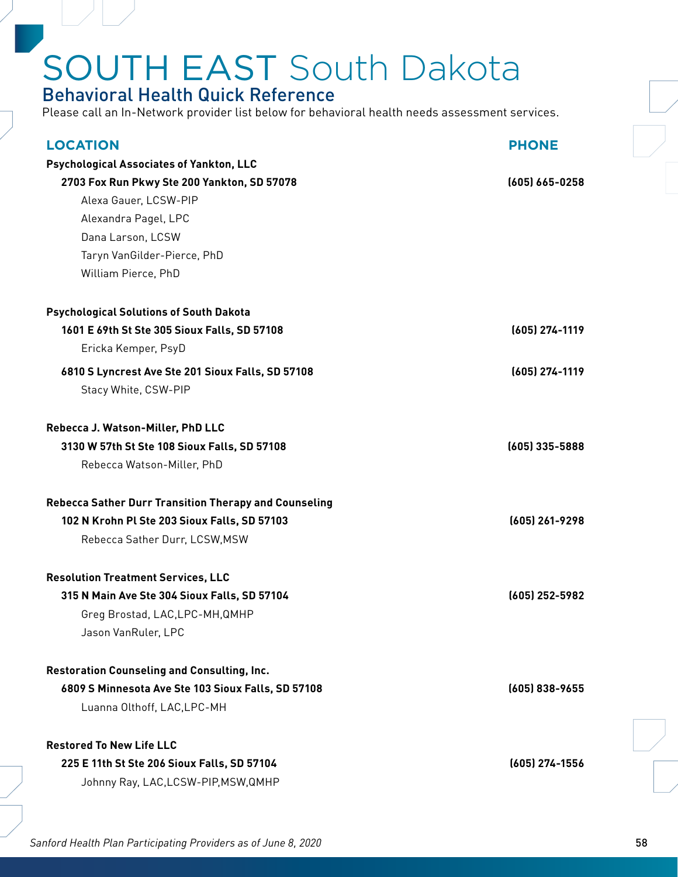# SOUTH EAST South Dakota

## Behavioral Health Quick Reference

Please call an In-Network provider list below for behavioral health needs assessment services.

| LOCATION | PHONE |
|---|---|
| **Psychological Associates of Yankton, LLC** | |
| **2703 Fox Run Pkwy Ste 200 Yankton, SD 57078** | **(605) 665-0258** |
| Alexa Gauer, LCSW-PIP | |
| Alexandra Pagel, LPC | |
| Dana Larson, LCSW | |
| Taryn VanGilder-Pierce, PhD | |
| William Pierce, PhD | |
| **Psychological Solutions of South Dakota** | |
| **1601 E 69th St Ste 305 Sioux Falls, SD 57108** | **(605) 274-1119** |
| Ericka Kemper, PsyD | |
| **6810 S Lyncrest Ave Ste 201 Sioux Falls, SD 57108** | **(605) 274-1119** |
| Stacy White, CSW-PIP | |
| **Rebecca J. Watson-Miller, PhD LLC** | |
| **3130 W 57th St Ste 108 Sioux Falls, SD 57108** | **(605) 335-5888** |
| Rebecca Watson-Miller, PhD | |
| **Rebecca Sather Durr Transition Therapy and Counseling** | |
| **102 N Krohn Pl Ste 203 Sioux Falls, SD 57103** | **(605) 261-9298** |
| Rebecca Sather Durr, LCSW,MSW | |
| **Resolution Treatment Services, LLC** | |
| **315 N Main Ave Ste 304 Sioux Falls, SD 57104** | **(605) 252-5982** |
| Greg Brostad, LAC,LPC-MH,QMHP | |
| Jason VanRuler, LPC | |
| **Restoration Counseling and Consulting, Inc.** | |
| **6809 S Minnesota Ave Ste 103 Sioux Falls, SD 57108** | **(605) 838-9655** |
| Luanna Olthoff, LAC,LPC-MH | |
| **Restored To New Life LLC** | |
| **225 E 11th St Ste 206 Sioux Falls, SD 57104** | **(605) 274-1556** |
| Johnny Ray, LAC,LCSW-PIP,MSW,QMHP | |

*Sanford Health Plan Participating Providers as of June 8, 2020*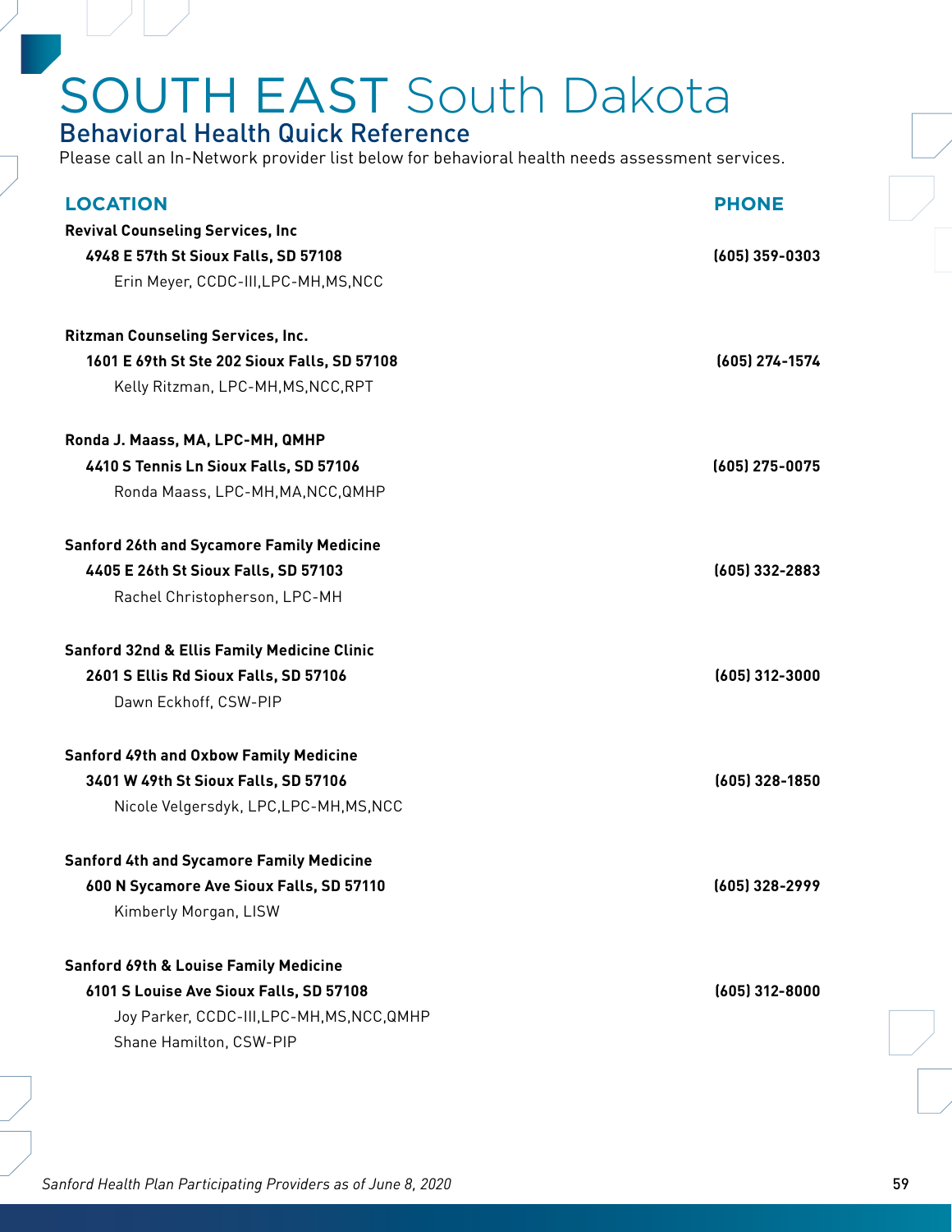# SOUTH EAST South Dakota

## Behavioral Health Quick Reference

Please call an In-Network provider list below for behavioral health needs assessment services.

| LOCATION | PHONE |
|---|---|
| **Revival Counseling Services, Inc** | |
| **4948 E 57th St Sioux Falls, SD 57108** | **(605) 359-0303** |
| Erin Meyer, CCDC-III,LPC-MH,MS,NCC | |
| **Ritzman Counseling Services, Inc.** | |
| **1601 E 69th St Ste 202 Sioux Falls, SD 57108** | **(605) 274-1574** |
| Kelly Ritzman, LPC-MH,MS,NCC,RPT | |
| **Ronda J. Maass, MA, LPC-MH, QMHP** | |
| **4410 S Tennis Ln Sioux Falls, SD 57106** | **(605) 275-0075** |
| Ronda Maass, LPC-MH,MA,NCC,QMHP | |
| **Sanford 26th and Sycamore Family Medicine** | |
| **4405 E 26th St Sioux Falls, SD 57103** | **(605) 332-2883** |
| Rachel Christopherson, LPC-MH | |
| **Sanford 32nd & Ellis Family Medicine Clinic** | |
| **2601 S Ellis Rd Sioux Falls, SD 57106** | **(605) 312-3000** |
| Dawn Eckhoff, CSW-PIP | |
| **Sanford 49th and Oxbow Family Medicine** | |
| **3401 W 49th St Sioux Falls, SD 57106** | **(605) 328-1850** |
| Nicole Velgersdyk, LPC,LPC-MH,MS,NCC | |
| **Sanford 4th and Sycamore Family Medicine** | |
| **600 N Sycamore Ave Sioux Falls, SD 57110** | **(605) 328-2999** |
| Kimberly Morgan, LISW | |
| **Sanford 69th & Louise Family Medicine** | |
| **6101 S Louise Ave Sioux Falls, SD 57108** | **(605) 312-8000** |
| Joy Parker, CCDC-III,LPC-MH,MS,NCC,QMHP | |
| Shane Hamilton, CSW-PIP | |

*Sanford Health Plan Participating Providers as of June 8, 2020*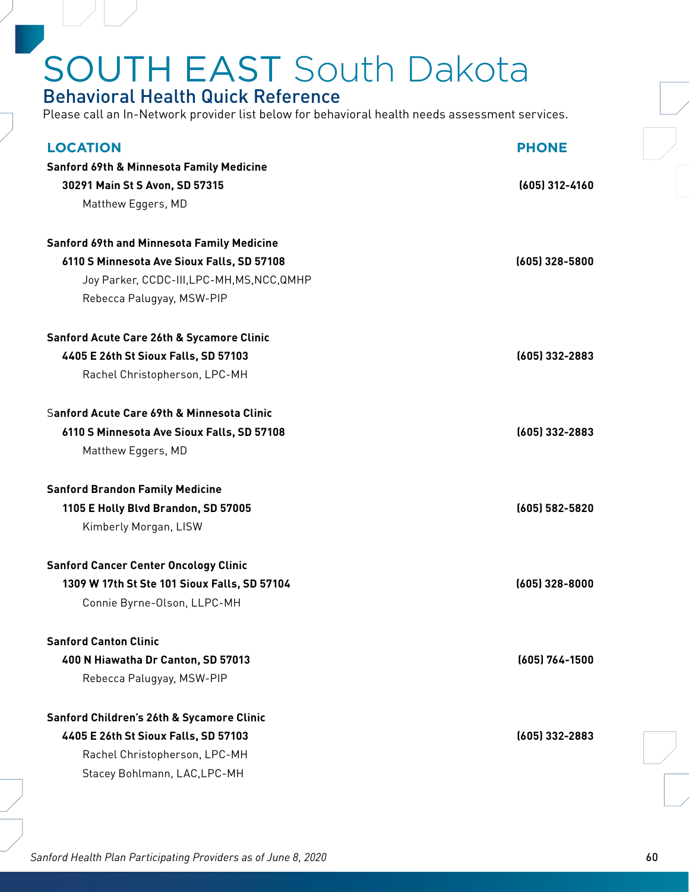# SOUTH EAST South Dakota

## Behavioral Health Quick Reference

Please call an In-Network provider list below for behavioral health needs assessment services.

| LOCATION | PHONE |
|---|---|
| **Sanford 69th & Minnesota Family Medicine** | |
| **30291 Main St S Avon, SD 57315** | **(605) 312-4160** |
| Matthew Eggers, MD | |
| **Sanford 69th and Minnesota Family Medicine** | |
| **6110 S Minnesota Ave Sioux Falls, SD 57108** | **(605) 328-5800** |
| Joy Parker, CCDC-III,LPC-MH,MS,NCC,QMHP | |
| Rebecca Palugyay, MSW-PIP | |
| **Sanford Acute Care 26th & Sycamore Clinic** | |
| **4405 E 26th St Sioux Falls, SD 57103** | **(605) 332-2883** |
| Rachel Christopherson, LPC-MH | |
| **Sanford Acute Care 69th & Minnesota Clinic** | |
| **6110 S Minnesota Ave Sioux Falls, SD 57108** | **(605) 332-2883** |
| Matthew Eggers, MD | |
| **Sanford Brandon Family Medicine** | |
| **1105 E Holly Blvd Brandon, SD 57005** | **(605) 582-5820** |
| Kimberly Morgan, LISW | |
| **Sanford Cancer Center Oncology Clinic** | |
| **1309 W 17th St Ste 101 Sioux Falls, SD 57104** | **(605) 328-8000** |
| Connie Byrne-Olson, LLPC-MH | |
| **Sanford Canton Clinic** | |
| **400 N Hiawatha Dr Canton, SD 57013** | **(605) 764-1500** |
| Rebecca Palugyay, MSW-PIP | |
| **Sanford Children's 26th & Sycamore Clinic** | |
| **4405 E 26th St Sioux Falls, SD 57103** | **(605) 332-2883** |
| Rachel Christopherson, LPC-MH | |
| Stacey Bohlmann, LAC,LPC-MH | |

*Sanford Health Plan Participating Providers as of June 8, 2020*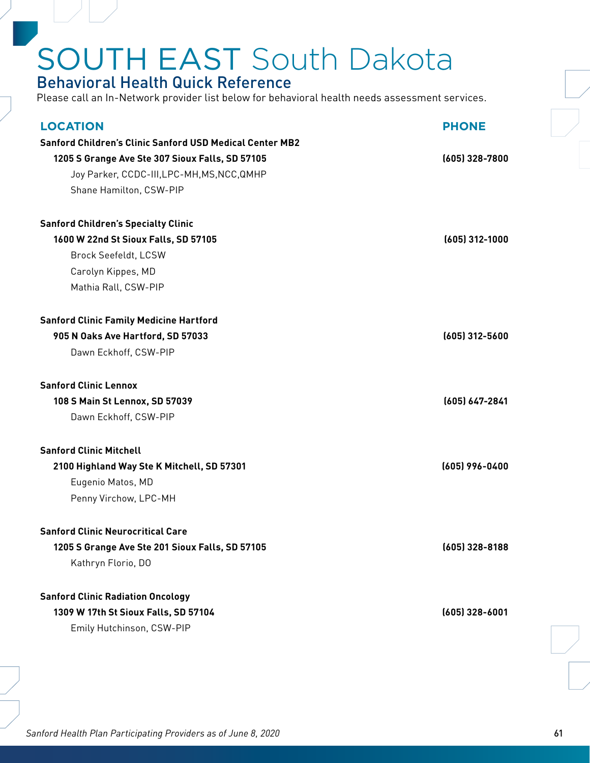# SOUTH EAST South Dakota

## Behavioral Health Quick Reference

Please call an In-Network provider list below for behavioral health needs assessment services.

| LOCATION | PHONE |
| --- | --- |
| **Sanford Children's Clinic Sanford USD Medical Center MB2** | |
| **1205 S Grange Ave Ste 307 Sioux Falls, SD 57105** | **(605) 328-7800** |
| Joy Parker, CCDC-III,LPC-MH,MS,NCC,QMHP | |
| Shane Hamilton, CSW-PIP | |
| **Sanford Children's Specialty Clinic** | |
| **1600 W 22nd St Sioux Falls, SD 57105** | **(605) 312-1000** |
| Brock Seefeldt, LCSW | |
| Carolyn Kippes, MD | |
| Mathia Rall, CSW-PIP | |
| **Sanford Clinic Family Medicine Hartford** | |
| **905 N Oaks Ave Hartford, SD 57033** | **(605) 312-5600** |
| Dawn Eckhoff, CSW-PIP | |
| **Sanford Clinic Lennox** | |
| **108 S Main St Lennox, SD 57039** | **(605) 647-2841** |
| Dawn Eckhoff, CSW-PIP | |
| **Sanford Clinic Mitchell** | |
| **2100 Highland Way Ste K Mitchell, SD 57301** | **(605) 996-0400** |
| Eugenio Matos, MD | |
| Penny Virchow, LPC-MH | |
| **Sanford Clinic Neurocritical Care** | |
| **1205 S Grange Ave Ste 201 Sioux Falls, SD 57105** | **(605) 328-8188** |
| Kathryn Florio, DO | |
| **Sanford Clinic Radiation Oncology** | |
| **1309 W 17th St Sioux Falls, SD 57104** | **(605) 328-6001** |
| Emily Hutchinson, CSW-PIP | |

*Sanford Health Plan Participating Providers as of June 8, 2020*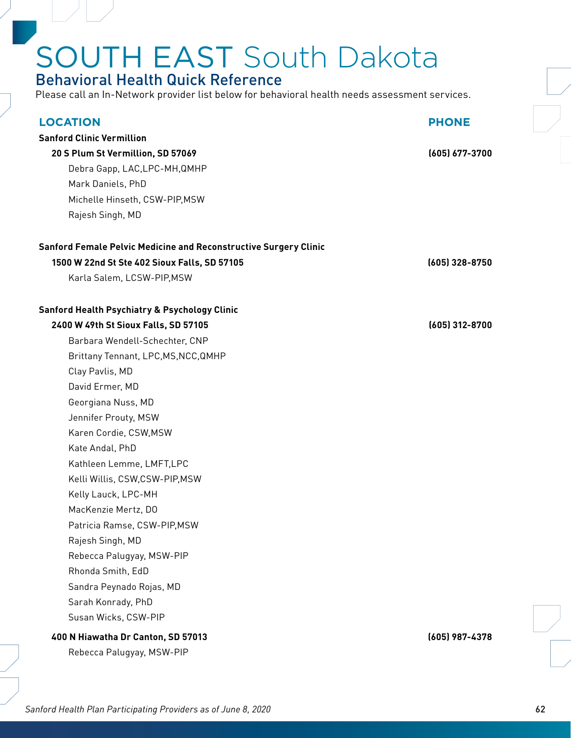# SOUTH EAST South Dakota

## Behavioral Health Quick Reference

Please call an In-Network provider list below for behavioral health needs assessment services.

| LOCATION | PHONE |
|---|---|
| **Sanford Clinic Vermillion** | |
| **20 S Plum St Vermillion, SD 57069** | **(605) 677-3700** |
| Debra Gapp, LAC,LPC-MH,QMHP | |
| Mark Daniels, PhD | |
| Michelle Hinseth, CSW-PIP,MSW | |
| Rajesh Singh, MD | |
| **Sanford Female Pelvic Medicine and Reconstructive Surgery Clinic** | |
| **1500 W 22nd St Ste 402 Sioux Falls, SD 57105** | **(605) 328-8750** |
| Karla Salem, LCSW-PIP,MSW | |
| **Sanford Health Psychiatry & Psychology Clinic** | |
| **2400 W 49th St Sioux Falls, SD 57105** | **(605) 312-8700** |
| Barbara Wendell-Schechter, CNP | |
| Brittany Tennant, LPC,MS,NCC,QMHP | |
| Clay Pavlis, MD | |
| David Ermer, MD | |
| Georgiana Nuss, MD | |
| Jennifer Prouty, MSW | |
| Karen Cordie, CSW,MSW | |
| Kate Andal, PhD | |
| Kathleen Lemme, LMFT,LPC | |
| Kelli Willis, CSW,CSW-PIP,MSW | |
| Kelly Lauck, LPC-MH | |
| MacKenzie Mertz, DO | |
| Patricia Ramse, CSW-PIP,MSW | |
| Rajesh Singh, MD | |
| Rebecca Palugyay, MSW-PIP | |
| Rhonda Smith, EdD | |
| Sandra Peynado Rojas, MD | |
| Sarah Konrady, PhD | |
| Susan Wicks, CSW-PIP | |
| **400 N Hiawatha Dr Canton, SD 57013** | **(605) 987-4378** |
| Rebecca Palugyay, MSW-PIP | |

*Sanford Health Plan Participating Providers as of June 8, 2020*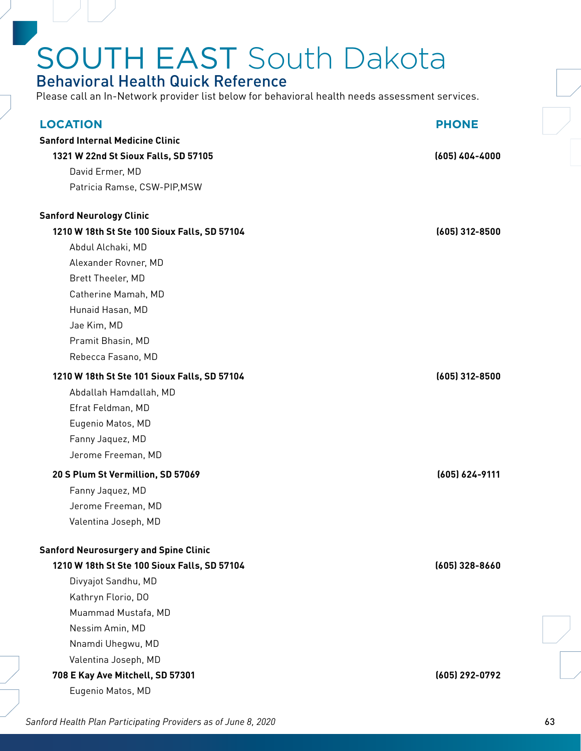# SOUTH EAST South Dakota

## Behavioral Health Quick Reference

Please call an In-Network provider list below for behavioral health needs assessment services.

| LOCATION | PHONE |
|---|---|
| **Sanford Internal Medicine Clinic** | |
| **1321 W 22nd St Sioux Falls, SD 57105** | **(605) 404-4000** |
| David Ermer, MD | |
| Patricia Ramse, CSW-PIP,MSW | |
| **Sanford Neurology Clinic** | |
| **1210 W 18th St Ste 100 Sioux Falls, SD 57104** | **(605) 312-8500** |
| Abdul Alchaki, MD | |
| Alexander Rovner, MD | |
| Brett Theeler, MD | |
| Catherine Mamah, MD | |
| Hunaid Hasan, MD | |
| Jae Kim, MD | |
| Pramit Bhasin, MD | |
| Rebecca Fasano, MD | |
| **1210 W 18th St Ste 101 Sioux Falls, SD 57104** | **(605) 312-8500** |
| Abdallah Hamdallah, MD | |
| Efrat Feldman, MD | |
| Eugenio Matos, MD | |
| Fanny Jaquez, MD | |
| Jerome Freeman, MD | |
| **20 S Plum St Vermillion, SD 57069** | **(605) 624-9111** |
| Fanny Jaquez, MD | |
| Jerome Freeman, MD | |
| Valentina Joseph, MD | |
| **Sanford Neurosurgery and Spine Clinic** | |
| **1210 W 18th St Ste 100 Sioux Falls, SD 57104** | **(605) 328-8660** |
| Divyajot Sandhu, MD | |
| Kathryn Florio, DO | |
| Muammad Mustafa, MD | |
| Nessim Amin, MD | |
| Nnamdi Uhegwu, MD | |
| Valentina Joseph, MD | |
| **708 E Kay Ave Mitchell, SD 57301** | **(605) 292-0792** |
| Eugenio Matos, MD | |

*Sanford Health Plan Participating Providers as of June 8, 2020*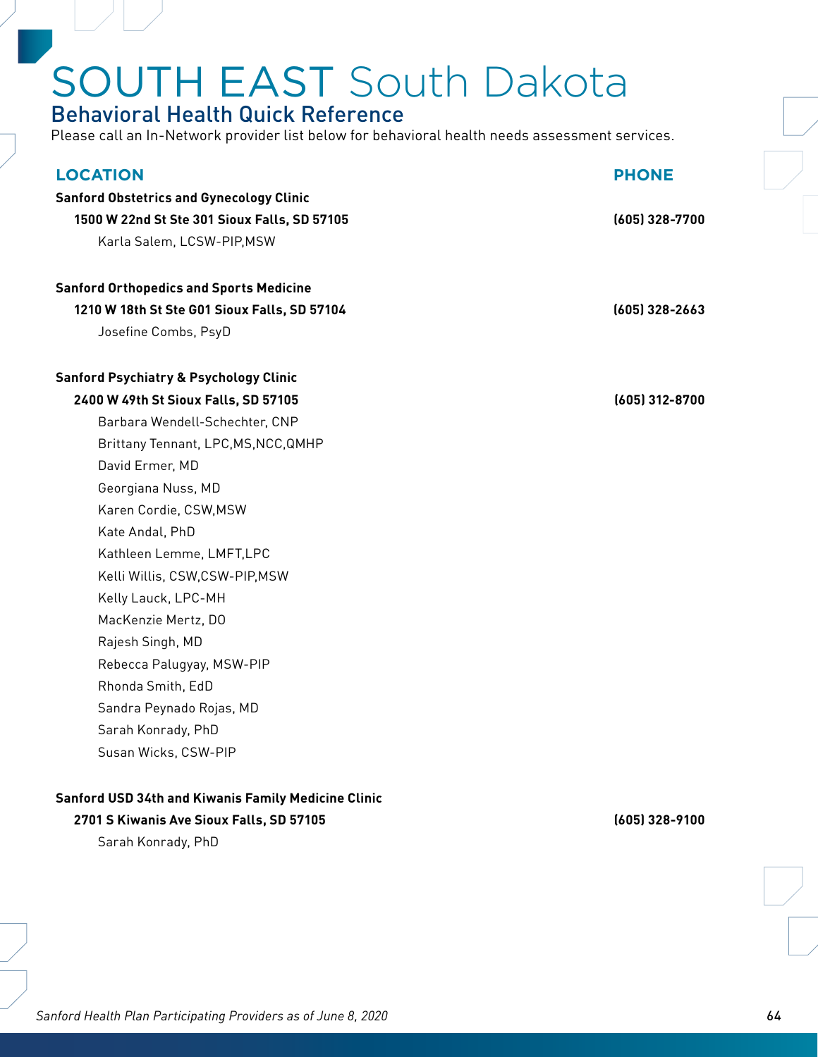# SOUTH EAST South Dakota

## Behavioral Health Quick Reference

Please call an In-Network provider list below for behavioral health needs assessment services.

| LOCATION | PHONE |
|---|---|
| **Sanford Obstetrics and Gynecology Clinic** | |
| **1500 W 22nd St Ste 301 Sioux Falls, SD 57105** | **(605) 328-7700** |
| Karla Salem, LCSW-PIP,MSW | |
| **Sanford Orthopedics and Sports Medicine** | |
| **1210 W 18th St Ste G01 Sioux Falls, SD 57104** | **(605) 328-2663** |
| Josefine Combs, PsyD | |
| **Sanford Psychiatry & Psychology Clinic** | |
| **2400 W 49th St Sioux Falls, SD 57105** | **(605) 312-8700** |
| Barbara Wendell-Schechter, CNP | |
| Brittany Tennant, LPC,MS,NCC,QMHP | |
| David Ermer, MD | |
| Georgiana Nuss, MD | |
| Karen Cordie, CSW,MSW | |
| Kate Andal, PhD | |
| Kathleen Lemme, LMFT,LPC | |
| Kelli Willis, CSW,CSW-PIP,MSW | |
| Kelly Lauck, LPC-MH | |
| MacKenzie Mertz, DO | |
| Rajesh Singh, MD | |
| Rebecca Palugyay, MSW-PIP | |
| Rhonda Smith, EdD | |
| Sandra Peynado Rojas, MD | |
| Sarah Konrady, PhD | |
| Susan Wicks, CSW-PIP | |
| **Sanford USD 34th and Kiwanis Family Medicine Clinic** | |
| **2701 S Kiwanis Ave Sioux Falls, SD 57105** | **(605) 328-9100** |
| Sarah Konrady, PhD | |

*Sanford Health Plan Participating Providers as of June 8, 2020*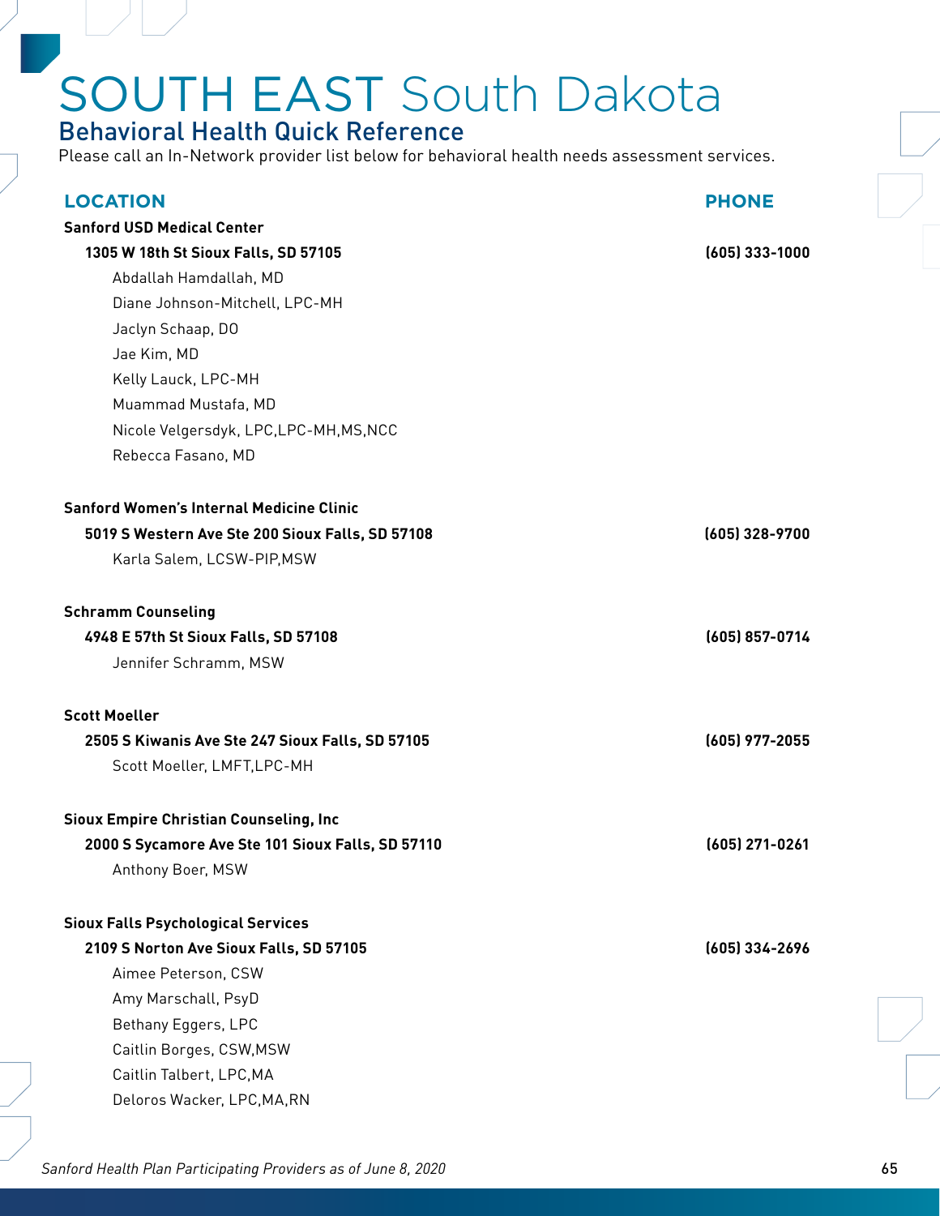# SOUTH EAST South Dakota

## Behavioral Health Quick Reference

Please call an In-Network provider list below for behavioral health needs assessment services.

| LOCATION | PHONE |
|---|---|
| **Sanford USD Medical Center** | |
| **1305 W 18th St Sioux Falls, SD 57105** | **(605) 333-1000** |
| Abdallah Hamdallah, MD | |
| Diane Johnson-Mitchell, LPC-MH | |
| Jaclyn Schaap, DO | |
| Jae Kim, MD | |
| Kelly Lauck, LPC-MH | |
| Muammad Mustafa, MD | |
| Nicole Velgersdyk, LPC,LPC-MH,MS,NCC | |
| Rebecca Fasano, MD | |
| **Sanford Women's Internal Medicine Clinic** | |
| **5019 S Western Ave Ste 200 Sioux Falls, SD 57108** | **(605) 328-9700** |
| Karla Salem, LCSW-PIP,MSW | |
| **Schramm Counseling** | |
| **4948 E 57th St Sioux Falls, SD 57108** | **(605) 857-0714** |
| Jennifer Schramm, MSW | |
| **Scott Moeller** | |
| **2505 S Kiwanis Ave Ste 247 Sioux Falls, SD 57105** | **(605) 977-2055** |
| Scott Moeller, LMFT,LPC-MH | |
| **Sioux Empire Christian Counseling, Inc** | |
| **2000 S Sycamore Ave Ste 101 Sioux Falls, SD 57110** | **(605) 271-0261** |
| Anthony Boer, MSW | |
| **Sioux Falls Psychological Services** | |
| **2109 S Norton Ave Sioux Falls, SD 57105** | **(605) 334-2696** |
| Aimee Peterson, CSW | |
| Amy Marschall, PsyD | |
| Bethany Eggers, LPC | |
| Caitlin Borges, CSW,MSW | |
| Caitlin Talbert, LPC,MA | |
| Deloros Wacker, LPC,MA,RN | |

*Sanford Health Plan Participating Providers as of June 8, 2020*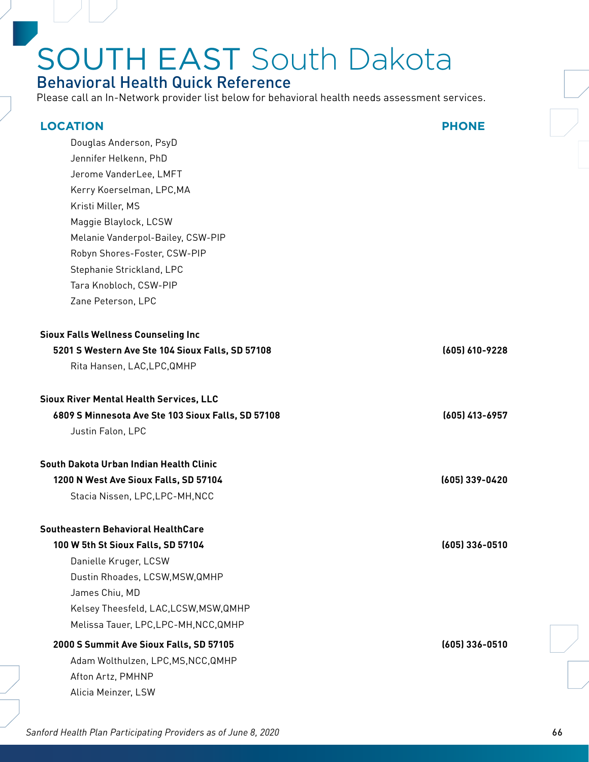# SOUTH EAST South Dakota

## Behavioral Health Quick Reference

Please call an In-Network provider list below for behavioral health needs assessment services.

| LOCATION | PHONE |
|---|---|
| Douglas Anderson, PsyD | |
| Jennifer Helkenn, PhD | |
| Jerome VanderLee, LMFT | |
| Kerry Koerselman, LPC,MA | |
| Kristi Miller, MS | |
| Maggie Blaylock, LCSW | |
| Melanie Vanderpol-Bailey, CSW-PIP | |
| Robyn Shores-Foster, CSW-PIP | |
| Stephanie Strickland, LPC | |
| Tara Knobloch, CSW-PIP | |
| Zane Peterson, LPC | |
| **Sioux Falls Wellness Counseling Inc** | |
| **5201 S Western Ave Ste 104 Sioux Falls, SD 57108** | **(605) 610-9228** |
| Rita Hansen, LAC,LPC,QMHP | |
| **Sioux River Mental Health Services, LLC** | |
| **6809 S Minnesota Ave Ste 103 Sioux Falls, SD 57108** | **(605) 413-6957** |
| Justin Falon, LPC | |
| **South Dakota Urban Indian Health Clinic** | |
| **1200 N West Ave Sioux Falls, SD 57104** | **(605) 339-0420** |
| Stacia Nissen, LPC,LPC-MH,NCC | |
| **Southeastern Behavioral HealthCare** | |
| **100 W 5th St Sioux Falls, SD 57104** | **(605) 336-0510** |
| Danielle Kruger, LCSW | |
| Dustin Rhoades, LCSW,MSW,QMHP | |
| James Chiu, MD | |
| Kelsey Theesfeld, LAC,LCSW,MSW,QMHP | |
| Melissa Tauer, LPC,LPC-MH,NCC,QMHP | |
| **2000 S Summit Ave Sioux Falls, SD 57105** | **(605) 336-0510** |
| Adam Wolthulzen, LPC,MS,NCC,QMHP | |
| Afton Artz, PMHNP | |
| Alicia Meinzer, LSW | |

*Sanford Health Plan Participating Providers as of June 8, 2020*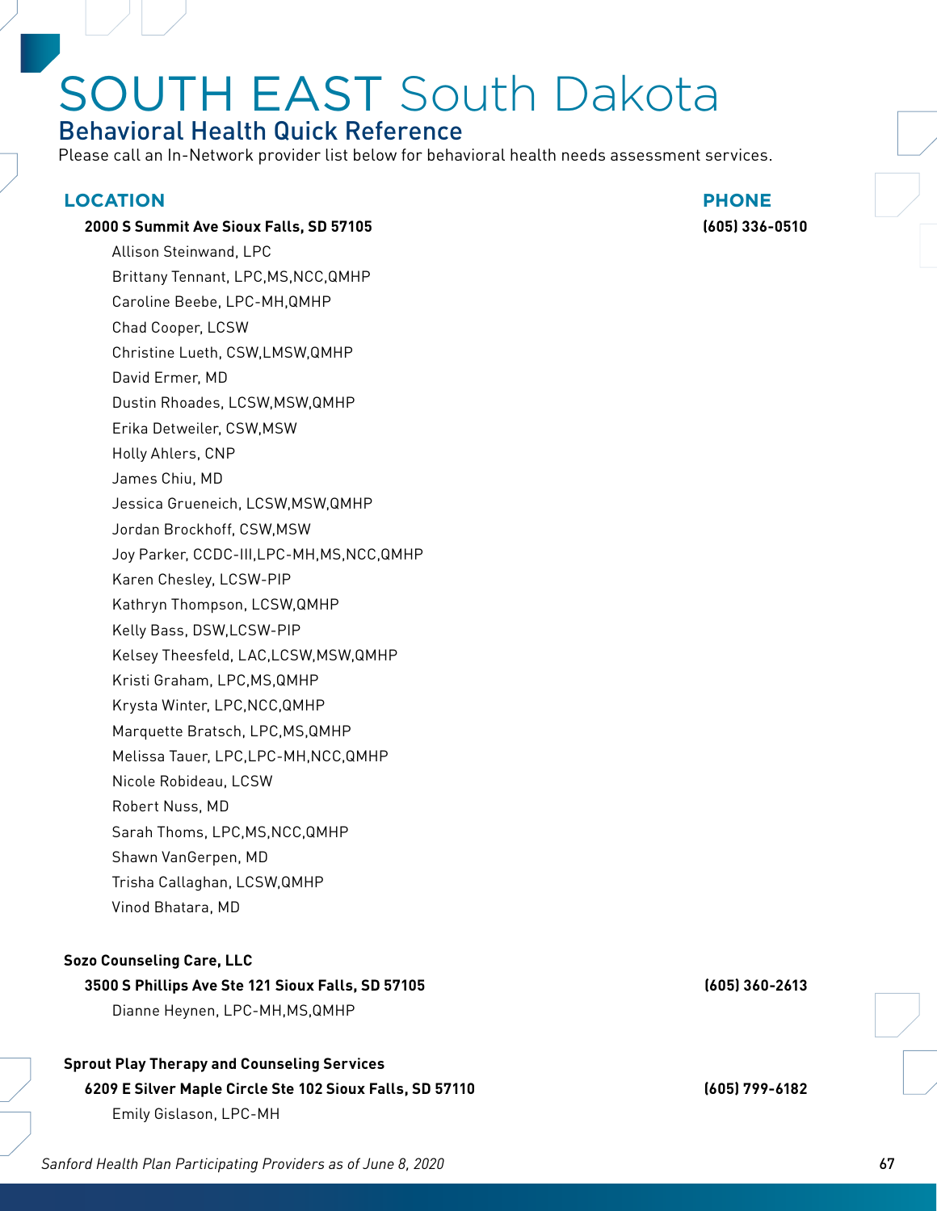# SOUTH EAST South Dakota

## Behavioral Health Quick Reference

Please call an In-Network provider list below for behavioral health needs assessment services.

| LOCATION | PHONE |
|---|---|
| **2000 S Summit Ave Sioux Falls, SD 57105** | **(605) 336-0510** |
| Allison Steinwand, LPC | |
| Brittany Tennant, LPC,MS,NCC,QMHP | |
| Caroline Beebe, LPC-MH,QMHP | |
| Chad Cooper, LCSW | |
| Christine Lueth, CSW,LMSW,QMHP | |
| David Ermer, MD | |
| Dustin Rhoades, LCSW,MSW,QMHP | |
| Erika Detweiler, CSW,MSW | |
| Holly Ahlers, CNP | |
| James Chiu, MD | |
| Jessica Grueneich, LCSW,MSW,QMHP | |
| Jordan Brockhoff, CSW,MSW | |
| Joy Parker, CCDC-III,LPC-MH,MS,NCC,QMHP | |
| Karen Chesley, LCSW-PIP | |
| Kathryn Thompson, LCSW,QMHP | |
| Kelly Bass, DSW,LCSW-PIP | |
| Kelsey Theesfeld, LAC,LCSW,MSW,QMHP | |
| Kristi Graham, LPC,MS,QMHP | |
| Krysta Winter, LPC,NCC,QMHP | |
| Marquette Bratsch, LPC,MS,QMHP | |
| Melissa Tauer, LPC,LPC-MH,NCC,QMHP | |
| Nicole Robideau, LCSW | |
| Robert Nuss, MD | |
| Sarah Thoms, LPC,MS,NCC,QMHP | |
| Shawn VanGerpen, MD | |
| Trisha Callaghan, LCSW,QMHP | |
| Vinod Bhatara, MD | |
| **Sozo Counseling Care, LLC** | |
| **3500 S Phillips Ave Ste 121 Sioux Falls, SD 57105** | **(605) 360-2613** |
| Dianne Heynen, LPC-MH,MS,QMHP | |
| **Sprout Play Therapy and Counseling Services** | |
| **6209 E Silver Maple Circle Ste 102 Sioux Falls, SD 57110** | **(605) 799-6182** |
| Emily Gislason, LPC-MH | |

*Sanford Health Plan Participating Providers as of June 8, 2020*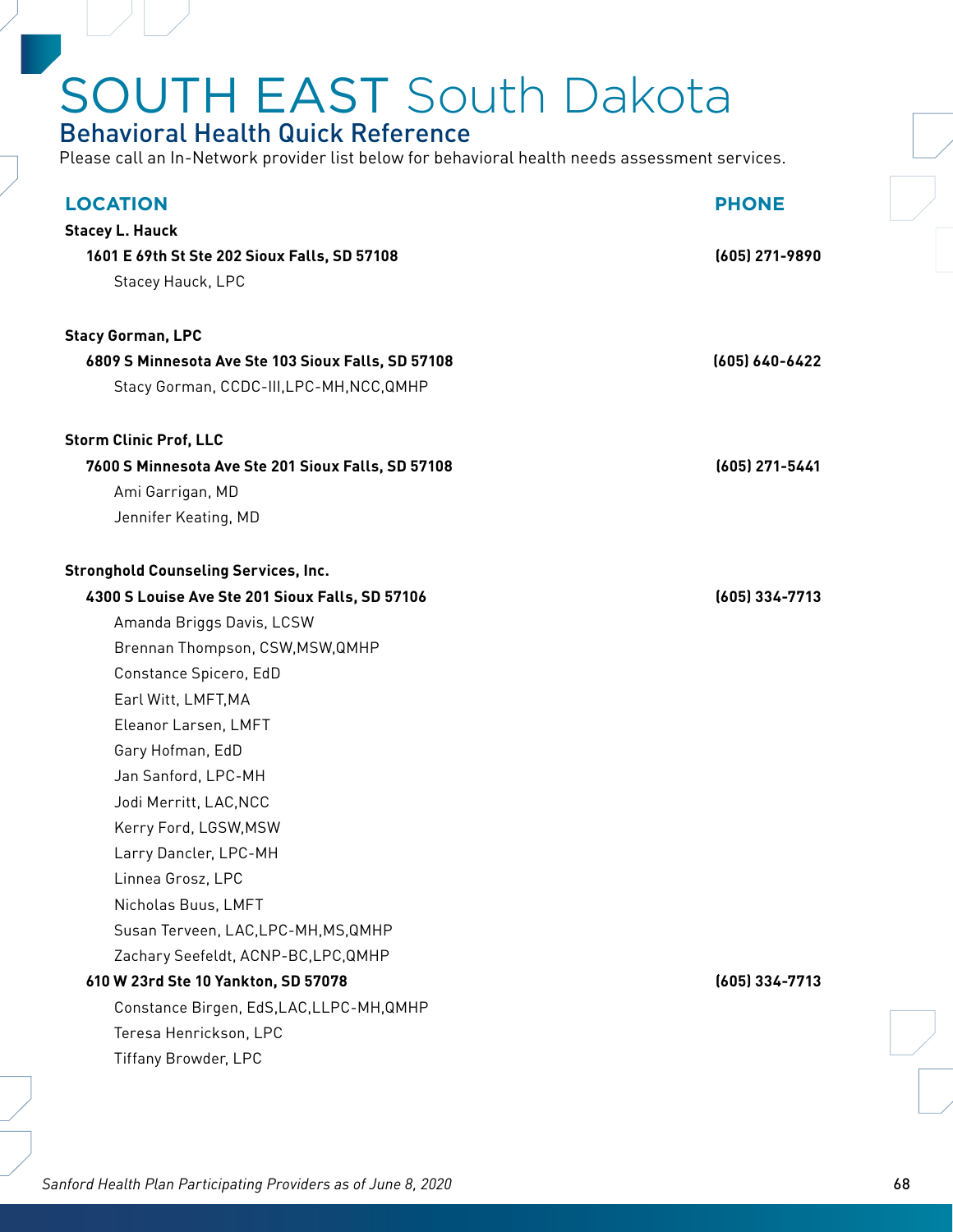# SOUTH EAST South Dakota

## Behavioral Health Quick Reference

Please call an In-Network provider list below for behavioral health needs assessment services.

| LOCATION | PHONE |
|---|---|
| **Stacey L. Hauck** | |
| **1601 E 69th St Ste 202 Sioux Falls, SD 57108** | **(605) 271-9890** |
| Stacey Hauck, LPC | |
| **Stacy Gorman, LPC** | |
| **6809 S Minnesota Ave Ste 103 Sioux Falls, SD 57108** | **(605) 640-6422** |
| Stacy Gorman, CCDC-III,LPC-MH,NCC,QMHP | |
| **Storm Clinic Prof, LLC** | |
| **7600 S Minnesota Ave Ste 201 Sioux Falls, SD 57108** | **(605) 271-5441** |
| Ami Garrigan, MD | |
| Jennifer Keating, MD | |
| **Stronghold Counseling Services, Inc.** | |
| **4300 S Louise Ave Ste 201 Sioux Falls, SD 57106** | **(605) 334-7713** |
| Amanda Briggs Davis, LCSW | |
| Brennan Thompson, CSW,MSW,QMHP | |
| Constance Spicero, EdD | |
| Earl Witt, LMFT,MA | |
| Eleanor Larsen, LMFT | |
| Gary Hofman, EdD | |
| Jan Sanford, LPC-MH | |
| Jodi Merritt, LAC,NCC | |
| Kerry Ford, LGSW,MSW | |
| Larry Dancler, LPC-MH | |
| Linnea Grosz, LPC | |
| Nicholas Buus, LMFT | |
| Susan Terveen, LAC,LPC-MH,MS,QMHP | |
| Zachary Seefeldt, ACNP-BC,LPC,QMHP | |
| **610 W 23rd Ste 10 Yankton, SD 57078** | **(605) 334-7713** |
| Constance Birgen, EdS,LAC,LLPC-MH,QMHP | |
| Teresa Henrickson, LPC | |
| Tiffany Browder, LPC | |

*Sanford Health Plan Participating Providers as of June 8, 2020*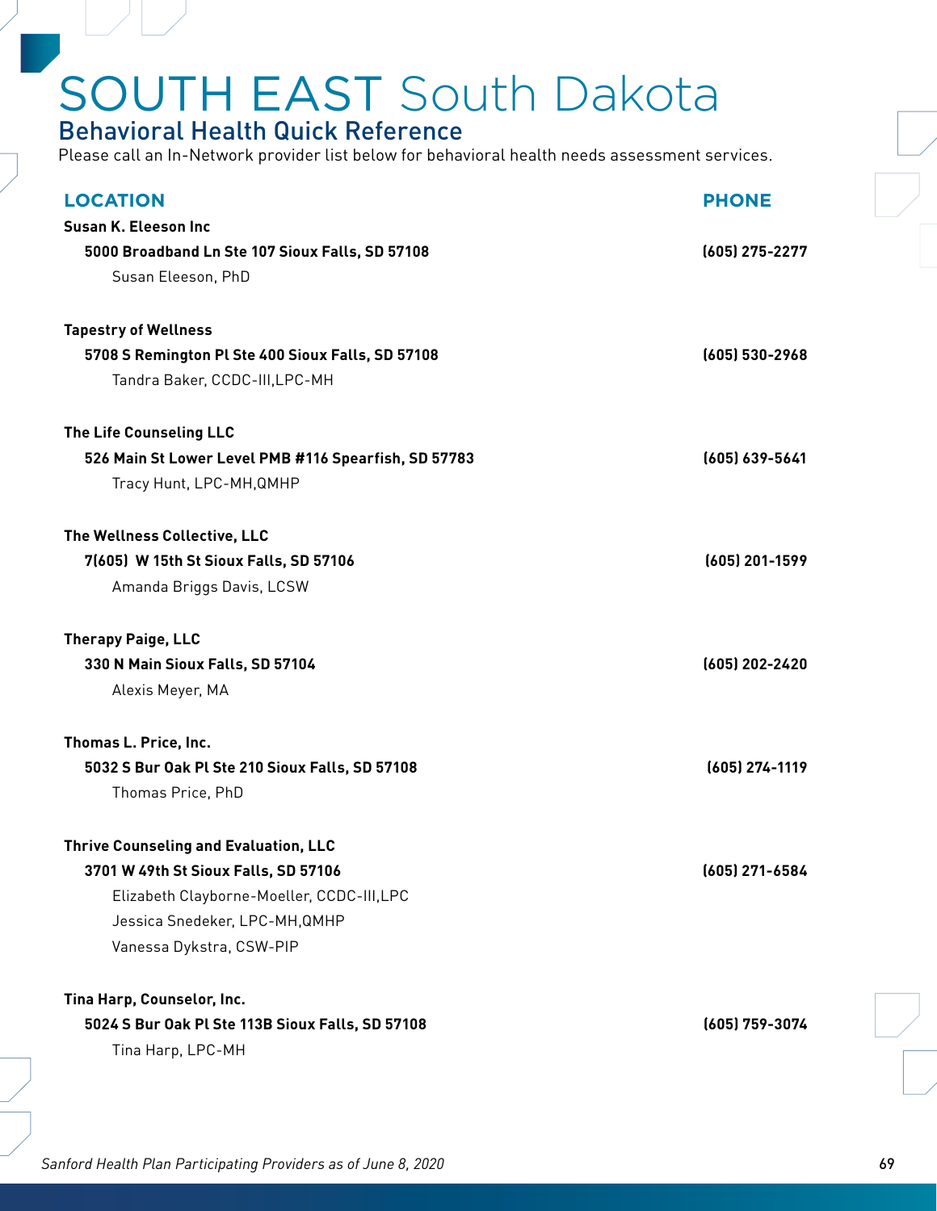# SOUTH EAST South Dakota

## Behavioral Health Quick Reference

Please call an In-Network provider list below for behavioral health needs assessment services.

| LOCATION | PHONE |
|---|---|
| **Susan K. Eleeson Inc** | |
| **5000 Broadband Ln Ste 107 Sioux Falls, SD 57108** | **(605) 275-2277** |
| Susan Eleeson, PhD | |
| **Tapestry of Wellness** | |
| **5708 S Remington Pl Ste 400 Sioux Falls, SD 57108** | **(605) 530-2968** |
| Tandra Baker, CCDC-III,LPC-MH | |
| **The Life Counseling LLC** | |
| **526 Main St Lower Level PMB #116 Spearfish, SD 57783** | **(605) 639-5641** |
| Tracy Hunt, LPC-MH,QMHP | |
| **The Wellness Collective, LLC** | |
| **7(605) W 15th St Sioux Falls, SD 57106** | **(605) 201-1599** |
| Amanda Briggs Davis, LCSW | |
| **Therapy Paige, LLC** | |
| **330 N Main Sioux Falls, SD 57104** | **(605) 202-2420** |
| Alexis Meyer, MA | |
| **Thomas L. Price, Inc.** | |
| **5032 S Bur Oak Pl Ste 210 Sioux Falls, SD 57108** | **(605) 274-1119** |
| Thomas Price, PhD | |
| **Thrive Counseling and Evaluation, LLC** | |
| **3701 W 49th St Sioux Falls, SD 57106** | **(605) 271-6584** |
| Elizabeth Clayborne-Moeller, CCDC-III,LPC | |
| Jessica Snedeker, LPC-MH,QMHP | |
| Vanessa Dykstra, CSW-PIP | |
| **Tina Harp, Counselor, Inc.** | |
| **5024 S Bur Oak Pl Ste 113B Sioux Falls, SD 57108** | **(605) 759-3074** |
| Tina Harp, LPC-MH | |

*Sanford Health Plan Participating Providers as of June 8, 2020*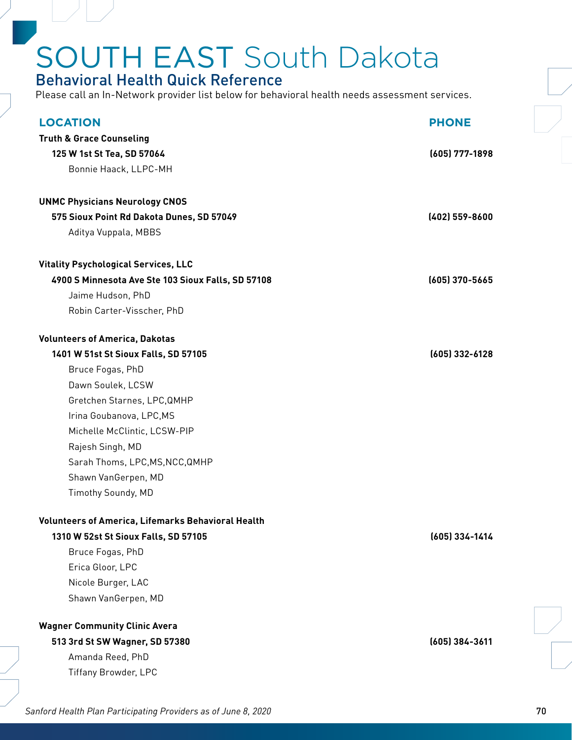# SOUTH EAST South Dakota

## Behavioral Health Quick Reference

Please call an In-Network provider list below for behavioral health needs assessment services.

| LOCATION | PHONE |
|---|---|
| **Truth & Grace Counseling** | |
| **125 W 1st St Tea, SD 57064** | **(605) 777-1898** |
| Bonnie Haack, LLPC-MH | |
| **UNMC Physicians Neurology CNOS** | |
| **575 Sioux Point Rd Dakota Dunes, SD 57049** | **(402) 559-8600** |
| Aditya Vuppala, MBBS | |
| **Vitality Psychological Services, LLC** | |
| **4900 S Minnesota Ave Ste 103 Sioux Falls, SD 57108** | **(605) 370-5665** |
| Jaime Hudson, PhD | |
| Robin Carter-Visscher, PhD | |
| **Volunteers of America, Dakotas** | |
| **1401 W 51st St Sioux Falls, SD 57105** | **(605) 332-6128** |
| Bruce Fogas, PhD | |
| Dawn Soulek, LCSW | |
| Gretchen Starnes, LPC,QMHP | |
| Irina Goubanova, LPC,MS | |
| Michelle McClintic, LCSW-PIP | |
| Rajesh Singh, MD | |
| Sarah Thoms, LPC,MS,NCC,QMHP | |
| Shawn VanGerpen, MD | |
| Timothy Soundy, MD | |
| **Volunteers of America, Lifemarks Behavioral Health** | |
| **1310 W 52st St Sioux Falls, SD 57105** | **(605) 334-1414** |
| Bruce Fogas, PhD | |
| Erica Gloor, LPC | |
| Nicole Burger, LAC | |
| Shawn VanGerpen, MD | |
| **Wagner Community Clinic Avera** | |
| **513 3rd St SW Wagner, SD 57380** | **(605) 384-3611** |
| Amanda Reed, PhD | |
| Tiffany Browder, LPC | |

*Sanford Health Plan Participating Providers as of June 8, 2020*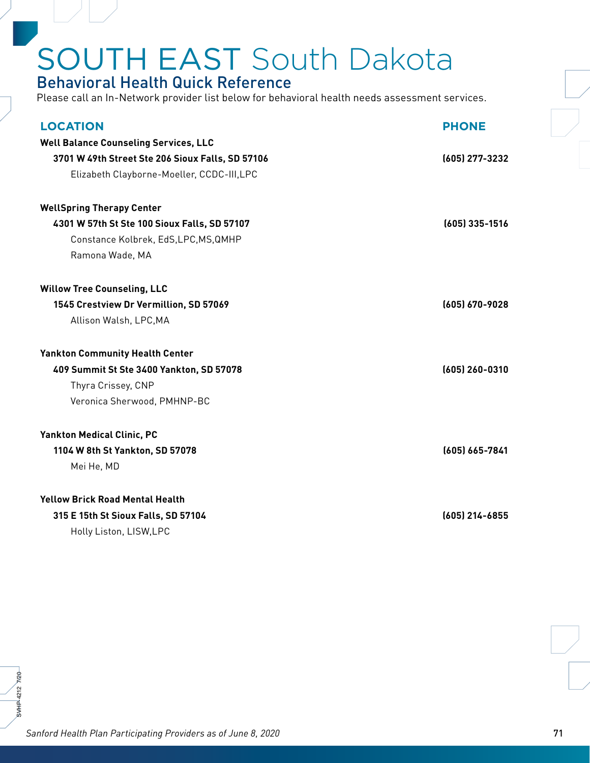# SOUTH EAST South Dakota

## Behavioral Health Quick Reference

Please call an In-Network provider list below for behavioral health needs assessment services.

| LOCATION | PHONE |
|---|---|
| **Well Balance Counseling Services, LLC** | |
| **3701 W 49th Street Ste 206 Sioux Falls, SD 57106** | **(605) 277-3232** |
| Elizabeth Clayborne-Moeller, CCDC-III,LPC | |
| **WellSpring Therapy Center** | |
| **4301 W 57th St Ste 100 Sioux Falls, SD 57107** | **(605) 335-1516** |
| Constance Kolbrek, EdS,LPC,MS,QMHP | |
| Ramona Wade, MA | |
| **Willow Tree Counseling, LLC** | |
| **1545 Crestview Dr Vermillion, SD 57069** | **(605) 670-9028** |
| Allison Walsh, LPC,MA | |
| **Yankton Community Health Center** | |
| **409 Summit St Ste 3400 Yankton, SD 57078** | **(605) 260-0310** |
| Thyra Crissey, CNP | |
| Veronica Sherwood, PMHNP-BC | |
| **Yankton Medical Clinic, PC** | |
| **1104 W 8th St Yankton, SD 57078** | **(605) 665-7841** |
| Mei He, MD | |
| **Yellow Brick Road Mental Health** | |
| **315 E 15th St Sioux Falls, SD 57104** | **(605) 214-6855** |
| Holly Liston, LISW,LPC | |

SVHP-4212 7/20

*Sanford Health Plan Participating Providers as of June 8, 2020*